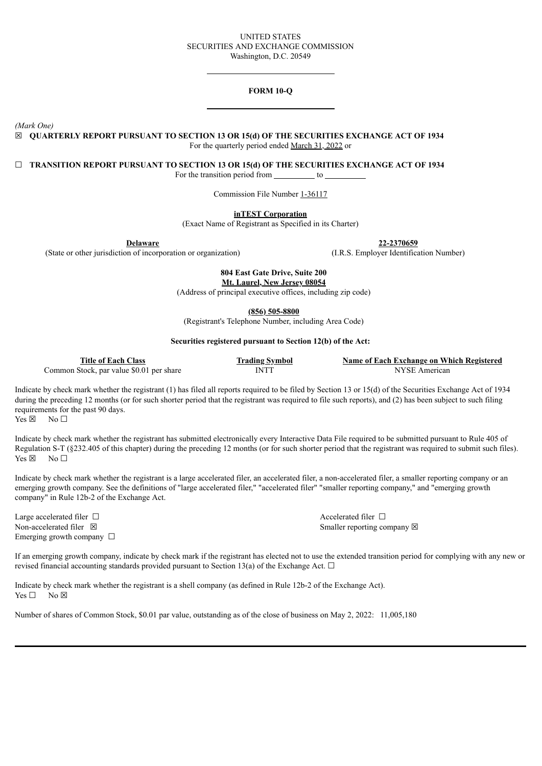UNITED STATES
SECURITIES AND EXCHANGE COMMISSION
Washington, D.C. 20549

---

**FORM 10-Q**

---

*(Mark One)*

☒ **QUARTERLY REPORT PURSUANT TO SECTION 13 OR 15(d) OF THE SECURITIES EXCHANGE ACT OF 1934**
For the quarterly period ended March 31, 2022 or

☐ **TRANSITION REPORT PURSUANT TO SECTION 13 OR 15(d) OF THE SECURITIES EXCHANGE ACT OF 1934**
For the transition period from __________ to __________

Commission File Number 1-36117

**inTEST Corporation**
(Exact Name of Registrant as Specified in its Charter)

| **Delaware** | **22-2370659** |
|---|---|
| (State or other jurisdiction of incorporation or organization) | (I.R.S. Employer Identification Number) |

**804 East Gate Drive, Suite 200**
**Mt. Laurel, New Jersey 08054**
(Address of principal executive offices, including zip code)

**(856) 505-8800**
(Registrant's Telephone Number, including Area Code)

**Securities registered pursuant to Section 12(b) of the Act:**

| Title of Each Class | Trading Symbol | Name of Each Exchange on Which Registered |
|---|---|---|
| Common Stock, par value $0.01 per share | INTT | NYSE American |

Indicate by check mark whether the registrant (1) has filed all reports required to be filed by Section 13 or 15(d) of the Securities Exchange Act of 1934 during the preceding 12 months (or for such shorter period that the registrant was required to file such reports), and (2) has been subject to such filing requirements for the past 90 days.
Yes ☒ No ☐

Indicate by check mark whether the registrant has submitted electronically every Interactive Data File required to be submitted pursuant to Rule 405 of Regulation S-T (§232.405 of this chapter) during the preceding 12 months (or for such shorter period that the registrant was required to submit such files).
Yes ☒ No ☐

Indicate by check mark whether the registrant is a large accelerated filer, an accelerated filer, a non-accelerated filer, a smaller reporting company or an emerging growth company. See the definitions of "large accelerated filer," "accelerated filer" "smaller reporting company," and "emerging growth company" in Rule 12b-2 of the Exchange Act.

| | |
|---|---|
| Large accelerated filer ☐ | Accelerated filer ☐ |
| Non-accelerated filer ☒ | Smaller reporting company ☒ |
| Emerging growth company ☐ | |

If an emerging growth company, indicate by check mark if the registrant has elected not to use the extended transition period for complying with any new or revised financial accounting standards provided pursuant to Section 13(a) of the Exchange Act. ☐

Indicate by check mark whether the registrant is a shell company (as defined in Rule 12b-2 of the Exchange Act).
Yes ☐ No ☒

Number of shares of Common Stock, $0.01 par value, outstanding as of the close of business on May 2, 2022: 11,005,180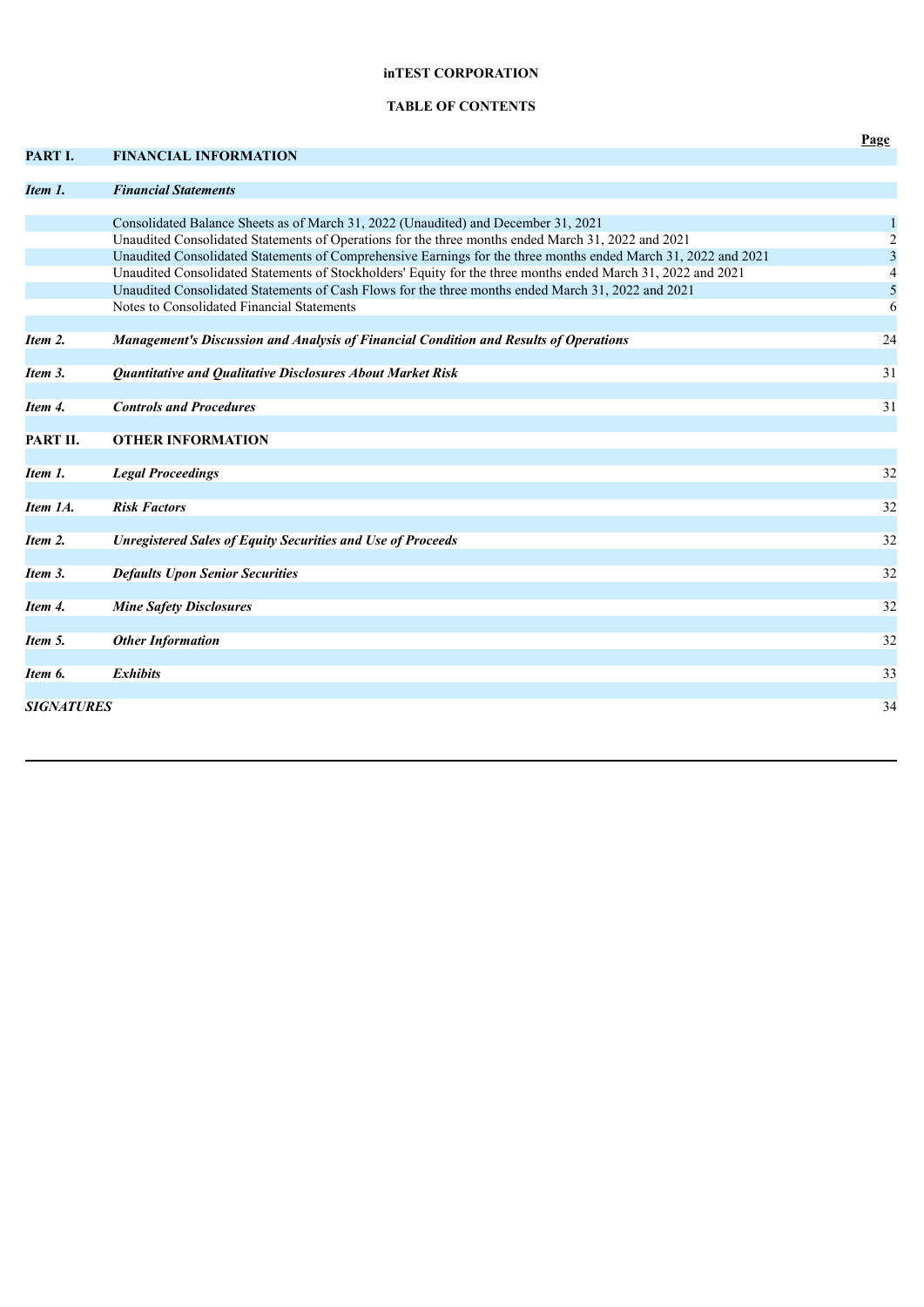**inTEST CORPORATION**

**TABLE OF CONTENTS**

| | | Page |
|---|---|---|
| **PART I.** | **FINANCIAL INFORMATION** | |
| ***Item 1.*** | ***Financial Statements*** | |
| | Consolidated Balance Sheets as of March 31, 2022 (Unaudited) and December 31, 2021 | 1 |
| | Unaudited Consolidated Statements of Operations for the three months ended March 31, 2022 and 2021 | 2 |
| | Unaudited Consolidated Statements of Comprehensive Earnings for the three months ended March 31, 2022 and 2021 | 3 |
| | Unaudited Consolidated Statements of Stockholders' Equity for the three months ended March 31, 2022 and 2021 | 4 |
| | Unaudited Consolidated Statements of Cash Flows for the three months ended March 31, 2022 and 2021 | 5 |
| | Notes to Consolidated Financial Statements | 6 |
| ***Item 2.*** | ***Management's Discussion and Analysis of Financial Condition and Results of Operations*** | 24 |
| ***Item 3.*** | ***Quantitative and Qualitative Disclosures About Market Risk*** | 31 |
| ***Item 4.*** | ***Controls and Procedures*** | 31 |
| **PART II.** | **OTHER INFORMATION** | |
| ***Item 1.*** | ***Legal Proceedings*** | 32 |
| ***Item 1A.*** | ***Risk Factors*** | 32 |
| ***Item 2.*** | ***Unregistered Sales of Equity Securities and Use of Proceeds*** | 32 |
| ***Item 3.*** | ***Defaults Upon Senior Securities*** | 32 |
| ***Item 4.*** | ***Mine Safety Disclosures*** | 32 |
| ***Item 5.*** | ***Other Information*** | 32 |
| ***Item 6.*** | ***Exhibits*** | 33 |
| ***SIGNATURES*** | | 34 |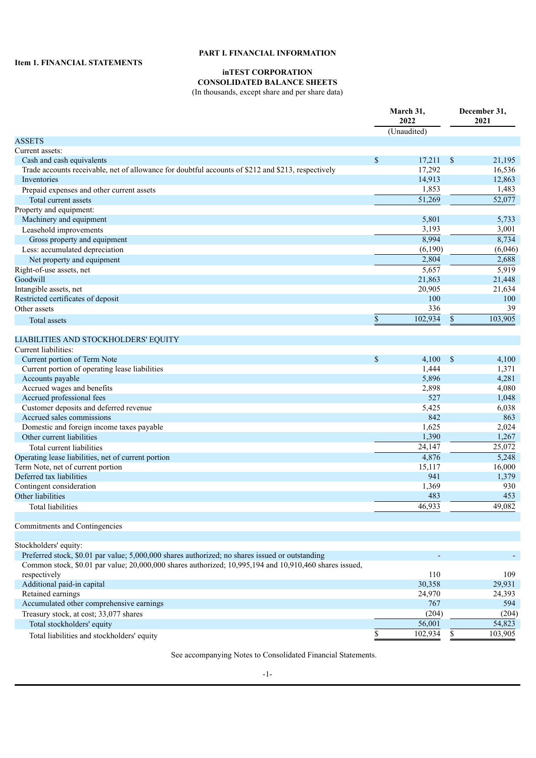# PART I. FINANCIAL INFORMATION

## Item 1. FINANCIAL STATEMENTS

### inTEST CORPORATION
### CONSOLIDATED BALANCE SHEETS
(In thousands, except share and per share data)

| | March 31, 2022 | December 31, 2021 |
|---|---|---|
| | (Unaudited) | |
| ASSETS | | |
| Current assets: | | |
| Cash and cash equivalents | $ 17,211 | $ 21,195 |
| Trade accounts receivable, net of allowance for doubtful accounts of $212 and $213, respectively | 17,292 | 16,536 |
| Inventories | 14,913 | 12,863 |
| Prepaid expenses and other current assets | 1,853 | 1,483 |
| Total current assets | 51,269 | 52,077 |
| Property and equipment: | | |
| Machinery and equipment | 5,801 | 5,733 |
| Leasehold improvements | 3,193 | 3,001 |
| Gross property and equipment | 8,994 | 8,734 |
| Less: accumulated depreciation | (6,190) | (6,046) |
| Net property and equipment | 2,804 | 2,688 |
| Right-of-use assets, net | 5,657 | 5,919 |
| Goodwill | 21,863 | 21,448 |
| Intangible assets, net | 20,905 | 21,634 |
| Restricted certificates of deposit | 100 | 100 |
| Other assets | 336 | 39 |
| Total assets | $ 102,934 | $ 103,905 |
| | | |
| LIABILITIES AND STOCKHOLDERS' EQUITY | | |
| Current liabilities: | | |
| Current portion of Term Note | $ 4,100 | $ 4,100 |
| Current portion of operating lease liabilities | 1,444 | 1,371 |
| Accounts payable | 5,896 | 4,281 |
| Accrued wages and benefits | 2,898 | 4,080 |
| Accrued professional fees | 527 | 1,048 |
| Customer deposits and deferred revenue | 5,425 | 6,038 |
| Accrued sales commissions | 842 | 863 |
| Domestic and foreign income taxes payable | 1,625 | 2,024 |
| Other current liabilities | 1,390 | 1,267 |
| Total current liabilities | 24,147 | 25,072 |
| Operating lease liabilities, net of current portion | 4,876 | 5,248 |
| Term Note, net of current portion | 15,117 | 16,000 |
| Deferred tax liabilities | 941 | 1,379 |
| Contingent consideration | 1,369 | 930 |
| Other liabilities | 483 | 453 |
| Total liabilities | 46,933 | 49,082 |
| | | |
| Commitments and Contingencies | | |
| | | |
| Stockholders' equity: | | |
| Preferred stock, $0.01 par value; 5,000,000 shares authorized; no shares issued or outstanding | - | - |
| Common stock, $0.01 par value; 20,000,000 shares authorized; 10,995,194 and 10,910,460 shares issued, respectively | 110 | 109 |
| Additional paid-in capital | 30,358 | 29,931 |
| Retained earnings | 24,970 | 24,393 |
| Accumulated other comprehensive earnings | 767 | 594 |
| Treasury stock, at cost; 33,077 shares | (204) | (204) |
| Total stockholders' equity | 56,001 | 54,823 |
| Total liabilities and stockholders' equity | $ 102,934 | $ 103,905 |

See accompanying Notes to Consolidated Financial Statements.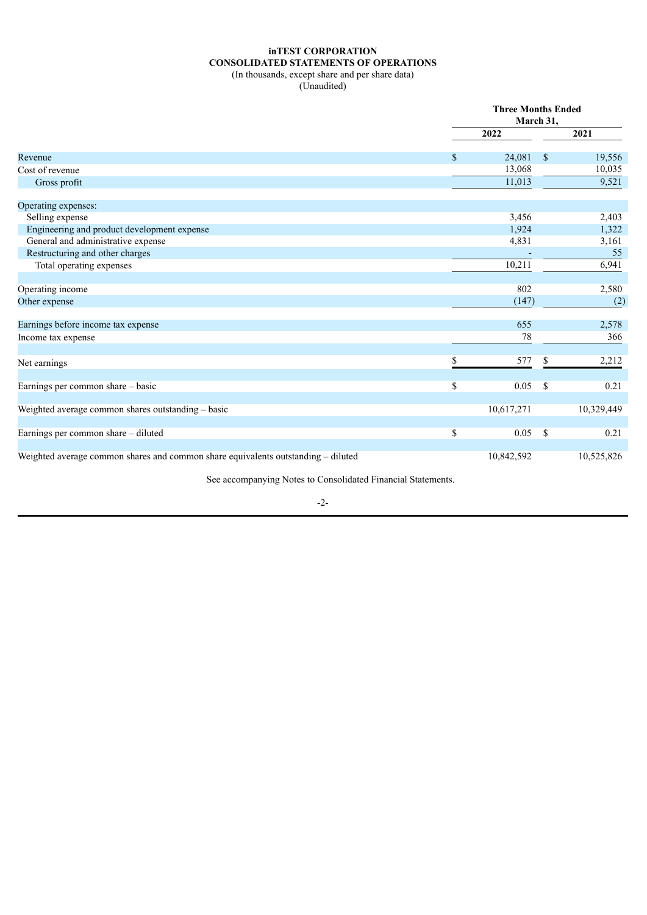**inTEST CORPORATION**
**CONSOLIDATED STATEMENTS OF OPERATIONS**
(In thousands, except share and per share data)
(Unaudited)

| | Three Months Ended March 31, | |
|---|---|---|
| | 2022 | 2021 |
| Revenue | $ 24,081 | $ 19,556 |
| Cost of revenue | 13,068 | 10,035 |
| Gross profit | 11,013 | 9,521 |
| Operating expenses: | | |
| Selling expense | 3,456 | 2,403 |
| Engineering and product development expense | 1,924 | 1,322 |
| General and administrative expense | 4,831 | 3,161 |
| Restructuring and other charges | - | 55 |
| Total operating expenses | 10,211 | 6,941 |
| Operating income | 802 | 2,580 |
| Other expense | (147) | (2) |
| Earnings before income tax expense | 655 | 2,578 |
| Income tax expense | 78 | 366 |
| Net earnings | $ 577 | $ 2,212 |
| Earnings per common share – basic | $ 0.05 | $ 0.21 |
| Weighted average common shares outstanding – basic | 10,617,271 | 10,329,449 |
| Earnings per common share – diluted | $ 0.05 | $ 0.21 |
| Weighted average common shares and common share equivalents outstanding – diluted | 10,842,592 | 10,525,826 |

See accompanying Notes to Consolidated Financial Statements.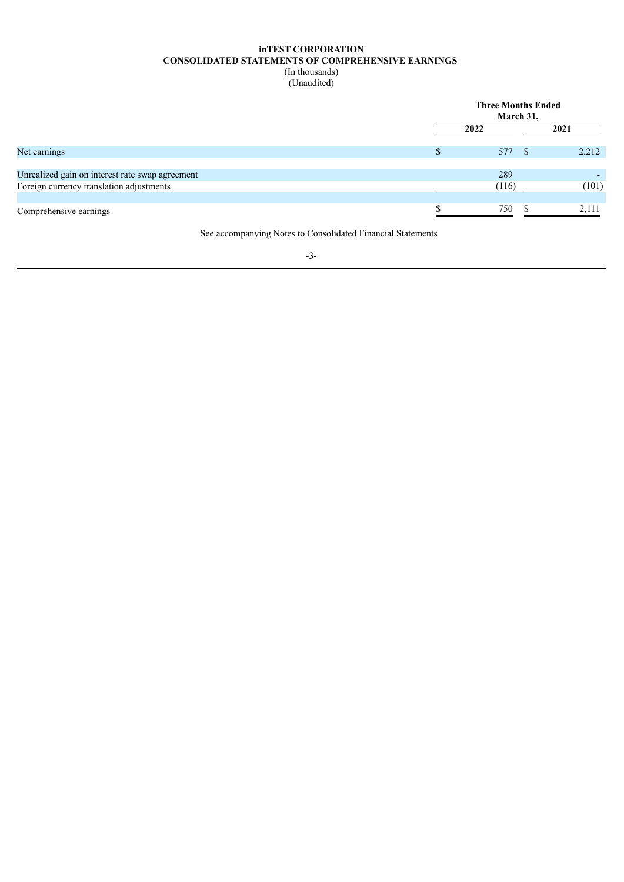**inTEST CORPORATION**
**CONSOLIDATED STATEMENTS OF COMPREHENSIVE EARNINGS**
(In thousands)
(Unaudited)

| | Three Months Ended March 31, | |
|---|---|---|
| | 2022 | 2021 |
| Net earnings | $ 577 | $ 2,212 |
| | | |
| Unrealized gain on interest rate swap agreement | 289 | - |
| Foreign currency translation adjustments | (116) | (101) |
| | | |
| Comprehensive earnings | $ 750 | $ 2,111 |

See accompanying Notes to Consolidated Financial Statements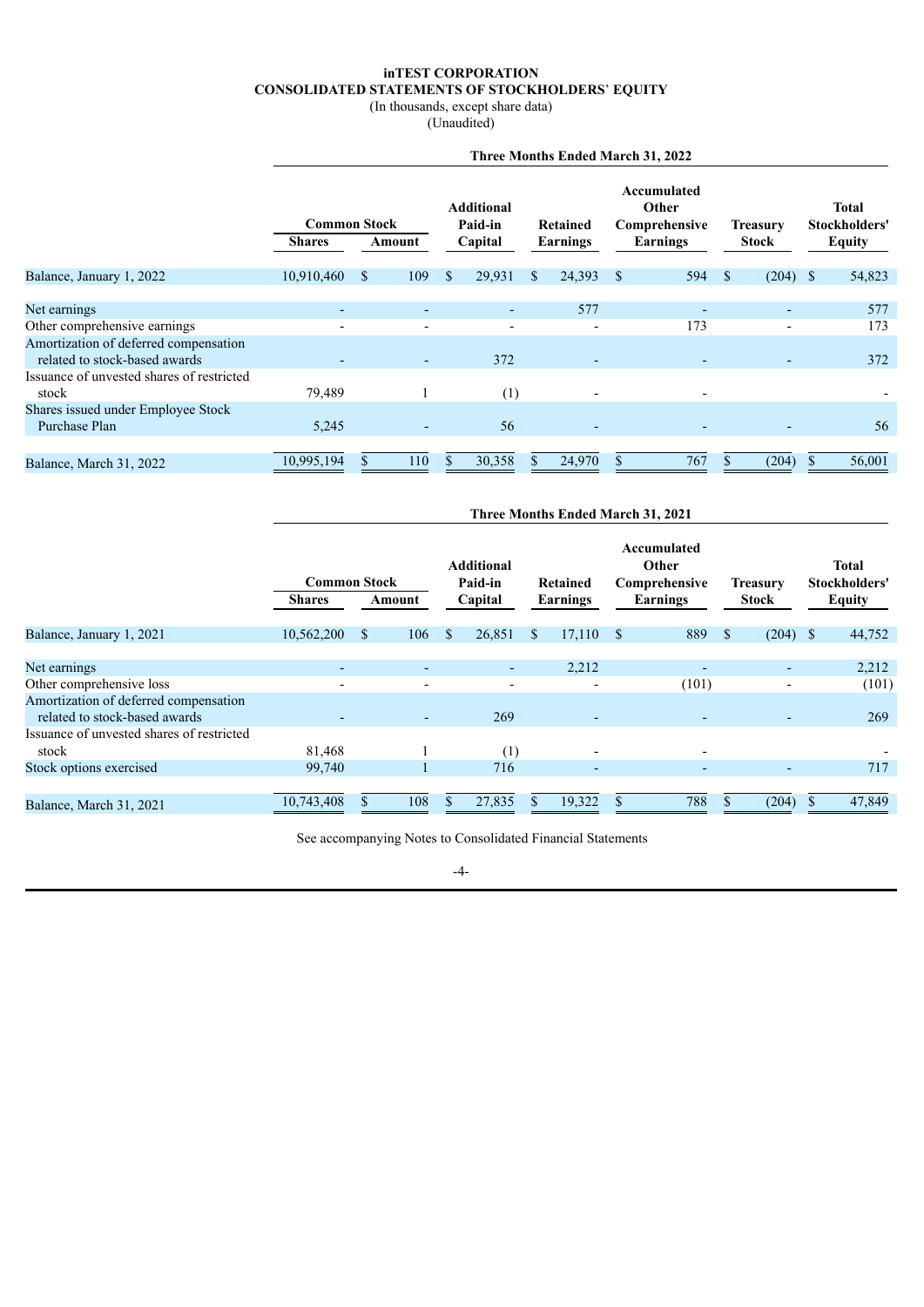# inTEST CORPORATION
## CONSOLIDATED STATEMENTS OF STOCKHOLDERS' EQUITY
(In thousands, except share data)
(Unaudited)

**Three Months Ended March 31, 2022**

| | Common Stock | | Additional Paid-in | Retained | Accumulated Other Comprehensive | Treasury | Total Stockholders' |
|---|---|---|---|---|---|---|---|
| | Shares | Amount | Capital | Earnings | Earnings | Stock | Equity |
| Balance, January 1, 2022 | 10,910,460 | $ 109 | $ 29,931 | $ 24,393 | $ 594 | $ (204) | $ 54,823 |
| Net earnings | - | - | - | 577 | - | - | 577 |
| Other comprehensive earnings | - | - | - | - | 173 | - | 173 |
| Amortization of deferred compensation related to stock-based awards | - | - | 372 | - | - | - | 372 |
| Issuance of unvested shares of restricted stock | 79,489 | 1 | (1) | - | - | | - |
| Shares issued under Employee Stock Purchase Plan | 5,245 | - | 56 | - | - | - | 56 |
| Balance, March 31, 2022 | 10,995,194 | $ 110 | $ 30,358 | $ 24,970 | $ 767 | $ (204) | $ 56,001 |

**Three Months Ended March 31, 2021**

| | Common Stock | | Additional Paid-in | Retained | Accumulated Other Comprehensive | Treasury | Total Stockholders' |
|---|---|---|---|---|---|---|---|
| | Shares | Amount | Capital | Earnings | Earnings | Stock | Equity |
| Balance, January 1, 2021 | 10,562,200 | $ 106 | $ 26,851 | $ 17,110 | $ 889 | $ (204) | $ 44,752 |
| Net earnings | - | - | - | 2,212 | - | - | 2,212 |
| Other comprehensive loss | - | - | - | - | (101) | - | (101) |
| Amortization of deferred compensation related to stock-based awards | - | - | 269 | - | - | - | 269 |
| Issuance of unvested shares of restricted stock | 81,468 | 1 | (1) | - | - | | - |
| Stock options exercised | 99,740 | 1 | 716 | - | - | - | 717 |
| Balance, March 31, 2021 | 10,743,408 | $ 108 | $ 27,835 | $ 19,322 | $ 788 | $ (204) | $ 47,849 |

See accompanying Notes to Consolidated Financial Statements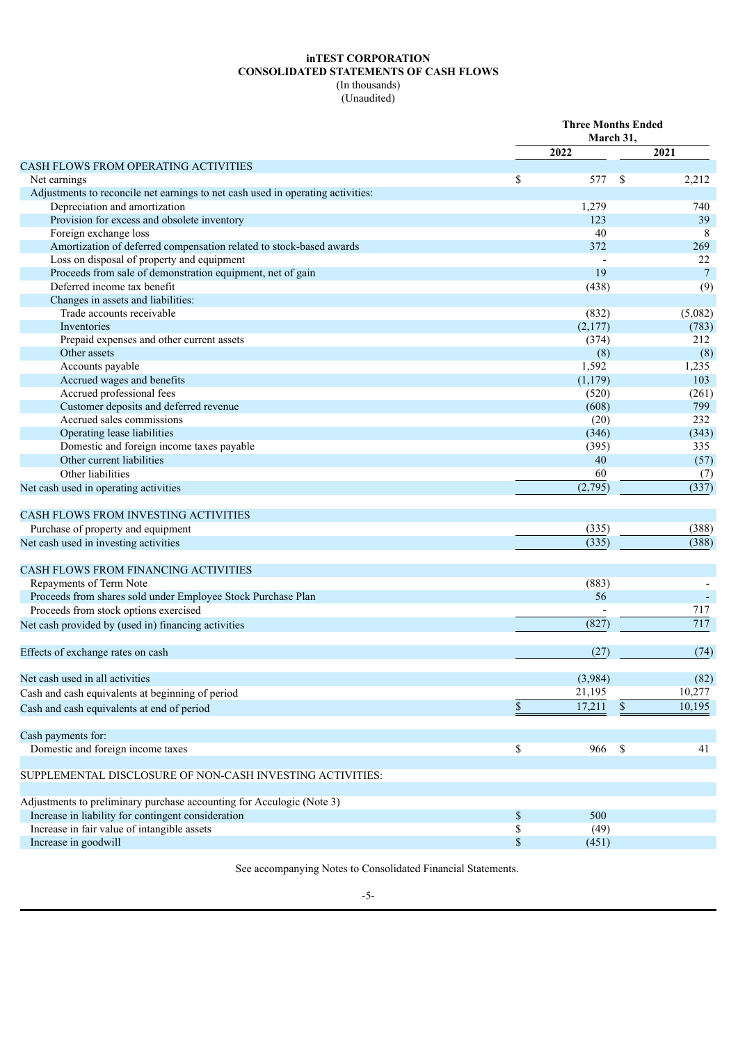**inTEST CORPORATION**
**CONSOLIDATED STATEMENTS OF CASH FLOWS**
(In thousands)
(Unaudited)

| | Three Months Ended March 31, | |
|---|---|---|
| | 2022 | 2021 |
| CASH FLOWS FROM OPERATING ACTIVITIES | | |
| Net earnings | $ 577 | $ 2,212 |
| Adjustments to reconcile net earnings to net cash used in operating activities: | | |
| Depreciation and amortization | 1,279 | 740 |
| Provision for excess and obsolete inventory | 123 | 39 |
| Foreign exchange loss | 40 | 8 |
| Amortization of deferred compensation related to stock-based awards | 372 | 269 |
| Loss on disposal of property and equipment | - | 22 |
| Proceeds from sale of demonstration equipment, net of gain | 19 | 7 |
| Deferred income tax benefit | (438) | (9) |
| Changes in assets and liabilities: | | |
| Trade accounts receivable | (832) | (5,082) |
| Inventories | (2,177) | (783) |
| Prepaid expenses and other current assets | (374) | 212 |
| Other assets | (8) | (8) |
| Accounts payable | 1,592 | 1,235 |
| Accrued wages and benefits | (1,179) | 103 |
| Accrued professional fees | (520) | (261) |
| Customer deposits and deferred revenue | (608) | 799 |
| Accrued sales commissions | (20) | 232 |
| Operating lease liabilities | (346) | (343) |
| Domestic and foreign income taxes payable | (395) | 335 |
| Other current liabilities | 40 | (57) |
| Other liabilities | 60 | (7) |
| Net cash used in operating activities | (2,795) | (337) |
| | | |
| CASH FLOWS FROM INVESTING ACTIVITIES | | |
| Purchase of property and equipment | (335) | (388) |
| Net cash used in investing activities | (335) | (388) |
| | | |
| CASH FLOWS FROM FINANCING ACTIVITIES | | |
| Repayments of Term Note | (883) | - |
| Proceeds from shares sold under Employee Stock Purchase Plan | 56 | - |
| Proceeds from stock options exercised | - | 717 |
| Net cash provided by (used in) financing activities | (827) | 717 |
| | | |
| Effects of exchange rates on cash | (27) | (74) |
| | | |
| Net cash used in all activities | (3,984) | (82) |
| Cash and cash equivalents at beginning of period | 21,195 | 10,277 |
| Cash and cash equivalents at end of period | $ 17,211 | $ 10,195 |
| | | |
| Cash payments for: | | |
| Domestic and foreign income taxes | $ 966 | $ 41 |
| | | |
| SUPPLEMENTAL DISCLOSURE OF NON-CASH INVESTING ACTIVITIES: | | |
| | | |
| Adjustments to preliminary purchase accounting for Acculogic (Note 3) | | |
| Increase in liability for contingent consideration | $ 500 | |
| Increase in fair value of intangible assets | $ (49) | |
| Increase in goodwill | $ (451) | |

See accompanying Notes to Consolidated Financial Statements.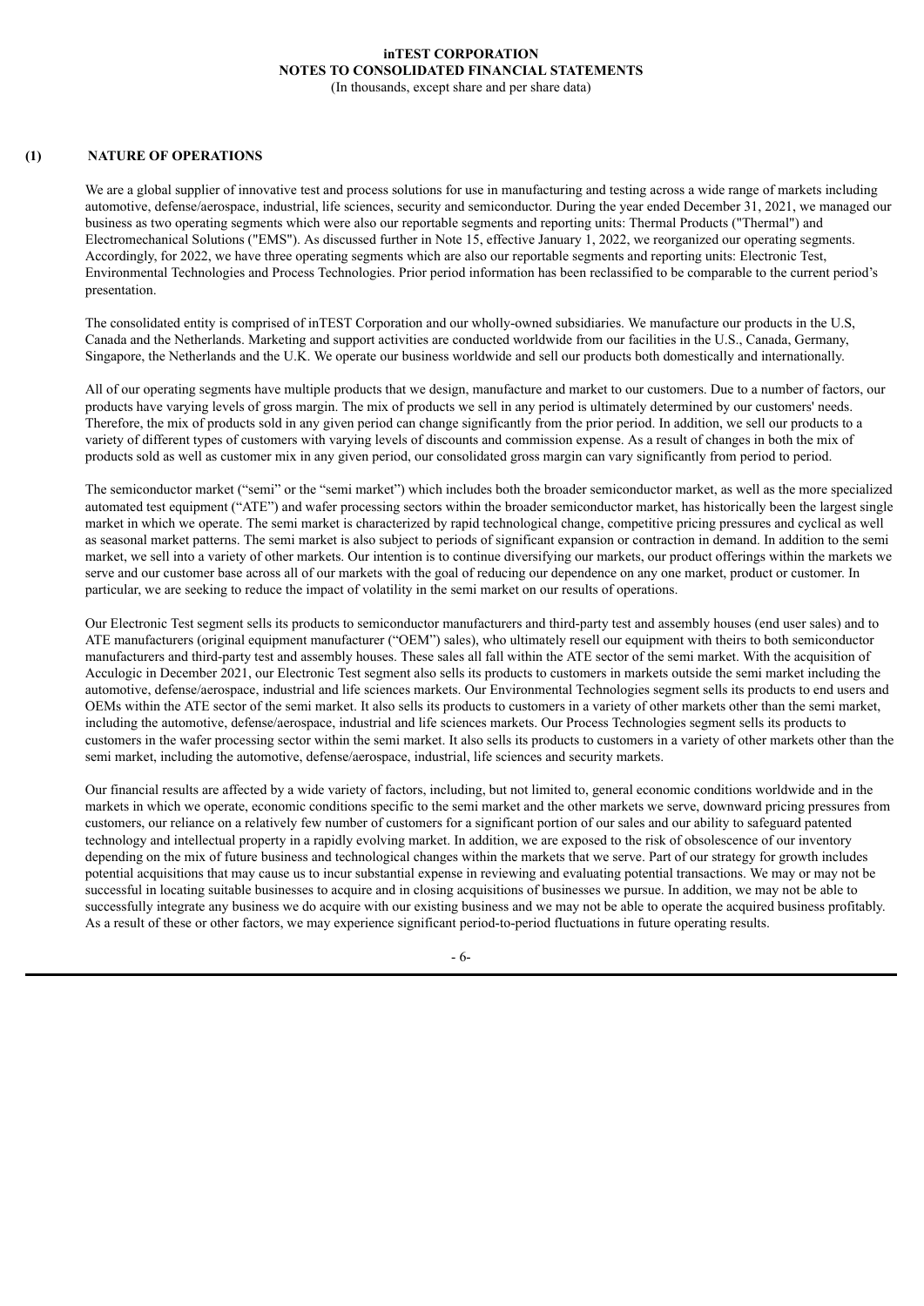## (1) NATURE OF OPERATIONS

We are a global supplier of innovative test and process solutions for use in manufacturing and testing across a wide range of markets including automotive, defense/aerospace, industrial, life sciences, security and semiconductor. During the year ended December 31, 2021, we managed our business as two operating segments which were also our reportable segments and reporting units: Thermal Products ("Thermal") and Electromechanical Solutions ("EMS"). As discussed further in Note 15, effective January 1, 2022, we reorganized our operating segments. Accordingly, for 2022, we have three operating segments which are also our reportable segments and reporting units: Electronic Test, Environmental Technologies and Process Technologies. Prior period information has been reclassified to be comparable to the current period's presentation.

The consolidated entity is comprised of inTEST Corporation and our wholly-owned subsidiaries. We manufacture our products in the U.S, Canada and the Netherlands. Marketing and support activities are conducted worldwide from our facilities in the U.S., Canada, Germany, Singapore, the Netherlands and the U.K. We operate our business worldwide and sell our products both domestically and internationally.

All of our operating segments have multiple products that we design, manufacture and market to our customers. Due to a number of factors, our products have varying levels of gross margin. The mix of products we sell in any period is ultimately determined by our customers' needs. Therefore, the mix of products sold in any given period can change significantly from the prior period. In addition, we sell our products to a variety of different types of customers with varying levels of discounts and commission expense. As a result of changes in both the mix of products sold as well as customer mix in any given period, our consolidated gross margin can vary significantly from period to period.

The semiconductor market ("semi" or the "semi market") which includes both the broader semiconductor market, as well as the more specialized automated test equipment ("ATE") and wafer processing sectors within the broader semiconductor market, has historically been the largest single market in which we operate. The semi market is characterized by rapid technological change, competitive pricing pressures and cyclical as well as seasonal market patterns. The semi market is also subject to periods of significant expansion or contraction in demand. In addition to the semi market, we sell into a variety of other markets. Our intention is to continue diversifying our markets, our product offerings within the markets we serve and our customer base across all of our markets with the goal of reducing our dependence on any one market, product or customer. In particular, we are seeking to reduce the impact of volatility in the semi market on our results of operations.

Our Electronic Test segment sells its products to semiconductor manufacturers and third-party test and assembly houses (end user sales) and to ATE manufacturers (original equipment manufacturer ("OEM") sales), who ultimately resell our equipment with theirs to both semiconductor manufacturers and third-party test and assembly houses. These sales all fall within the ATE sector of the semi market. With the acquisition of Acculogic in December 2021, our Electronic Test segment also sells its products to customers in markets outside the semi market including the automotive, defense/aerospace, industrial and life sciences markets. Our Environmental Technologies segment sells its products to end users and OEMs within the ATE sector of the semi market. It also sells its products to customers in a variety of other markets other than the semi market, including the automotive, defense/aerospace, industrial and life sciences markets. Our Process Technologies segment sells its products to customers in the wafer processing sector within the semi market. It also sells its products to customers in a variety of other markets other than the semi market, including the automotive, defense/aerospace, industrial, life sciences and security markets.

Our financial results are affected by a wide variety of factors, including, but not limited to, general economic conditions worldwide and in the markets in which we operate, economic conditions specific to the semi market and the other markets we serve, downward pricing pressures from customers, our reliance on a relatively few number of customers for a significant portion of our sales and our ability to safeguard patented technology and intellectual property in a rapidly evolving market. In addition, we are exposed to the risk of obsolescence of our inventory depending on the mix of future business and technological changes within the markets that we serve. Part of our strategy for growth includes potential acquisitions that may cause us to incur substantial expense in reviewing and evaluating potential transactions. We may or may not be successful in locating suitable businesses to acquire and in closing acquisitions of businesses we pursue. In addition, we may not be able to successfully integrate any business we do acquire with our existing business and we may not be able to operate the acquired business profitably. As a result of these or other factors, we may experience significant period-to-period fluctuations in future operating results.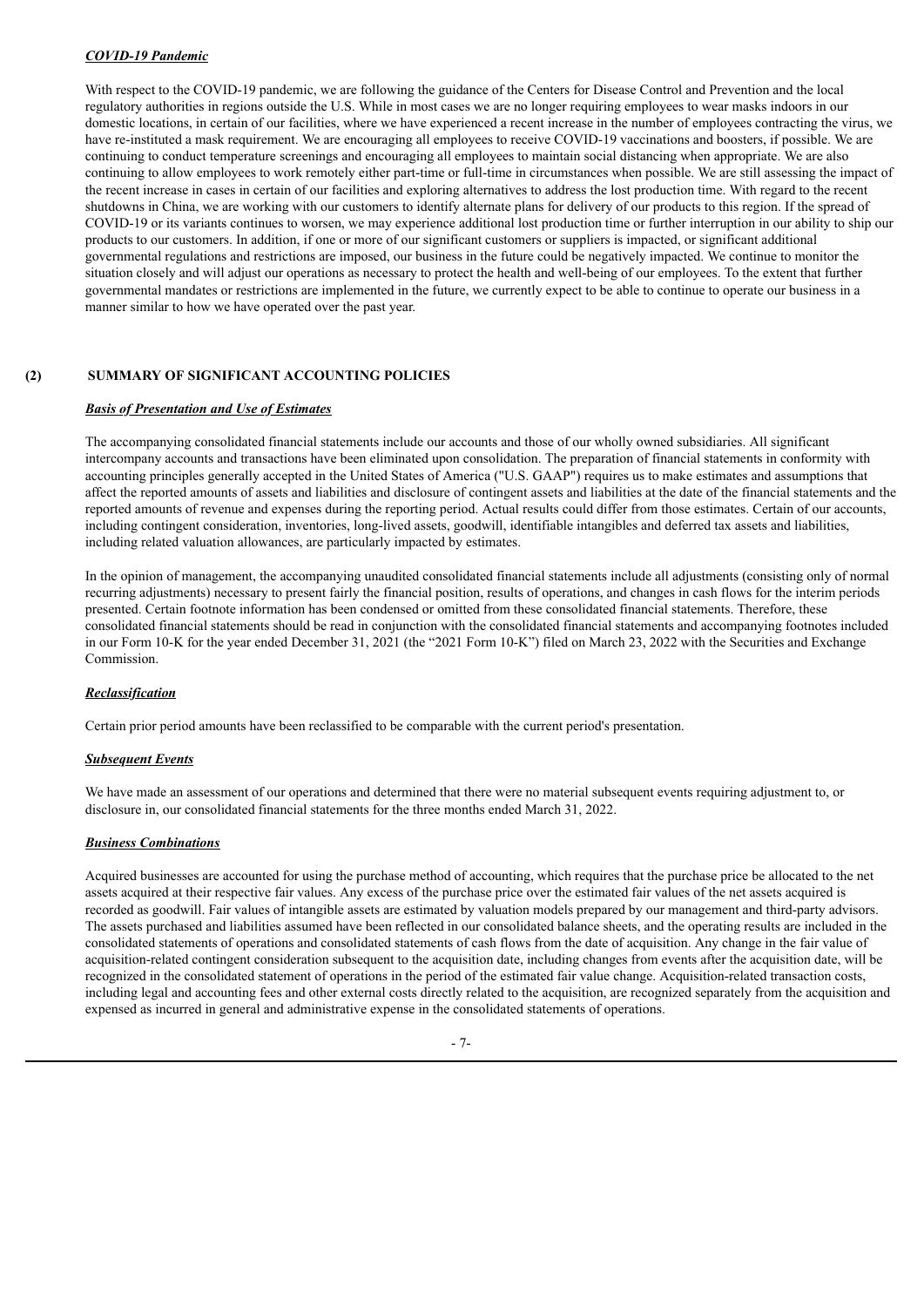***COVID-19 Pandemic***

With respect to the COVID-19 pandemic, we are following the guidance of the Centers for Disease Control and Prevention and the local regulatory authorities in regions outside the U.S. While in most cases we are no longer requiring employees to wear masks indoors in our domestic locations, in certain of our facilities, where we have experienced a recent increase in the number of employees contracting the virus, we have re-instituted a mask requirement. We are encouraging all employees to receive COVID-19 vaccinations and boosters, if possible. We are continuing to conduct temperature screenings and encouraging all employees to maintain social distancing when appropriate. We are also continuing to allow employees to work remotely either part-time or full-time in circumstances when possible. We are still assessing the impact of the recent increase in cases in certain of our facilities and exploring alternatives to address the lost production time. With regard to the recent shutdowns in China, we are working with our customers to identify alternate plans for delivery of our products to this region. If the spread of COVID-19 or its variants continues to worsen, we may experience additional lost production time or further interruption in our ability to ship our products to our customers. In addition, if one or more of our significant customers or suppliers is impacted, or significant additional governmental regulations and restrictions are imposed, our business in the future could be negatively impacted. We continue to monitor the situation closely and will adjust our operations as necessary to protect the health and well-being of our employees. To the extent that further governmental mandates or restrictions are implemented in the future, we currently expect to be able to continue to operate our business in a manner similar to how we have operated over the past year.

## (2) SUMMARY OF SIGNIFICANT ACCOUNTING POLICIES

***Basis of Presentation and Use of Estimates***

The accompanying consolidated financial statements include our accounts and those of our wholly owned subsidiaries. All significant intercompany accounts and transactions have been eliminated upon consolidation. The preparation of financial statements in conformity with accounting principles generally accepted in the United States of America ("U.S. GAAP") requires us to make estimates and assumptions that affect the reported amounts of assets and liabilities and disclosure of contingent assets and liabilities at the date of the financial statements and the reported amounts of revenue and expenses during the reporting period. Actual results could differ from those estimates. Certain of our accounts, including contingent consideration, inventories, long-lived assets, goodwill, identifiable intangibles and deferred tax assets and liabilities, including related valuation allowances, are particularly impacted by estimates.

In the opinion of management, the accompanying unaudited consolidated financial statements include all adjustments (consisting only of normal recurring adjustments) necessary to present fairly the financial position, results of operations, and changes in cash flows for the interim periods presented. Certain footnote information has been condensed or omitted from these consolidated financial statements. Therefore, these consolidated financial statements should be read in conjunction with the consolidated financial statements and accompanying footnotes included in our Form 10-K for the year ended December 31, 2021 (the "2021 Form 10-K") filed on March 23, 2022 with the Securities and Exchange Commission.

***Reclassification***

Certain prior period amounts have been reclassified to be comparable with the current period's presentation.

***Subsequent Events***

We have made an assessment of our operations and determined that there were no material subsequent events requiring adjustment to, or disclosure in, our consolidated financial statements for the three months ended March 31, 2022.

***Business Combinations***

Acquired businesses are accounted for using the purchase method of accounting, which requires that the purchase price be allocated to the net assets acquired at their respective fair values. Any excess of the purchase price over the estimated fair values of the net assets acquired is recorded as goodwill. Fair values of intangible assets are estimated by valuation models prepared by our management and third-party advisors. The assets purchased and liabilities assumed have been reflected in our consolidated balance sheets, and the operating results are included in the consolidated statements of operations and consolidated statements of cash flows from the date of acquisition. Any change in the fair value of acquisition-related contingent consideration subsequent to the acquisition date, including changes from events after the acquisition date, will be recognized in the consolidated statement of operations in the period of the estimated fair value change. Acquisition-related transaction costs, including legal and accounting fees and other external costs directly related to the acquisition, are recognized separately from the acquisition and expensed as incurred in general and administrative expense in the consolidated statements of operations.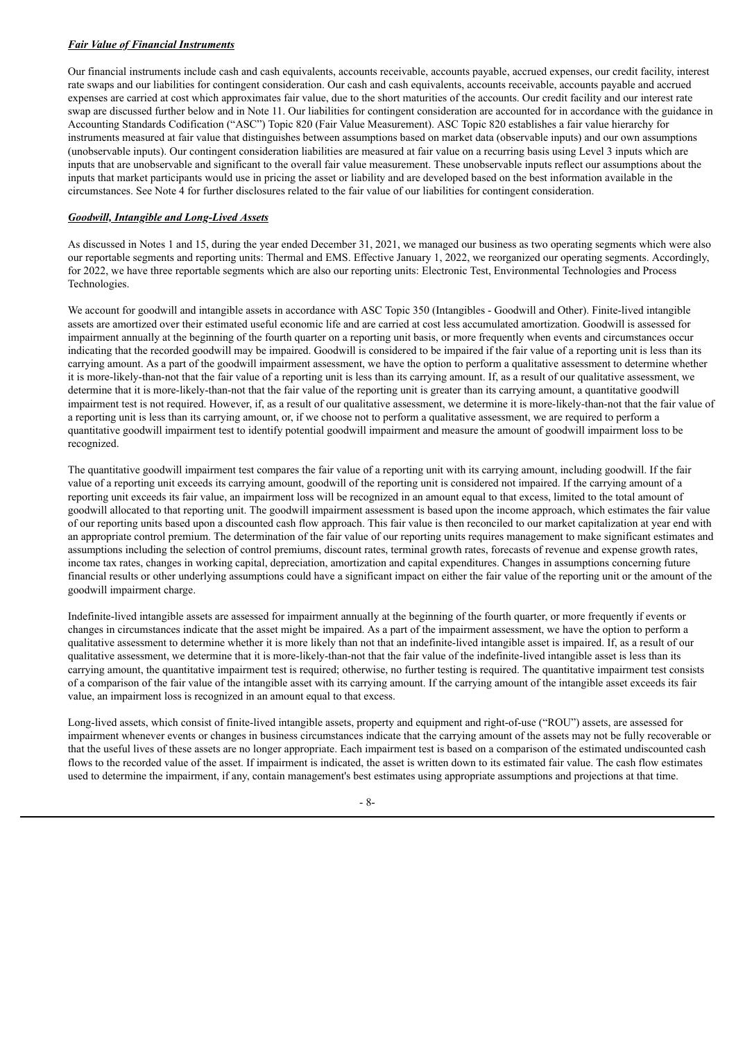***Fair Value of Financial Instruments***

Our financial instruments include cash and cash equivalents, accounts receivable, accounts payable, accrued expenses, our credit facility, interest rate swaps and our liabilities for contingent consideration. Our cash and cash equivalents, accounts receivable, accounts payable and accrued expenses are carried at cost which approximates fair value, due to the short maturities of the accounts. Our credit facility and our interest rate swap are discussed further below and in Note 11. Our liabilities for contingent consideration are accounted for in accordance with the guidance in Accounting Standards Codification ("ASC") Topic 820 (Fair Value Measurement). ASC Topic 820 establishes a fair value hierarchy for instruments measured at fair value that distinguishes between assumptions based on market data (observable inputs) and our own assumptions (unobservable inputs). Our contingent consideration liabilities are measured at fair value on a recurring basis using Level 3 inputs which are inputs that are unobservable and significant to the overall fair value measurement. These unobservable inputs reflect our assumptions about the inputs that market participants would use in pricing the asset or liability and are developed based on the best information available in the circumstances. See Note 4 for further disclosures related to the fair value of our liabilities for contingent consideration.

***Goodwill, Intangible and Long-Lived Assets***

As discussed in Notes 1 and 15, during the year ended December 31, 2021, we managed our business as two operating segments which were also our reportable segments and reporting units: Thermal and EMS. Effective January 1, 2022, we reorganized our operating segments. Accordingly, for 2022, we have three reportable segments which are also our reporting units: Electronic Test, Environmental Technologies and Process Technologies.

We account for goodwill and intangible assets in accordance with ASC Topic 350 (Intangibles - Goodwill and Other). Finite-lived intangible assets are amortized over their estimated useful economic life and are carried at cost less accumulated amortization. Goodwill is assessed for impairment annually at the beginning of the fourth quarter on a reporting unit basis, or more frequently when events and circumstances occur indicating that the recorded goodwill may be impaired. Goodwill is considered to be impaired if the fair value of a reporting unit is less than its carrying amount. As a part of the goodwill impairment assessment, we have the option to perform a qualitative assessment to determine whether it is more-likely-than-not that the fair value of a reporting unit is less than its carrying amount. If, as a result of our qualitative assessment, we determine that it is more-likely-than-not that the fair value of the reporting unit is greater than its carrying amount, a quantitative goodwill impairment test is not required. However, if, as a result of our qualitative assessment, we determine it is more-likely-than-not that the fair value of a reporting unit is less than its carrying amount, or, if we choose not to perform a qualitative assessment, we are required to perform a quantitative goodwill impairment test to identify potential goodwill impairment and measure the amount of goodwill impairment loss to be recognized.

The quantitative goodwill impairment test compares the fair value of a reporting unit with its carrying amount, including goodwill. If the fair value of a reporting unit exceeds its carrying amount, goodwill of the reporting unit is considered not impaired. If the carrying amount of a reporting unit exceeds its fair value, an impairment loss will be recognized in an amount equal to that excess, limited to the total amount of goodwill allocated to that reporting unit. The goodwill impairment assessment is based upon the income approach, which estimates the fair value of our reporting units based upon a discounted cash flow approach. This fair value is then reconciled to our market capitalization at year end with an appropriate control premium. The determination of the fair value of our reporting units requires management to make significant estimates and assumptions including the selection of control premiums, discount rates, terminal growth rates, forecasts of revenue and expense growth rates, income tax rates, changes in working capital, depreciation, amortization and capital expenditures. Changes in assumptions concerning future financial results or other underlying assumptions could have a significant impact on either the fair value of the reporting unit or the amount of the goodwill impairment charge.

Indefinite-lived intangible assets are assessed for impairment annually at the beginning of the fourth quarter, or more frequently if events or changes in circumstances indicate that the asset might be impaired. As a part of the impairment assessment, we have the option to perform a qualitative assessment to determine whether it is more likely than not that an indefinite-lived intangible asset is impaired. If, as a result of our qualitative assessment, we determine that it is more-likely-than-not that the fair value of the indefinite-lived intangible asset is less than its carrying amount, the quantitative impairment test is required; otherwise, no further testing is required. The quantitative impairment test consists of a comparison of the fair value of the intangible asset with its carrying amount. If the carrying amount of the intangible asset exceeds its fair value, an impairment loss is recognized in an amount equal to that excess.

Long-lived assets, which consist of finite-lived intangible assets, property and equipment and right-of-use ("ROU") assets, are assessed for impairment whenever events or changes in business circumstances indicate that the carrying amount of the assets may not be fully recoverable or that the useful lives of these assets are no longer appropriate. Each impairment test is based on a comparison of the estimated undiscounted cash flows to the recorded value of the asset. If impairment is indicated, the asset is written down to its estimated fair value. The cash flow estimates used to determine the impairment, if any, contain management's best estimates using appropriate assumptions and projections at that time.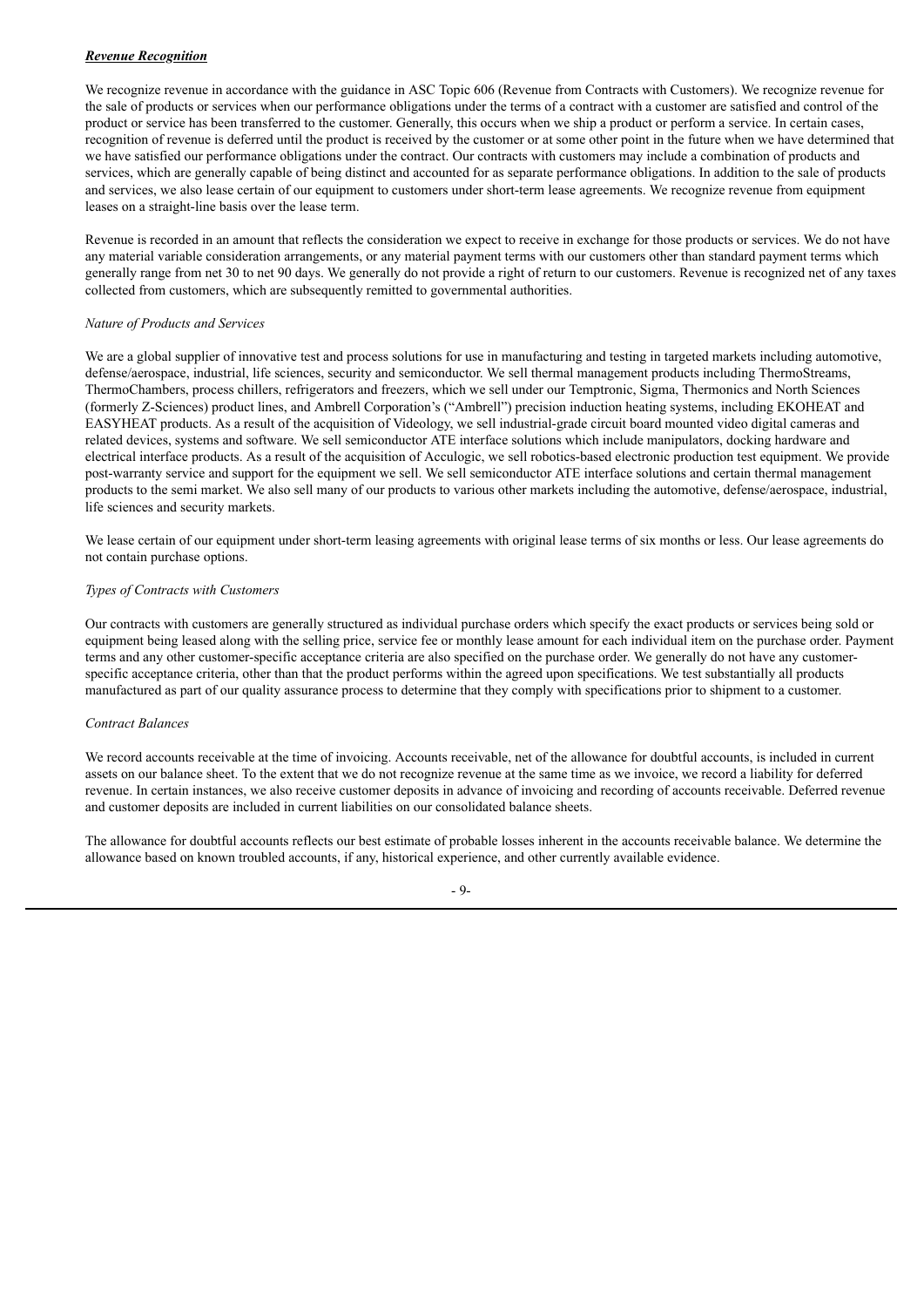***Revenue Recognition***

We recognize revenue in accordance with the guidance in ASC Topic 606 (Revenue from Contracts with Customers). We recognize revenue for the sale of products or services when our performance obligations under the terms of a contract with a customer are satisfied and control of the product or service has been transferred to the customer. Generally, this occurs when we ship a product or perform a service. In certain cases, recognition of revenue is deferred until the product is received by the customer or at some other point in the future when we have determined that we have satisfied our performance obligations under the contract. Our contracts with customers may include a combination of products and services, which are generally capable of being distinct and accounted for as separate performance obligations. In addition to the sale of products and services, we also lease certain of our equipment to customers under short-term lease agreements. We recognize revenue from equipment leases on a straight-line basis over the lease term.

Revenue is recorded in an amount that reflects the consideration we expect to receive in exchange for those products or services. We do not have any material variable consideration arrangements, or any material payment terms with our customers other than standard payment terms which generally range from net 30 to net 90 days. We generally do not provide a right of return to our customers. Revenue is recognized net of any taxes collected from customers, which are subsequently remitted to governmental authorities.

*Nature of Products and Services*

We are a global supplier of innovative test and process solutions for use in manufacturing and testing in targeted markets including automotive, defense/aerospace, industrial, life sciences, security and semiconductor. We sell thermal management products including ThermoStreams, ThermoChambers, process chillers, refrigerators and freezers, which we sell under our Temptronic, Sigma, Thermonics and North Sciences (formerly Z-Sciences) product lines, and Ambrell Corporation's ("Ambrell") precision induction heating systems, including EKOHEAT and EASYHEAT products. As a result of the acquisition of Videology, we sell industrial-grade circuit board mounted video digital cameras and related devices, systems and software. We sell semiconductor ATE interface solutions which include manipulators, docking hardware and electrical interface products. As a result of the acquisition of Acculogic, we sell robotics-based electronic production test equipment. We provide post-warranty service and support for the equipment we sell. We sell semiconductor ATE interface solutions and certain thermal management products to the semi market. We also sell many of our products to various other markets including the automotive, defense/aerospace, industrial, life sciences and security markets.

We lease certain of our equipment under short-term leasing agreements with original lease terms of six months or less. Our lease agreements do not contain purchase options.

*Types of Contracts with Customers*

Our contracts with customers are generally structured as individual purchase orders which specify the exact products or services being sold or equipment being leased along with the selling price, service fee or monthly lease amount for each individual item on the purchase order. Payment terms and any other customer-specific acceptance criteria are also specified on the purchase order. We generally do not have any customer-specific acceptance criteria, other than that the product performs within the agreed upon specifications. We test substantially all products manufactured as part of our quality assurance process to determine that they comply with specifications prior to shipment to a customer.

*Contract Balances*

We record accounts receivable at the time of invoicing. Accounts receivable, net of the allowance for doubtful accounts, is included in current assets on our balance sheet. To the extent that we do not recognize revenue at the same time as we invoice, we record a liability for deferred revenue. In certain instances, we also receive customer deposits in advance of invoicing and recording of accounts receivable. Deferred revenue and customer deposits are included in current liabilities on our consolidated balance sheets.

The allowance for doubtful accounts reflects our best estimate of probable losses inherent in the accounts receivable balance. We determine the allowance based on known troubled accounts, if any, historical experience, and other currently available evidence.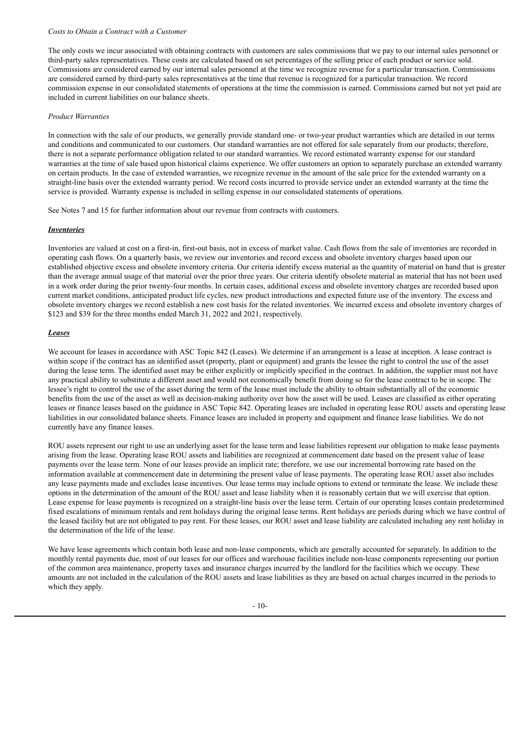*Costs to Obtain a Contract with a Customer*

The only costs we incur associated with obtaining contracts with customers are sales commissions that we pay to our internal sales personnel or third-party sales representatives. These costs are calculated based on set percentages of the selling price of each product or service sold. Commissions are considered earned by our internal sales personnel at the time we recognize revenue for a particular transaction. Commissions are considered earned by third-party sales representatives at the time that revenue is recognized for a particular transaction. We record commission expense in our consolidated statements of operations at the time the commission is earned. Commissions earned but not yet paid are included in current liabilities on our balance sheets.

*Product Warranties*

In connection with the sale of our products, we generally provide standard one- or two-year product warranties which are detailed in our terms and conditions and communicated to our customers. Our standard warranties are not offered for sale separately from our products; therefore, there is not a separate performance obligation related to our standard warranties. We record estimated warranty expense for our standard warranties at the time of sale based upon historical claims experience. We offer customers an option to separately purchase an extended warranty on certain products. In the case of extended warranties, we recognize revenue in the amount of the sale price for the extended warranty on a straight-line basis over the extended warranty period. We record costs incurred to provide service under an extended warranty at the time the service is provided. Warranty expense is included in selling expense in our consolidated statements of operations.

See Notes 7 and 15 for further information about our revenue from contracts with customers.

***Inventories***

Inventories are valued at cost on a first-in, first-out basis, not in excess of market value. Cash flows from the sale of inventories are recorded in operating cash flows. On a quarterly basis, we review our inventories and record excess and obsolete inventory charges based upon our established objective excess and obsolete inventory criteria. Our criteria identify excess material as the quantity of material on hand that is greater than the average annual usage of that material over the prior three years. Our criteria identify obsolete material as material that has not been used in a work order during the prior twenty-four months. In certain cases, additional excess and obsolete inventory charges are recorded based upon current market conditions, anticipated product life cycles, new product introductions and expected future use of the inventory. The excess and obsolete inventory charges we record establish a new cost basis for the related inventories. We incurred excess and obsolete inventory charges of $123 and $39 for the three months ended March 31, 2022 and 2021, respectively.

***Leases***

We account for leases in accordance with ASC Topic 842 (Leases). We determine if an arrangement is a lease at inception. A lease contract is within scope if the contract has an identified asset (property, plant or equipment) and grants the lessee the right to control the use of the asset during the lease term. The identified asset may be either explicitly or implicitly specified in the contract. In addition, the supplier must not have any practical ability to substitute a different asset and would not economically benefit from doing so for the lease contract to be in scope. The lessee's right to control the use of the asset during the term of the lease must include the ability to obtain substantially all of the economic benefits from the use of the asset as well as decision-making authority over how the asset will be used. Leases are classified as either operating leases or finance leases based on the guidance in ASC Topic 842. Operating leases are included in operating lease ROU assets and operating lease liabilities in our consolidated balance sheets. Finance leases are included in property and equipment and finance lease liabilities. We do not currently have any finance leases.

ROU assets represent our right to use an underlying asset for the lease term and lease liabilities represent our obligation to make lease payments arising from the lease. Operating lease ROU assets and liabilities are recognized at commencement date based on the present value of lease payments over the lease term. None of our leases provide an implicit rate; therefore, we use our incremental borrowing rate based on the information available at commencement date in determining the present value of lease payments. The operating lease ROU asset also includes any lease payments made and excludes lease incentives. Our lease terms may include options to extend or terminate the lease. We include these options in the determination of the amount of the ROU asset and lease liability when it is reasonably certain that we will exercise that option. Lease expense for lease payments is recognized on a straight-line basis over the lease term. Certain of our operating leases contain predetermined fixed escalations of minimum rentals and rent holidays during the original lease terms. Rent holidays are periods during which we have control of the leased facility but are not obligated to pay rent. For these leases, our ROU asset and lease liability are calculated including any rent holiday in the determination of the life of the lease.

We have lease agreements which contain both lease and non-lease components, which are generally accounted for separately. In addition to the monthly rental payments due, most of our leases for our offices and warehouse facilities include non-lease components representing our portion of the common area maintenance, property taxes and insurance charges incurred by the landlord for the facilities which we occupy. These amounts are not included in the calculation of the ROU assets and lease liabilities as they are based on actual charges incurred in the periods to which they apply.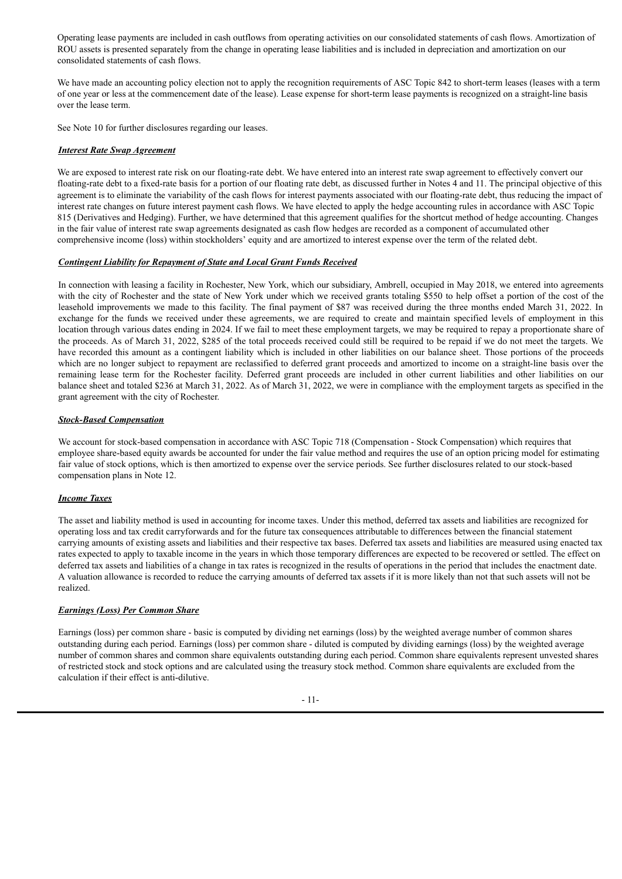Operating lease payments are included in cash outflows from operating activities on our consolidated statements of cash flows. Amortization of ROU assets is presented separately from the change in operating lease liabilities and is included in depreciation and amortization on our consolidated statements of cash flows.

We have made an accounting policy election not to apply the recognition requirements of ASC Topic 842 to short-term leases (leases with a term of one year or less at the commencement date of the lease). Lease expense for short-term lease payments is recognized on a straight-line basis over the lease term.

See Note 10 for further disclosures regarding our leases.

***Interest Rate Swap Agreement***

We are exposed to interest rate risk on our floating-rate debt. We have entered into an interest rate swap agreement to effectively convert our floating-rate debt to a fixed-rate basis for a portion of our floating rate debt, as discussed further in Notes 4 and 11. The principal objective of this agreement is to eliminate the variability of the cash flows for interest payments associated with our floating-rate debt, thus reducing the impact of interest rate changes on future interest payment cash flows. We have elected to apply the hedge accounting rules in accordance with ASC Topic 815 (Derivatives and Hedging). Further, we have determined that this agreement qualifies for the shortcut method of hedge accounting. Changes in the fair value of interest rate swap agreements designated as cash flow hedges are recorded as a component of accumulated other comprehensive income (loss) within stockholders' equity and are amortized to interest expense over the term of the related debt.

***Contingent Liability for Repayment of State and Local Grant Funds Received***

In connection with leasing a facility in Rochester, New York, which our subsidiary, Ambrell, occupied in May 2018, we entered into agreements with the city of Rochester and the state of New York under which we received grants totaling $550 to help offset a portion of the cost of the leasehold improvements we made to this facility. The final payment of $87 was received during the three months ended March 31, 2022. In exchange for the funds we received under these agreements, we are required to create and maintain specified levels of employment in this location through various dates ending in 2024. If we fail to meet these employment targets, we may be required to repay a proportionate share of the proceeds. As of March 31, 2022, $285 of the total proceeds received could still be required to be repaid if we do not meet the targets. We have recorded this amount as a contingent liability which is included in other liabilities on our balance sheet. Those portions of the proceeds which are no longer subject to repayment are reclassified to deferred grant proceeds and amortized to income on a straight-line basis over the remaining lease term for the Rochester facility. Deferred grant proceeds are included in other current liabilities and other liabilities on our balance sheet and totaled $236 at March 31, 2022. As of March 31, 2022, we were in compliance with the employment targets as specified in the grant agreement with the city of Rochester.

***Stock-Based Compensation***

We account for stock-based compensation in accordance with ASC Topic 718 (Compensation - Stock Compensation) which requires that employee share-based equity awards be accounted for under the fair value method and requires the use of an option pricing model for estimating fair value of stock options, which is then amortized to expense over the service periods. See further disclosures related to our stock-based compensation plans in Note 12.

***Income Taxes***

The asset and liability method is used in accounting for income taxes. Under this method, deferred tax assets and liabilities are recognized for operating loss and tax credit carryforwards and for the future tax consequences attributable to differences between the financial statement carrying amounts of existing assets and liabilities and their respective tax bases. Deferred tax assets and liabilities are measured using enacted tax rates expected to apply to taxable income in the years in which those temporary differences are expected to be recovered or settled. The effect on deferred tax assets and liabilities of a change in tax rates is recognized in the results of operations in the period that includes the enactment date. A valuation allowance is recorded to reduce the carrying amounts of deferred tax assets if it is more likely than not that such assets will not be realized.

***Earnings (Loss) Per Common Share***

Earnings (loss) per common share - basic is computed by dividing net earnings (loss) by the weighted average number of common shares outstanding during each period. Earnings (loss) per common share - diluted is computed by dividing earnings (loss) by the weighted average number of common shares and common share equivalents outstanding during each period. Common share equivalents represent unvested shares of restricted stock and stock options and are calculated using the treasury stock method. Common share equivalents are excluded from the calculation if their effect is anti-dilutive.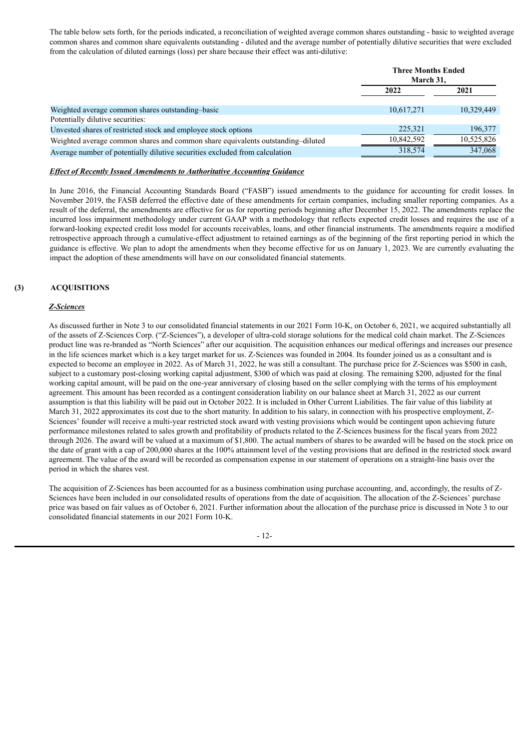The table below sets forth, for the periods indicated, a reconciliation of weighted average common shares outstanding - basic to weighted average common shares and common share equivalents outstanding - diluted and the average number of potentially dilutive securities that were excluded from the calculation of diluted earnings (loss) per share because their effect was anti-dilutive:

| | Three Months Ended March 31, | |
|---|---|---|
| | 2022 | 2021 |
| Weighted average common shares outstanding–basic | 10,617,271 | 10,329,449 |
| Potentially dilutive securities: | | |
| Unvested shares of restricted stock and employee stock options | 225,321 | 196,377 |
| Weighted average common shares and common share equivalents outstanding–diluted | 10,842,592 | 10,525,826 |
| Average number of potentially dilutive securities excluded from calculation | 318,574 | 347,068 |

***Effect of Recently Issued Amendments to Authoritative Accounting Guidance***

In June 2016, the Financial Accounting Standards Board ("FASB") issued amendments to the guidance for accounting for credit losses. In November 2019, the FASB deferred the effective date of these amendments for certain companies, including smaller reporting companies. As a result of the deferral, the amendments are effective for us for reporting periods beginning after December 15, 2022. The amendments replace the incurred loss impairment methodology under current GAAP with a methodology that reflects expected credit losses and requires the use of a forward-looking expected credit loss model for accounts receivables, loans, and other financial instruments. The amendments require a modified retrospective approach through a cumulative-effect adjustment to retained earnings as of the beginning of the first reporting period in which the guidance is effective. We plan to adopt the amendments when they become effective for us on January 1, 2023. We are currently evaluating the impact the adoption of these amendments will have on our consolidated financial statements.

## (3) ACQUISITIONS

***Z-Sciences***

As discussed further in Note 3 to our consolidated financial statements in our 2021 Form 10-K, on October 6, 2021, we acquired substantially all of the assets of Z-Sciences Corp. ("Z-Sciences"), a developer of ultra-cold storage solutions for the medical cold chain market. The Z-Sciences product line was re-branded as "North Sciences" after our acquisition. The acquisition enhances our medical offerings and increases our presence in the life sciences market which is a key target market for us. Z-Sciences was founded in 2004. Its founder joined us as a consultant and is expected to become an employee in 2022. As of March 31, 2022, he was still a consultant. The purchase price for Z-Sciences was $500 in cash, subject to a customary post-closing working capital adjustment, $300 of which was paid at closing. The remaining $200, adjusted for the final working capital amount, will be paid on the one-year anniversary of closing based on the seller complying with the terms of his employment agreement. This amount has been recorded as a contingent consideration liability on our balance sheet at March 31, 2022 as our current assumption is that this liability will be paid out in October 2022. It is included in Other Current Liabilities. The fair value of this liability at March 31, 2022 approximates its cost due to the short maturity. In addition to his salary, in connection with his prospective employment, Z-Sciences' founder will receive a multi-year restricted stock award with vesting provisions which would be contingent upon achieving future performance milestones related to sales growth and profitability of products related to the Z-Sciences business for the fiscal years from 2022 through 2026. The award will be valued at a maximum of $1,800. The actual numbers of shares to be awarded will be based on the stock price on the date of grant with a cap of 200,000 shares at the 100% attainment level of the vesting provisions that are defined in the restricted stock award agreement. The value of the award will be recorded as compensation expense in our statement of operations on a straight-line basis over the period in which the shares vest.

The acquisition of Z-Sciences has been accounted for as a business combination using purchase accounting, and, accordingly, the results of Z-Sciences have been included in our consolidated results of operations from the date of acquisition. The allocation of the Z-Sciences' purchase price was based on fair values as of October 6, 2021. Further information about the allocation of the purchase price is discussed in Note 3 to our consolidated financial statements in our 2021 Form 10-K.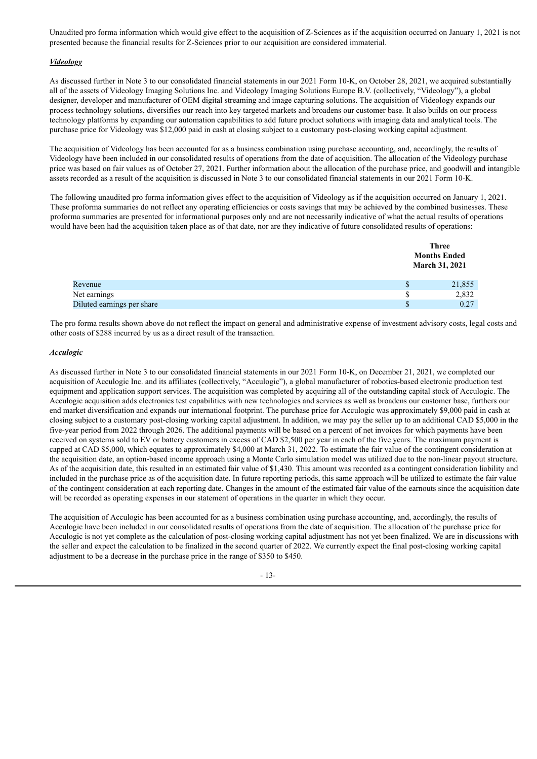Unaudited pro forma information which would give effect to the acquisition of Z-Sciences as if the acquisition occurred on January 1, 2021 is not presented because the financial results for Z-Sciences prior to our acquisition are considered immaterial.

***Videology***

As discussed further in Note 3 to our consolidated financial statements in our 2021 Form 10-K, on October 28, 2021, we acquired substantially all of the assets of Videology Imaging Solutions Inc. and Videology Imaging Solutions Europe B.V. (collectively, "Videology"), a global designer, developer and manufacturer of OEM digital streaming and image capturing solutions. The acquisition of Videology expands our process technology solutions, diversifies our reach into key targeted markets and broadens our customer base. It also builds on our process technology platforms by expanding our automation capabilities to add future product solutions with imaging data and analytical tools. The purchase price for Videology was $12,000 paid in cash at closing subject to a customary post-closing working capital adjustment.

The acquisition of Videology has been accounted for as a business combination using purchase accounting, and, accordingly, the results of Videology have been included in our consolidated results of operations from the date of acquisition. The allocation of the Videology purchase price was based on fair values as of October 27, 2021. Further information about the allocation of the purchase price, and goodwill and intangible assets recorded as a result of the acquisition is discussed in Note 3 to our consolidated financial statements in our 2021 Form 10-K.

The following unaudited pro forma information gives effect to the acquisition of Videology as if the acquisition occurred on January 1, 2021. These proforma summaries do not reflect any operating efficiencies or costs savings that may be achieved by the combined businesses. These proforma summaries are presented for informational purposes only and are not necessarily indicative of what the actual results of operations would have been had the acquisition taken place as of that date, nor are they indicative of future consolidated results of operations:

| | Three Months Ended March 31, 2021 |
|---|---|
| Revenue | $ 21,855 |
| Net earnings | $ 2,832 |
| Diluted earnings per share | $ 0.27 |

The pro forma results shown above do not reflect the impact on general and administrative expense of investment advisory costs, legal costs and other costs of $288 incurred by us as a direct result of the transaction.

***Acculogic***

As discussed further in Note 3 to our consolidated financial statements in our 2021 Form 10-K, on December 21, 2021, we completed our acquisition of Acculogic Inc. and its affiliates (collectively, "Acculogic"), a global manufacturer of robotics-based electronic production test equipment and application support services. The acquisition was completed by acquiring all of the outstanding capital stock of Acculogic. The Acculogic acquisition adds electronics test capabilities with new technologies and services as well as broadens our customer base, furthers our end market diversification and expands our international footprint. The purchase price for Acculogic was approximately $9,000 paid in cash at closing subject to a customary post-closing working capital adjustment. In addition, we may pay the seller up to an additional CAD $5,000 in the five-year period from 2022 through 2026. The additional payments will be based on a percent of net invoices for which payments have been received on systems sold to EV or battery customers in excess of CAD $2,500 per year in each of the five years. The maximum payment is capped at CAD $5,000, which equates to approximately $4,000 at March 31, 2022. To estimate the fair value of the contingent consideration at the acquisition date, an option-based income approach using a Monte Carlo simulation model was utilized due to the non-linear payout structure. As of the acquisition date, this resulted in an estimated fair value of $1,430. This amount was recorded as a contingent consideration liability and included in the purchase price as of the acquisition date. In future reporting periods, this same approach will be utilized to estimate the fair value of the contingent consideration at each reporting date. Changes in the amount of the estimated fair value of the earnouts since the acquisition date will be recorded as operating expenses in our statement of operations in the quarter in which they occur.

The acquisition of Acculogic has been accounted for as a business combination using purchase accounting, and, accordingly, the results of Acculogic have been included in our consolidated results of operations from the date of acquisition. The allocation of the purchase price for Acculogic is not yet complete as the calculation of post-closing working capital adjustment has not yet been finalized. We are in discussions with the seller and expect the calculation to be finalized in the second quarter of 2022. We currently expect the final post-closing working capital adjustment to be a decrease in the purchase price in the range of $350 to $450.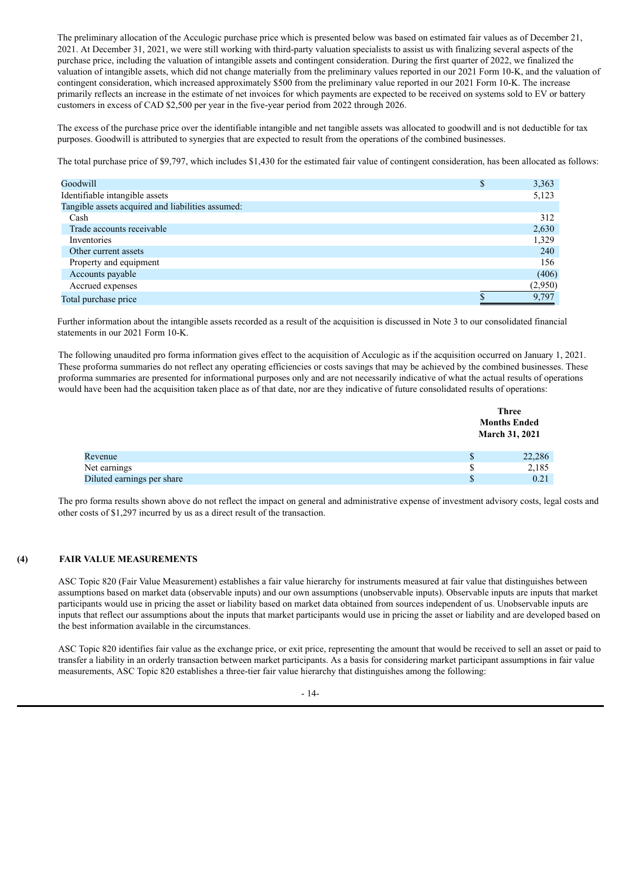The preliminary allocation of the Acculogic purchase price which is presented below was based on estimated fair values as of December 21, 2021. At December 31, 2021, we were still working with third-party valuation specialists to assist us with finalizing several aspects of the purchase price, including the valuation of intangible assets and contingent consideration. During the first quarter of 2022, we finalized the valuation of intangible assets, which did not change materially from the preliminary values reported in our 2021 Form 10-K, and the valuation of contingent consideration, which increased approximately $500 from the preliminary value reported in our 2021 Form 10-K. The increase primarily reflects an increase in the estimate of net invoices for which payments are expected to be received on systems sold to EV or battery customers in excess of CAD $2,500 per year in the five-year period from 2022 through 2026.

The excess of the purchase price over the identifiable intangible and net tangible assets was allocated to goodwill and is not deductible for tax purposes. Goodwill is attributed to synergies that are expected to result from the operations of the combined businesses.

The total purchase price of $9,797, which includes $1,430 for the estimated fair value of contingent consideration, has been allocated as follows:

| | | |
|---|---|---|
| Goodwill | $ | 3,363 |
| Identifiable intangible assets | | 5,123 |
| Tangible assets acquired and liabilities assumed: | | |
| Cash | | 312 |
| Trade accounts receivable | | 2,630 |
| Inventories | | 1,329 |
| Other current assets | | 240 |
| Property and equipment | | 156 |
| Accounts payable | | (406) |
| Accrued expenses | | (2,950) |
| Total purchase price | $ | 9,797 |

Further information about the intangible assets recorded as a result of the acquisition is discussed in Note 3 to our consolidated financial statements in our 2021 Form 10-K.

The following unaudited pro forma information gives effect to the acquisition of Acculogic as if the acquisition occurred on January 1, 2021. These proforma summaries do not reflect any operating efficiencies or costs savings that may be achieved by the combined businesses. These proforma summaries are presented for informational purposes only and are not necessarily indicative of what the actual results of operations would have been had the acquisition taken place as of that date, nor are they indicative of future consolidated results of operations:

| | | Three Months Ended March 31, 2021 |
|---|---|---|
| Revenue | $ | 22,286 |
| Net earnings | $ | 2,185 |
| Diluted earnings per share | $ | 0.21 |

The pro forma results shown above do not reflect the impact on general and administrative expense of investment advisory costs, legal costs and other costs of $1,297 incurred by us as a direct result of the transaction.

## (4) FAIR VALUE MEASUREMENTS

ASC Topic 820 (Fair Value Measurement) establishes a fair value hierarchy for instruments measured at fair value that distinguishes between assumptions based on market data (observable inputs) and our own assumptions (unobservable inputs). Observable inputs are inputs that market participants would use in pricing the asset or liability based on market data obtained from sources independent of us. Unobservable inputs are inputs that reflect our assumptions about the inputs that market participants would use in pricing the asset or liability and are developed based on the best information available in the circumstances.

ASC Topic 820 identifies fair value as the exchange price, or exit price, representing the amount that would be received to sell an asset or paid to transfer a liability in an orderly transaction between market participants. As a basis for considering market participant assumptions in fair value measurements, ASC Topic 820 establishes a three-tier fair value hierarchy that distinguishes among the following: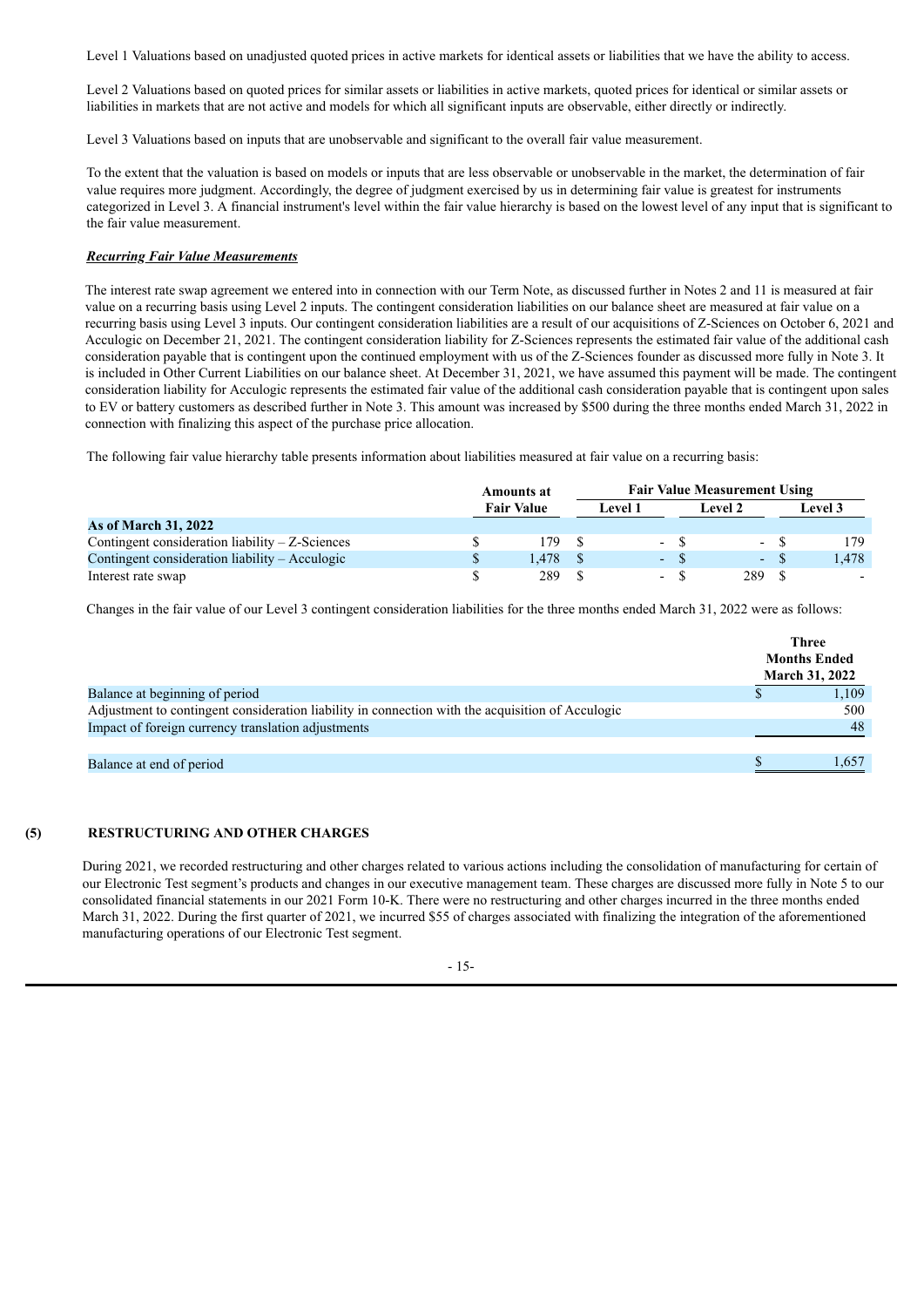Level 1 Valuations based on unadjusted quoted prices in active markets for identical assets or liabilities that we have the ability to access.

Level 2 Valuations based on quoted prices for similar assets or liabilities in active markets, quoted prices for identical or similar assets or liabilities in markets that are not active and models for which all significant inputs are observable, either directly or indirectly.

Level 3 Valuations based on inputs that are unobservable and significant to the overall fair value measurement.

To the extent that the valuation is based on models or inputs that are less observable or unobservable in the market, the determination of fair value requires more judgment. Accordingly, the degree of judgment exercised by us in determining fair value is greatest for instruments categorized in Level 3. A financial instrument's level within the fair value hierarchy is based on the lowest level of any input that is significant to the fair value measurement.

***Recurring Fair Value Measurements***

The interest rate swap agreement we entered into in connection with our Term Note, as discussed further in Notes 2 and 11 is measured at fair value on a recurring basis using Level 2 inputs. The contingent consideration liabilities on our balance sheet are measured at fair value on a recurring basis using Level 3 inputs. Our contingent consideration liabilities are a result of our acquisitions of Z-Sciences on October 6, 2021 and Acculogic on December 21, 2021. The contingent consideration liability for Z-Sciences represents the estimated fair value of the additional cash consideration payable that is contingent upon the continued employment with us of the Z-Sciences founder as discussed more fully in Note 3. It is included in Other Current Liabilities on our balance sheet. At December 31, 2021, we have assumed this payment will be made. The contingent consideration liability for Acculogic represents the estimated fair value of the additional cash consideration payable that is contingent upon sales to EV or battery customers as described further in Note 3. This amount was increased by $500 during the three months ended March 31, 2022 in connection with finalizing this aspect of the purchase price allocation.

The following fair value hierarchy table presents information about liabilities measured at fair value on a recurring basis:

| | Amounts at Fair Value | Fair Value Measurement Using | | |
|---|---|---|---|---|
| | | Level 1 | Level 2 | Level 3 |
| **As of March 31, 2022** | | | | |
| Contingent consideration liability – Z-Sciences | $ 179 | $ - | $ - | $ 179 |
| Contingent consideration liability – Acculogic | $ 1,478 | $ - | $ - | $ 1,478 |
| Interest rate swap | $ 289 | $ - | $ 289 | $ - |

Changes in the fair value of our Level 3 contingent consideration liabilities for the three months ended March 31, 2022 were as follows:

| | Three Months Ended March 31, 2022 |
|---|---|
| Balance at beginning of period | $ 1,109 |
| Adjustment to contingent consideration liability in connection with the acquisition of Acculogic | 500 |
| Impact of foreign currency translation adjustments | 48 |
| Balance at end of period | $ 1,657 |

## (5) RESTRUCTURING AND OTHER CHARGES

During 2021, we recorded restructuring and other charges related to various actions including the consolidation of manufacturing for certain of our Electronic Test segment's products and changes in our executive management team. These charges are discussed more fully in Note 5 to our consolidated financial statements in our 2021 Form 10-K. There were no restructuring and other charges incurred in the three months ended March 31, 2022. During the first quarter of 2021, we incurred $55 of charges associated with finalizing the integration of the aforementioned manufacturing operations of our Electronic Test segment.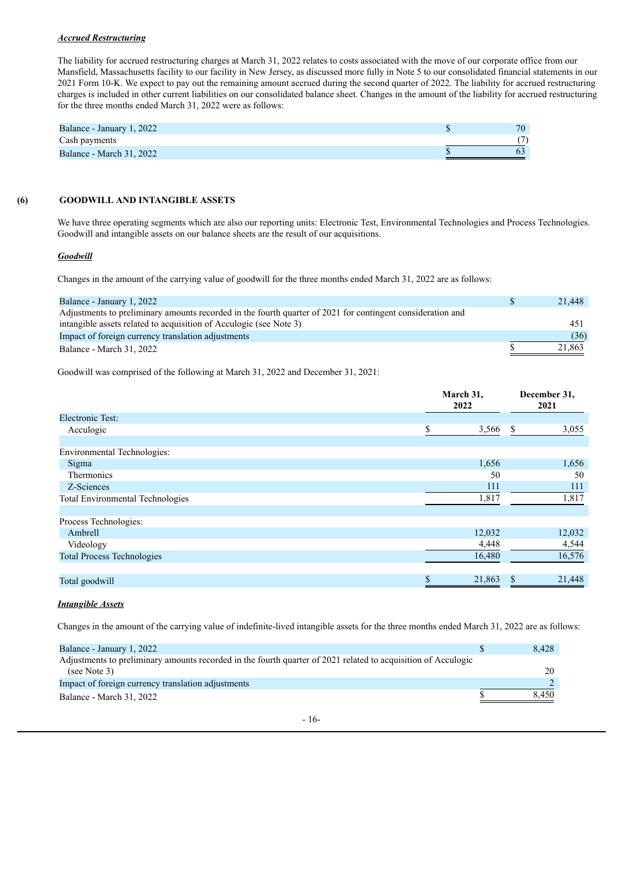***Accrued Restructuring***

The liability for accrued restructuring charges at March 31, 2022 relates to costs associated with the move of our corporate office from our Mansfield, Massachusetts facility to our facility in New Jersey, as discussed more fully in Note 5 to our consolidated financial statements in our 2021 Form 10-K. We expect to pay out the remaining amount accrued during the second quarter of 2022. The liability for accrued restructuring charges is included in other current liabilities on our consolidated balance sheet. Changes in the amount of the liability for accrued restructuring for the three months ended March 31, 2022 were as follows:

| | |
|---|---|
| Balance - January 1, 2022 | $ 70 |
| Cash payments | (7) |
| Balance - March 31, 2022 | $ 63 |

## (6) GOODWILL AND INTANGIBLE ASSETS

We have three operating segments which are also our reporting units: Electronic Test, Environmental Technologies and Process Technologies. Goodwill and intangible assets on our balance sheets are the result of our acquisitions.

***Goodwill***

Changes in the amount of the carrying value of goodwill for the three months ended March 31, 2022 are as follows:

| | |
|---|---|
| Balance - January 1, 2022 | $ 21,448 |
| Adjustments to preliminary amounts recorded in the fourth quarter of 2021 for contingent consideration and intangible assets related to acquisition of Acculogic (see Note 3) | 451 |
| Impact of foreign currency translation adjustments | (36) |
| Balance - March 31, 2022 | $ 21,863 |

Goodwill was comprised of the following at March 31, 2022 and December 31, 2021:

| | March 31, 2022 | December 31, 2021 |
|---|---|---|
| Electronic Test: | | |
| Acculogic | $ 3,566 | $ 3,055 |
| | | |
| Environmental Technologies: | | |
| Sigma | 1,656 | 1,656 |
| Thermonics | 50 | 50 |
| Z-Sciences | 111 | 111 |
| Total Environmental Technologies | 1,817 | 1,817 |
| | | |
| Process Technologies: | | |
| Ambrell | 12,032 | 12,032 |
| Videology | 4,448 | 4,544 |
| Total Process Technologies | 16,480 | 16,576 |
| | | |
| Total goodwill | $ 21,863 | $ 21,448 |

***Intangible Assets***

Changes in the amount of the carrying value of indefinite-lived intangible assets for the three months ended March 31, 2022 are as follows:

| | |
|---|---|
| Balance - January 1, 2022 | $ 8,428 |
| Adjustments to preliminary amounts recorded in the fourth quarter of 2021 related to acquisition of Acculogic (see Note 3) | 20 |
| Impact of foreign currency translation adjustments | 2 |
| Balance - March 31, 2022 | $ 8,450 |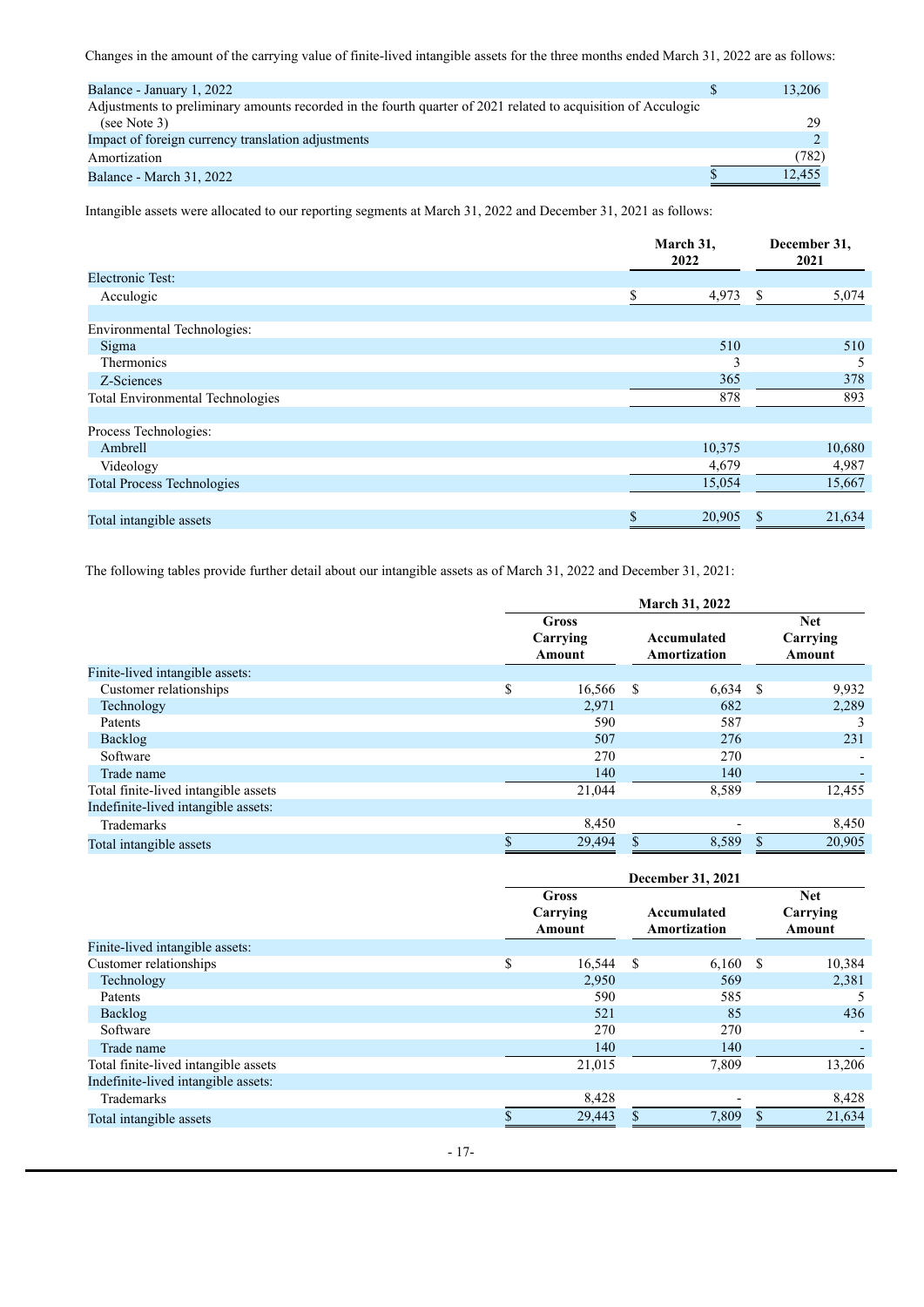Changes in the amount of the carrying value of finite-lived intangible assets for the three months ended March 31, 2022 are as follows:

| | |
|---|---|
| Balance - January 1, 2022 | $ 13,206 |
| Adjustments to preliminary amounts recorded in the fourth quarter of 2021 related to acquisition of Acculogic (see Note 3) | 29 |
| Impact of foreign currency translation adjustments | 2 |
| Amortization | (782) |
| Balance - March 31, 2022 | $ 12,455 |

Intangible assets were allocated to our reporting segments at March 31, 2022 and December 31, 2021 as follows:

| | March 31, 2022 | December 31, 2021 |
|---|---|---|
| Electronic Test: | | |
| Acculogic | $ 4,973 | $ 5,074 |
| | | |
| Environmental Technologies: | | |
| Sigma | 510 | 510 |
| Thermonics | 3 | 5 |
| Z-Sciences | 365 | 378 |
| Total Environmental Technologies | 878 | 893 |
| | | |
| Process Technologies: | | |
| Ambrell | 10,375 | 10,680 |
| Videology | 4,679 | 4,987 |
| Total Process Technologies | 15,054 | 15,667 |
| | | |
| Total intangible assets | $ 20,905 | $ 21,634 |

The following tables provide further detail about our intangible assets as of March 31, 2022 and December 31, 2021:

| | March 31, 2022 | | |
|---|---|---|---|
| | Gross Carrying Amount | Accumulated Amortization | Net Carrying Amount |
| Finite-lived intangible assets: | | | |
| Customer relationships | $ 16,566 | $ 6,634 | $ 9,932 |
| Technology | 2,971 | 682 | 2,289 |
| Patents | 590 | 587 | 3 |
| Backlog | 507 | 276 | 231 |
| Software | 270 | 270 | - |
| Trade name | 140 | 140 | - |
| Total finite-lived intangible assets | 21,044 | 8,589 | 12,455 |
| Indefinite-lived intangible assets: | | | |
| Trademarks | 8,450 | - | 8,450 |
| Total intangible assets | $ 29,494 | $ 8,589 | $ 20,905 |

| | December 31, 2021 | | |
|---|---|---|---|
| | Gross Carrying Amount | Accumulated Amortization | Net Carrying Amount |
| Finite-lived intangible assets: | | | |
| Customer relationships | $ 16,544 | $ 6,160 | $ 10,384 |
| Technology | 2,950 | 569 | 2,381 |
| Patents | 590 | 585 | 5 |
| Backlog | 521 | 85 | 436 |
| Software | 270 | 270 | - |
| Trade name | 140 | 140 | - |
| Total finite-lived intangible assets | 21,015 | 7,809 | 13,206 |
| Indefinite-lived intangible assets: | | | |
| Trademarks | 8,428 | - | 8,428 |
| Total intangible assets | $ 29,443 | $ 7,809 | $ 21,634 |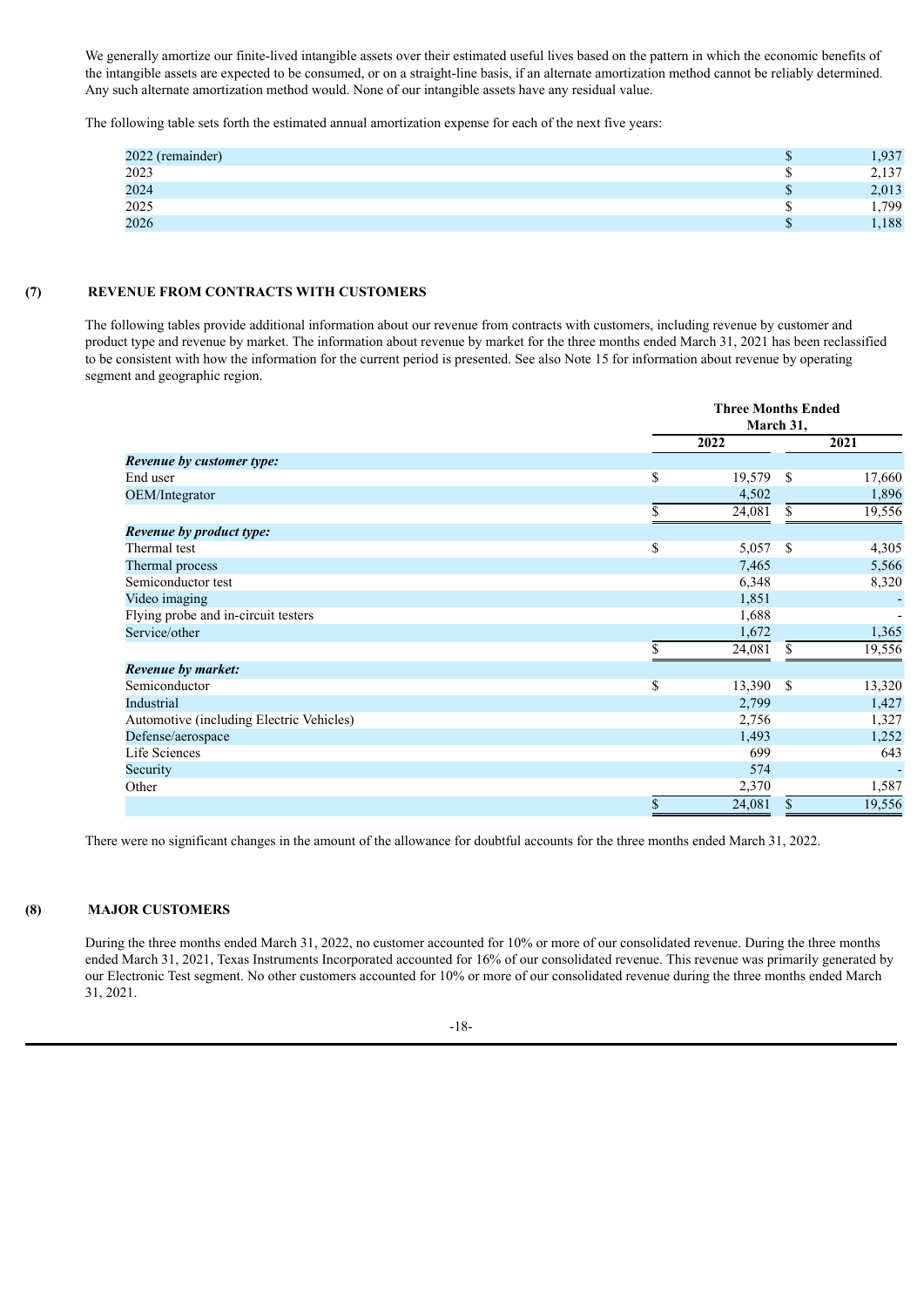We generally amortize our finite-lived intangible assets over their estimated useful lives based on the pattern in which the economic benefits of the intangible assets are expected to be consumed, or on a straight-line basis, if an alternate amortization method cannot be reliably determined. Any such alternate amortization method would. None of our intangible assets have any residual value.

The following table sets forth the estimated annual amortization expense for each of the next five years:

| | | |
|---|---|---|
| 2022 (remainder) | $ | 1,937 |
| 2023 | $ | 2,137 |
| 2024 | $ | 2,013 |
| 2025 | $ | 1,799 |
| 2026 | $ | 1,188 |

## (7) REVENUE FROM CONTRACTS WITH CUSTOMERS

The following tables provide additional information about our revenue from contracts with customers, including revenue by customer and product type and revenue by market. The information about revenue by market for the three months ended March 31, 2021 has been reclassified to be consistent with how the information for the current period is presented. See also Note 15 for information about revenue by operating segment and geographic region.

| | Three Months Ended March 31, | |
|---|---|---|
| | 2022 | 2021 |
| ***Revenue by customer type:*** | | |
| End user | $ 19,579 | $ 17,660 |
| OEM/Integrator | 4,502 | 1,896 |
| | $ 24,081 | $ 19,556 |
| ***Revenue by product type:*** | | |
| Thermal test | $ 5,057 | $ 4,305 |
| Thermal process | 7,465 | 5,566 |
| Semiconductor test | 6,348 | 8,320 |
| Video imaging | 1,851 | - |
| Flying probe and in-circuit testers | 1,688 | - |
| Service/other | 1,672 | 1,365 |
| | $ 24,081 | $ 19,556 |
| ***Revenue by market:*** | | |
| Semiconductor | $ 13,390 | $ 13,320 |
| Industrial | 2,799 | 1,427 |
| Automotive (including Electric Vehicles) | 2,756 | 1,327 |
| Defense/aerospace | 1,493 | 1,252 |
| Life Sciences | 699 | 643 |
| Security | 574 | - |
| Other | 2,370 | 1,587 |
| | $ 24,081 | $ 19,556 |

There were no significant changes in the amount of the allowance for doubtful accounts for the three months ended March 31, 2022.

## (8) MAJOR CUSTOMERS

During the three months ended March 31, 2022, no customer accounted for 10% or more of our consolidated revenue. During the three months ended March 31, 2021, Texas Instruments Incorporated accounted for 16% of our consolidated revenue. This revenue was primarily generated by our Electronic Test segment. No other customers accounted for 10% or more of our consolidated revenue during the three months ended March 31, 2021.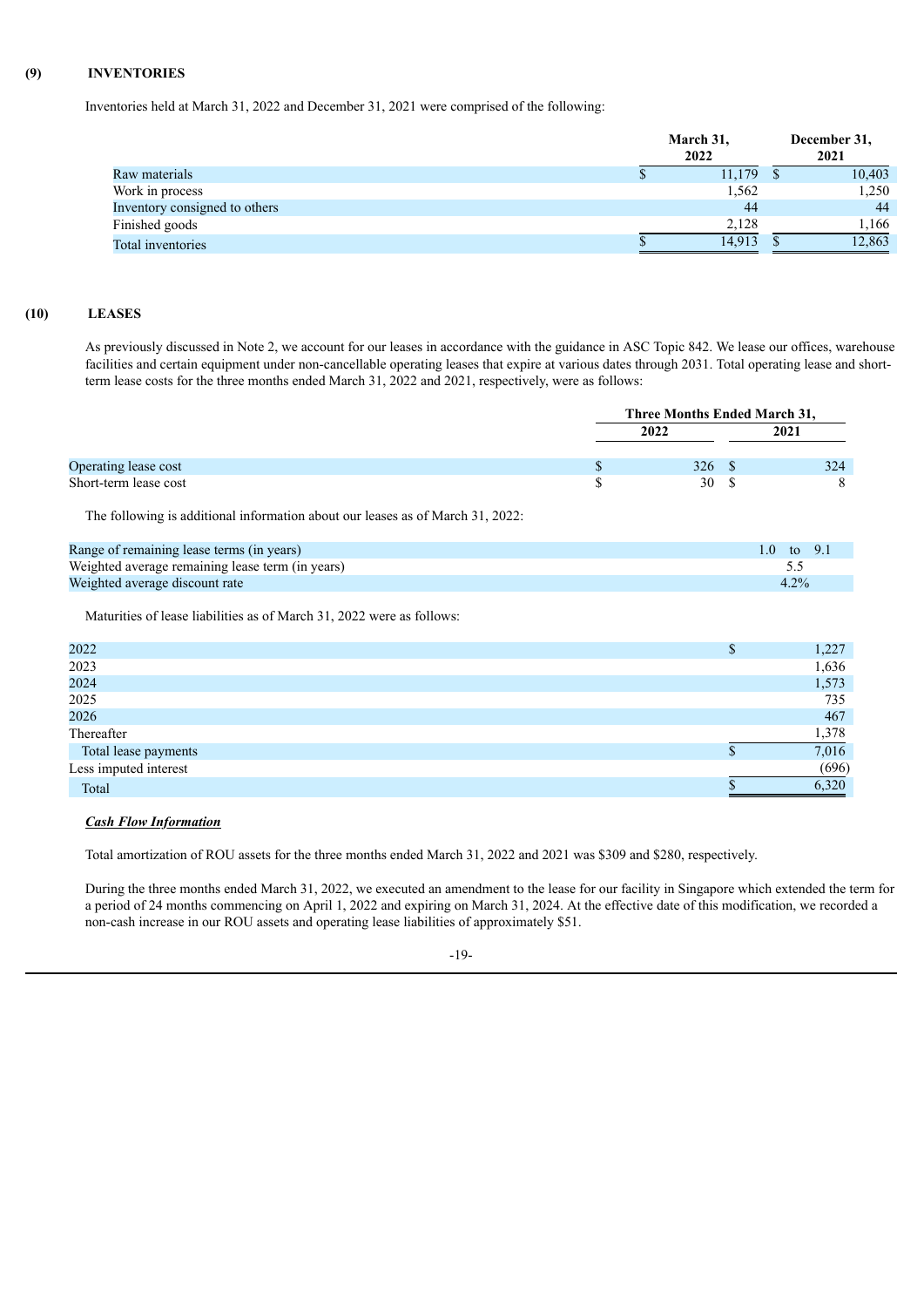## (9) INVENTORIES

Inventories held at March 31, 2022 and December 31, 2021 were comprised of the following:

| | March 31, 2022 | December 31, 2021 |
|---|---|---|
| Raw materials | $ 11,179 | $ 10,403 |
| Work in process | 1,562 | 1,250 |
| Inventory consigned to others | 44 | 44 |
| Finished goods | 2,128 | 1,166 |
| Total inventories | $ 14,913 | $ 12,863 |

## (10) LEASES

As previously discussed in Note 2, we account for our leases in accordance with the guidance in ASC Topic 842. We lease our offices, warehouse facilities and certain equipment under non-cancellable operating leases that expire at various dates through 2031. Total operating lease and short-term lease costs for the three months ended March 31, 2022 and 2021, respectively, were as follows:

| | Three Months Ended March 31, | |
|---|---|---|
| | 2022 | 2021 |
| Operating lease cost | $ 326 | $ 324 |
| Short-term lease cost | $ 30 | $ 8 |

The following is additional information about our leases as of March 31, 2022:

| | |
|---|---|
| Range of remaining lease terms (in years) | 1.0 to 9.1 |
| Weighted average remaining lease term (in years) | 5.5 |
| Weighted average discount rate | 4.2% |

Maturities of lease liabilities as of March 31, 2022 were as follows:

| | |
|---|---|
| 2022 | $ 1,227 |
| 2023 | 1,636 |
| 2024 | 1,573 |
| 2025 | 735 |
| 2026 | 467 |
| Thereafter | 1,378 |
| Total lease payments | $ 7,016 |
| Less imputed interest | (696) |
| Total | $ 6,320 |

***Cash Flow Information***

Total amortization of ROU assets for the three months ended March 31, 2022 and 2021 was $309 and $280, respectively.

During the three months ended March 31, 2022, we executed an amendment to the lease for our facility in Singapore which extended the term for a period of 24 months commencing on April 1, 2022 and expiring on March 31, 2024. At the effective date of this modification, we recorded a non-cash increase in our ROU assets and operating lease liabilities of approximately $51.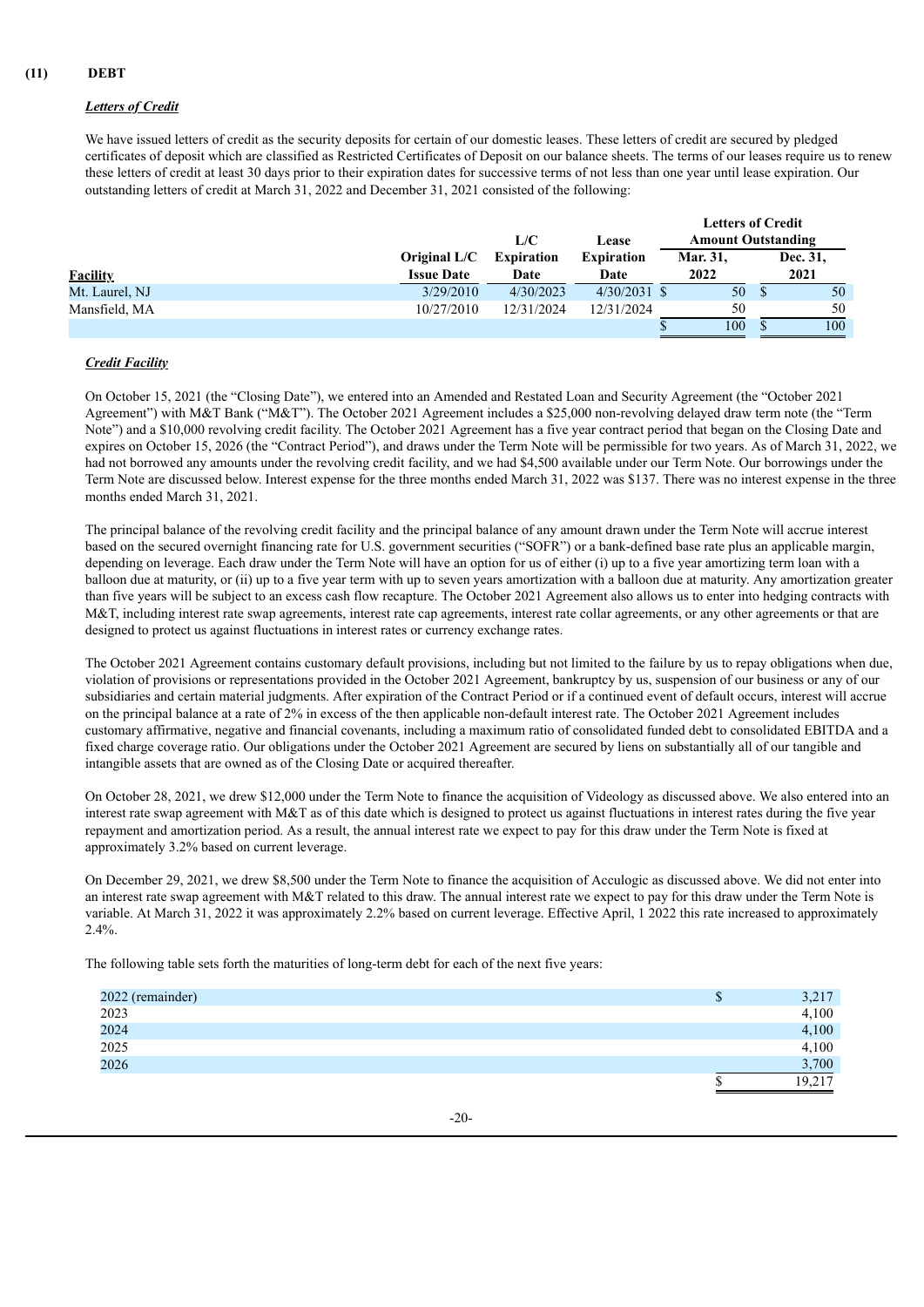## (11) DEBT

### *Letters of Credit*

We have issued letters of credit as the security deposits for certain of our domestic leases. These letters of credit are secured by pledged certificates of deposit which are classified as Restricted Certificates of Deposit on our balance sheets. The terms of our leases require us to renew these letters of credit at least 30 days prior to their expiration dates for successive terms of not less than one year until lease expiration. Our outstanding letters of credit at March 31, 2022 and December 31, 2021 consisted of the following:

| | | | | Letters of Credit Amount Outstanding | |
|---|---|---|---|---|---|
| **Facility** | **Original L/C Issue Date** | **L/C Expiration Date** | **Lease Expiration Date** | **Mar. 31, 2022** | **Dec. 31, 2021** |
| Mt. Laurel, NJ | 3/29/2010 | 4/30/2023 | 4/30/2031 | $ 50 | $ 50 |
| Mansfield, MA | 10/27/2010 | 12/31/2024 | 12/31/2024 | 50 | 50 |
| | | | | $ 100 | $ 100 |

### *Credit Facility*

On October 15, 2021 (the "Closing Date"), we entered into an Amended and Restated Loan and Security Agreement (the "October 2021 Agreement") with M&T Bank ("M&T"). The October 2021 Agreement includes a $25,000 non-revolving delayed draw term note (the "Term Note") and a $10,000 revolving credit facility. The October 2021 Agreement has a five year contract period that began on the Closing Date and expires on October 15, 2026 (the "Contract Period"), and draws under the Term Note will be permissible for two years. As of March 31, 2022, we had not borrowed any amounts under the revolving credit facility, and we had $4,500 available under our Term Note. Our borrowings under the Term Note are discussed below. Interest expense for the three months ended March 31, 2022 was $137. There was no interest expense in the three months ended March 31, 2021.

The principal balance of the revolving credit facility and the principal balance of any amount drawn under the Term Note will accrue interest based on the secured overnight financing rate for U.S. government securities ("SOFR") or a bank-defined base rate plus an applicable margin, depending on leverage. Each draw under the Term Note will have an option for us of either (i) up to a five year amortizing term loan with a balloon due at maturity, or (ii) up to a five year term with up to seven years amortization with a balloon due at maturity. Any amortization greater than five years will be subject to an excess cash flow recapture. The October 2021 Agreement also allows us to enter into hedging contracts with M&T, including interest rate swap agreements, interest rate cap agreements, interest rate collar agreements, or any other agreements or that are designed to protect us against fluctuations in interest rates or currency exchange rates.

The October 2021 Agreement contains customary default provisions, including but not limited to the failure by us to repay obligations when due, violation of provisions or representations provided in the October 2021 Agreement, bankruptcy by us, suspension of our business or any of our subsidiaries and certain material judgments. After expiration of the Contract Period or if a continued event of default occurs, interest will accrue on the principal balance at a rate of 2% in excess of the then applicable non-default interest rate. The October 2021 Agreement includes customary affirmative, negative and financial covenants, including a maximum ratio of consolidated funded debt to consolidated EBITDA and a fixed charge coverage ratio. Our obligations under the October 2021 Agreement are secured by liens on substantially all of our tangible and intangible assets that are owned as of the Closing Date or acquired thereafter.

On October 28, 2021, we drew $12,000 under the Term Note to finance the acquisition of Videology as discussed above. We also entered into an interest rate swap agreement with M&T as of this date which is designed to protect us against fluctuations in interest rates during the five year repayment and amortization period. As a result, the annual interest rate we expect to pay for this draw under the Term Note is fixed at approximately 3.2% based on current leverage.

On December 29, 2021, we drew $8,500 under the Term Note to finance the acquisition of Acculogic as discussed above. We did not enter into an interest rate swap agreement with M&T related to this draw. The annual interest rate we expect to pay for this draw under the Term Note is variable. At March 31, 2022 it was approximately 2.2% based on current leverage. Effective April, 1 2022 this rate increased to approximately 2.4%.

The following table sets forth the maturities of long-term debt for each of the next five years:

| | |
|---|---|
| 2022 (remainder) | $ 3,217 |
| 2023 | 4,100 |
| 2024 | 4,100 |
| 2025 | 4,100 |
| 2026 | 3,700 |
| | $ 19,217 |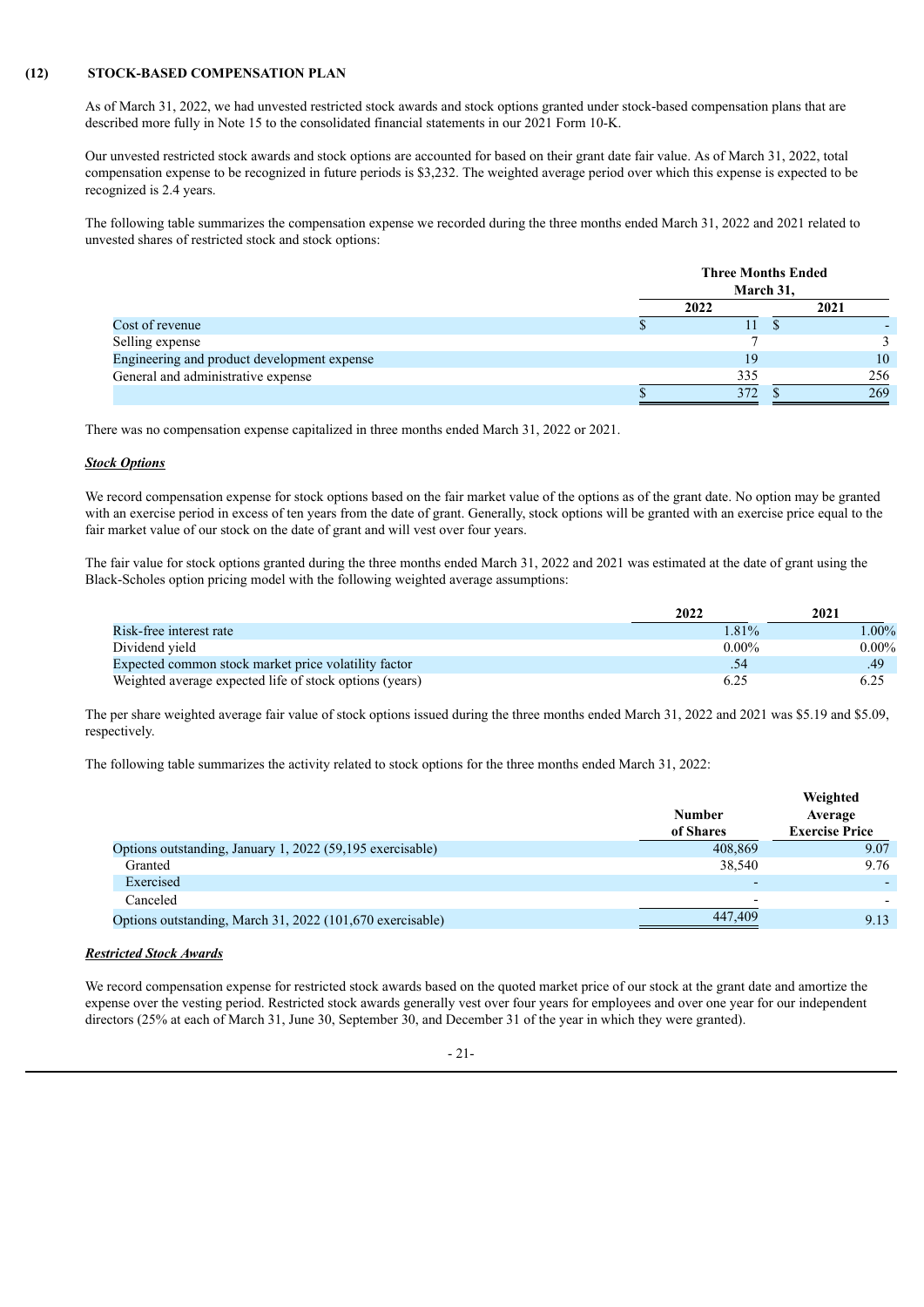## (12) STOCK-BASED COMPENSATION PLAN

As of March 31, 2022, we had unvested restricted stock awards and stock options granted under stock-based compensation plans that are described more fully in Note 15 to the consolidated financial statements in our 2021 Form 10-K.

Our unvested restricted stock awards and stock options are accounted for based on their grant date fair value. As of March 31, 2022, total compensation expense to be recognized in future periods is $3,232. The weighted average period over which this expense is expected to be recognized is 2.4 years.

The following table summarizes the compensation expense we recorded during the three months ended March 31, 2022 and 2021 related to unvested shares of restricted stock and stock options:

| | Three Months Ended March 31, | |
|---|---|---|
| | 2022 | 2021 |
| Cost of revenue | $ 11 | $ - |
| Selling expense | 7 | 3 |
| Engineering and product development expense | 19 | 10 |
| General and administrative expense | 335 | 256 |
| | $ 372 | $ 269 |

There was no compensation expense capitalized in three months ended March 31, 2022 or 2021.

***Stock Options***

We record compensation expense for stock options based on the fair market value of the options as of the grant date. No option may be granted with an exercise period in excess of ten years from the date of grant. Generally, stock options will be granted with an exercise price equal to the fair market value of our stock on the date of grant and will vest over four years.

The fair value for stock options granted during the three months ended March 31, 2022 and 2021 was estimated at the date of grant using the Black-Scholes option pricing model with the following weighted average assumptions:

| | 2022 | 2021 |
|---|---|---|
| Risk-free interest rate | 1.81% | 1.00% |
| Dividend yield | 0.00% | 0.00% |
| Expected common stock market price volatility factor | .54 | .49 |
| Weighted average expected life of stock options (years) | 6.25 | 6.25 |

The per share weighted average fair value of stock options issued during the three months ended March 31, 2022 and 2021 was $5.19 and $5.09, respectively.

The following table summarizes the activity related to stock options for the three months ended March 31, 2022:

| | Number of Shares | Weighted Average Exercise Price |
|---|---|---|
| Options outstanding, January 1, 2022 (59,195 exercisable) | 408,869 | 9.07 |
| Granted | 38,540 | 9.76 |
| Exercised | - | - |
| Canceled | - | - |
| Options outstanding, March 31, 2022 (101,670 exercisable) | 447,409 | 9.13 |

***Restricted Stock Awards***

We record compensation expense for restricted stock awards based on the quoted market price of our stock at the grant date and amortize the expense over the vesting period. Restricted stock awards generally vest over four years for employees and over one year for our independent directors (25% at each of March 31, June 30, September 30, and December 31 of the year in which they were granted).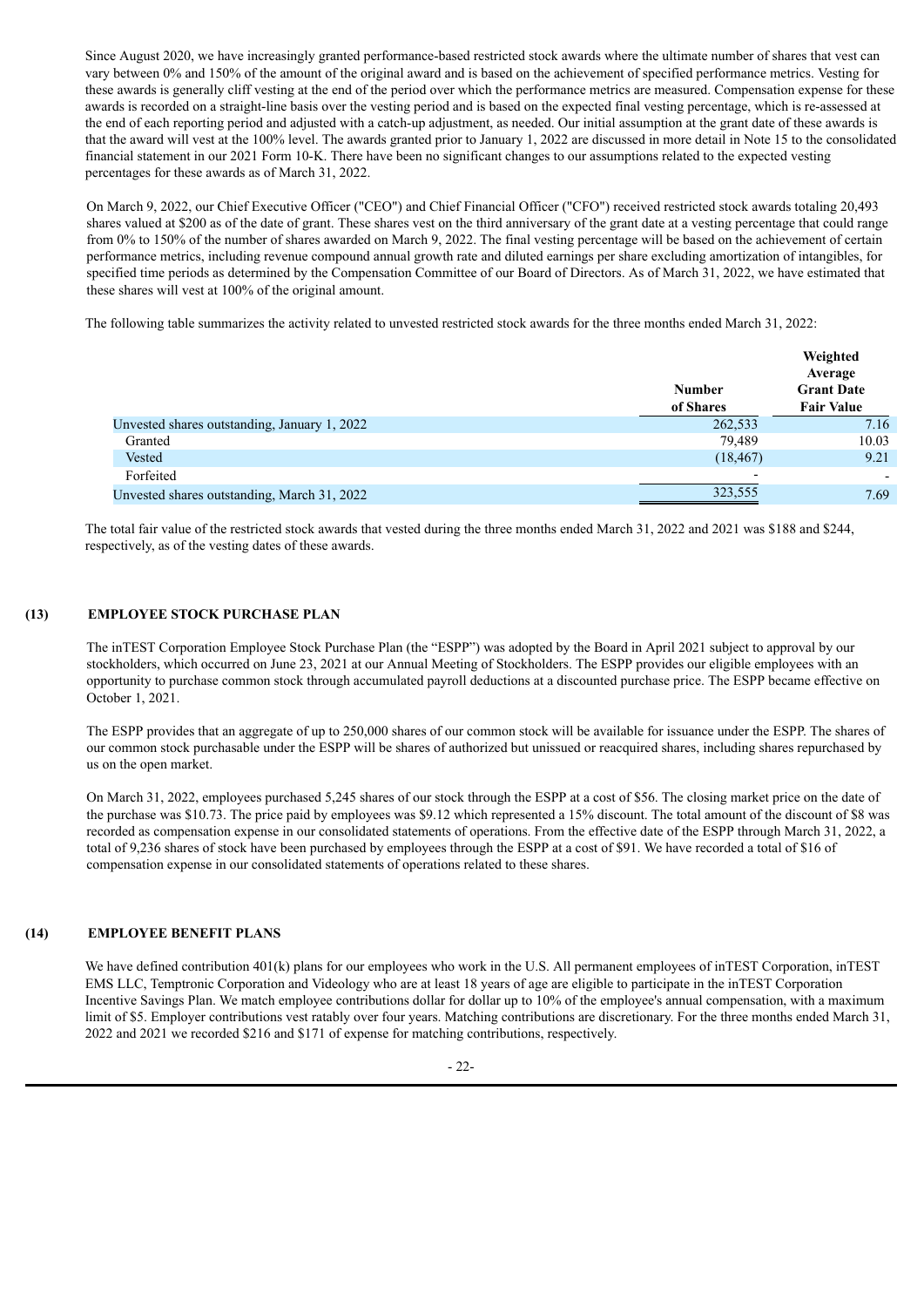Since August 2020, we have increasingly granted performance-based restricted stock awards where the ultimate number of shares that vest can vary between 0% and 150% of the amount of the original award and is based on the achievement of specified performance metrics. Vesting for these awards is generally cliff vesting at the end of the period over which the performance metrics are measured. Compensation expense for these awards is recorded on a straight-line basis over the vesting period and is based on the expected final vesting percentage, which is re-assessed at the end of each reporting period and adjusted with a catch-up adjustment, as needed. Our initial assumption at the grant date of these awards is that the award will vest at the 100% level. The awards granted prior to January 1, 2022 are discussed in more detail in Note 15 to the consolidated financial statement in our 2021 Form 10-K. There have been no significant changes to our assumptions related to the expected vesting percentages for these awards as of March 31, 2022.

On March 9, 2022, our Chief Executive Officer ("CEO") and Chief Financial Officer ("CFO") received restricted stock awards totaling 20,493 shares valued at $200 as of the date of grant. These shares vest on the third anniversary of the grant date at a vesting percentage that could range from 0% to 150% of the number of shares awarded on March 9, 2022. The final vesting percentage will be based on the achievement of certain performance metrics, including revenue compound annual growth rate and diluted earnings per share excluding amortization of intangibles, for specified time periods as determined by the Compensation Committee of our Board of Directors. As of March 31, 2022, we have estimated that these shares will vest at 100% of the original amount.

The following table summarizes the activity related to unvested restricted stock awards for the three months ended March 31, 2022:

| | Number of Shares | Weighted Average Grant Date Fair Value |
|---|---|---|
| Unvested shares outstanding, January 1, 2022 | 262,533 | 7.16 |
| Granted | 79,489 | 10.03 |
| Vested | (18,467) | 9.21 |
| Forfeited | - | - |
| Unvested shares outstanding, March 31, 2022 | 323,555 | 7.69 |

The total fair value of the restricted stock awards that vested during the three months ended March 31, 2022 and 2021 was $188 and $244, respectively, as of the vesting dates of these awards.

## (13) EMPLOYEE STOCK PURCHASE PLAN

The inTEST Corporation Employee Stock Purchase Plan (the "ESPP") was adopted by the Board in April 2021 subject to approval by our stockholders, which occurred on June 23, 2021 at our Annual Meeting of Stockholders. The ESPP provides our eligible employees with an opportunity to purchase common stock through accumulated payroll deductions at a discounted purchase price. The ESPP became effective on October 1, 2021.

The ESPP provides that an aggregate of up to 250,000 shares of our common stock will be available for issuance under the ESPP. The shares of our common stock purchasable under the ESPP will be shares of authorized but unissued or reacquired shares, including shares repurchased by us on the open market.

On March 31, 2022, employees purchased 5,245 shares of our stock through the ESPP at a cost of $56. The closing market price on the date of the purchase was $10.73. The price paid by employees was $9.12 which represented a 15% discount. The total amount of the discount of $8 was recorded as compensation expense in our consolidated statements of operations. From the effective date of the ESPP through March 31, 2022, a total of 9,236 shares of stock have been purchased by employees through the ESPP at a cost of $91. We have recorded a total of $16 of compensation expense in our consolidated statements of operations related to these shares.

## (14) EMPLOYEE BENEFIT PLANS

We have defined contribution 401(k) plans for our employees who work in the U.S. All permanent employees of inTEST Corporation, inTEST EMS LLC, Temptronic Corporation and Videology who are at least 18 years of age are eligible to participate in the inTEST Corporation Incentive Savings Plan. We match employee contributions dollar for dollar up to 10% of the employee's annual compensation, with a maximum limit of $5. Employer contributions vest ratably over four years. Matching contributions are discretionary. For the three months ended March 31, 2022 and 2021 we recorded $216 and $171 of expense for matching contributions, respectively.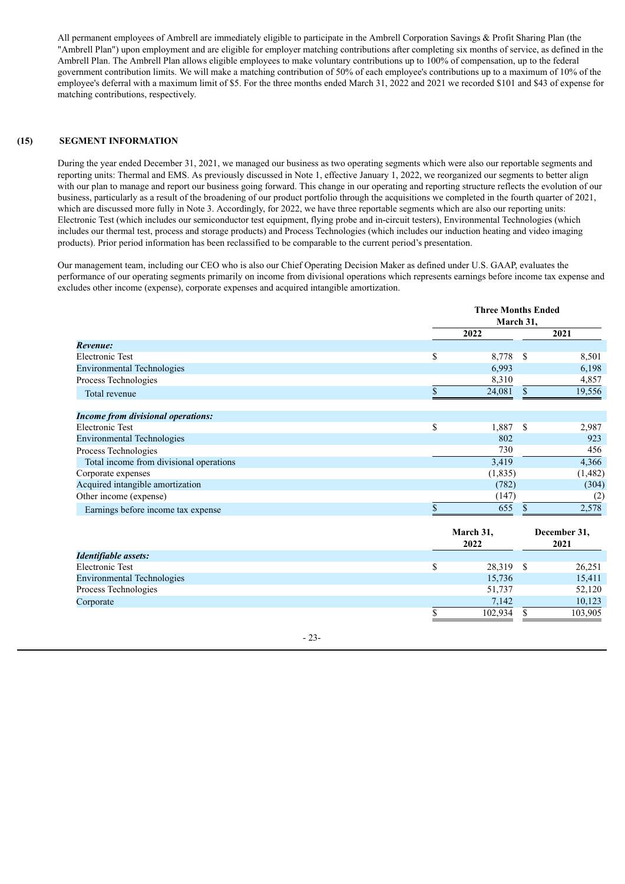All permanent employees of Ambrell are immediately eligible to participate in the Ambrell Corporation Savings & Profit Sharing Plan (the "Ambrell Plan") upon employment and are eligible for employer matching contributions after completing six months of service, as defined in the Ambrell Plan. The Ambrell Plan allows eligible employees to make voluntary contributions up to 100% of compensation, up to the federal government contribution limits. We will make a matching contribution of 50% of each employee's contributions up to a maximum of 10% of the employee's deferral with a maximum limit of $5. For the three months ended March 31, 2022 and 2021 we recorded $101 and $43 of expense for matching contributions, respectively.

## (15) SEGMENT INFORMATION

During the year ended December 31, 2021, we managed our business as two operating segments which were also our reportable segments and reporting units: Thermal and EMS. As previously discussed in Note 1, effective January 1, 2022, we reorganized our segments to better align with our plan to manage and report our business going forward. This change in our operating and reporting structure reflects the evolution of our business, particularly as a result of the broadening of our product portfolio through the acquisitions we completed in the fourth quarter of 2021, which are discussed more fully in Note 3. Accordingly, for 2022, we have three reportable segments which are also our reporting units: Electronic Test (which includes our semiconductor test equipment, flying probe and in-circuit testers), Environmental Technologies (which includes our thermal test, process and storage products) and Process Technologies (which includes our induction heating and video imaging products). Prior period information has been reclassified to be comparable to the current period's presentation.

Our management team, including our CEO who is also our Chief Operating Decision Maker as defined under U.S. GAAP, evaluates the performance of our operating segments primarily on income from divisional operations which represents earnings before income tax expense and excludes other income (expense), corporate expenses and acquired intangible amortization.

| | Three Months Ended March 31, | |
|---|---|---|
| | 2022 | 2021 |
| ***Revenue:*** | | |
| Electronic Test | $ 8,778 | $ 8,501 |
| Environmental Technologies | 6,993 | 6,198 |
| Process Technologies | 8,310 | 4,857 |
| Total revenue | $ 24,081 | $ 19,556 |
| | | |
| ***Income from divisional operations:*** | | |
| Electronic Test | $ 1,887 | $ 2,987 |
| Environmental Technologies | 802 | 923 |
| Process Technologies | 730 | 456 |
| Total income from divisional operations | 3,419 | 4,366 |
| Corporate expenses | (1,835) | (1,482) |
| Acquired intangible amortization | (782) | (304) |
| Other income (expense) | (147) | (2) |
| Earnings before income tax expense | $ 655 | $ 2,578 |

| | March 31, 2022 | December 31, 2021 |
|---|---|---|
| ***Identifiable assets:*** | | |
| Electronic Test | $ 28,319 | $ 26,251 |
| Environmental Technologies | 15,736 | 15,411 |
| Process Technologies | 51,737 | 52,120 |
| Corporate | 7,142 | 10,123 |
| | $ 102,934 | $ 103,905 |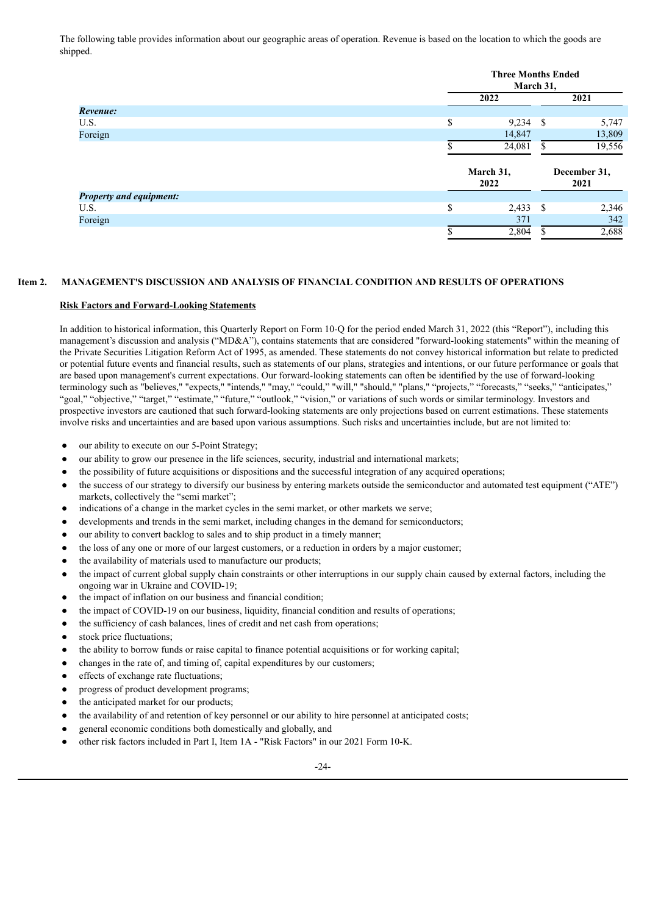The following table provides information about our geographic areas of operation. Revenue is based on the location to which the goods are shipped.

| | Three Months Ended March 31, | |
|---|---|---|
| | 2022 | 2021 |
| ***Revenue:*** | | |
| U.S. | $ 9,234 | $ 5,747 |
| Foreign | 14,847 | 13,809 |
| | $ 24,081 | $ 19,556 |
| | **March 31, 2022** | **December 31, 2021** |
| ***Property and equipment:*** | | |
| U.S. | $ 2,433 | $ 2,346 |
| Foreign | 371 | 342 |
| | $ 2,804 | $ 2,688 |

## Item 2. MANAGEMENT'S DISCUSSION AND ANALYSIS OF FINANCIAL CONDITION AND RESULTS OF OPERATIONS

### Risk Factors and Forward-Looking Statements

In addition to historical information, this Quarterly Report on Form 10-Q for the period ended March 31, 2022 (this "Report"), including this management's discussion and analysis ("MD&A"), contains statements that are considered "forward-looking statements" within the meaning of the Private Securities Litigation Reform Act of 1995, as amended. These statements do not convey historical information but relate to predicted or potential future events and financial results, such as statements of our plans, strategies and intentions, or our future performance or goals that are based upon management's current expectations. Our forward-looking statements can often be identified by the use of forward-looking terminology such as "believes," "expects," "intends," "may," "could," "will," "should," "plans," "projects," "forecasts," "seeks," "anticipates," "goal," "objective," "target," "estimate," "future," "outlook," "vision," or variations of such words or similar terminology. Investors and prospective investors are cautioned that such forward-looking statements are only projections based on current estimations. These statements involve risks and uncertainties and are based upon various assumptions. Such risks and uncertainties include, but are not limited to:

- our ability to execute on our 5-Point Strategy;
- our ability to grow our presence in the life sciences, security, industrial and international markets;
- the possibility of future acquisitions or dispositions and the successful integration of any acquired operations;
- the success of our strategy to diversify our business by entering markets outside the semiconductor and automated test equipment ("ATE") markets, collectively the "semi market";
- indications of a change in the market cycles in the semi market, or other markets we serve;
- developments and trends in the semi market, including changes in the demand for semiconductors;
- our ability to convert backlog to sales and to ship product in a timely manner;
- the loss of any one or more of our largest customers, or a reduction in orders by a major customer;
- the availability of materials used to manufacture our products;
- the impact of current global supply chain constraints or other interruptions in our supply chain caused by external factors, including the ongoing war in Ukraine and COVID-19;
- the impact of inflation on our business and financial condition;
- the impact of COVID-19 on our business, liquidity, financial condition and results of operations;
- the sufficiency of cash balances, lines of credit and net cash from operations;
- stock price fluctuations;
- the ability to borrow funds or raise capital to finance potential acquisitions or for working capital;
- changes in the rate of, and timing of, capital expenditures by our customers;
- effects of exchange rate fluctuations;
- progress of product development programs;
- the anticipated market for our products;
- the availability of and retention of key personnel or our ability to hire personnel at anticipated costs;
- general economic conditions both domestically and globally, and
- other risk factors included in Part I, Item 1A - "Risk Factors" in our 2021 Form 10-K.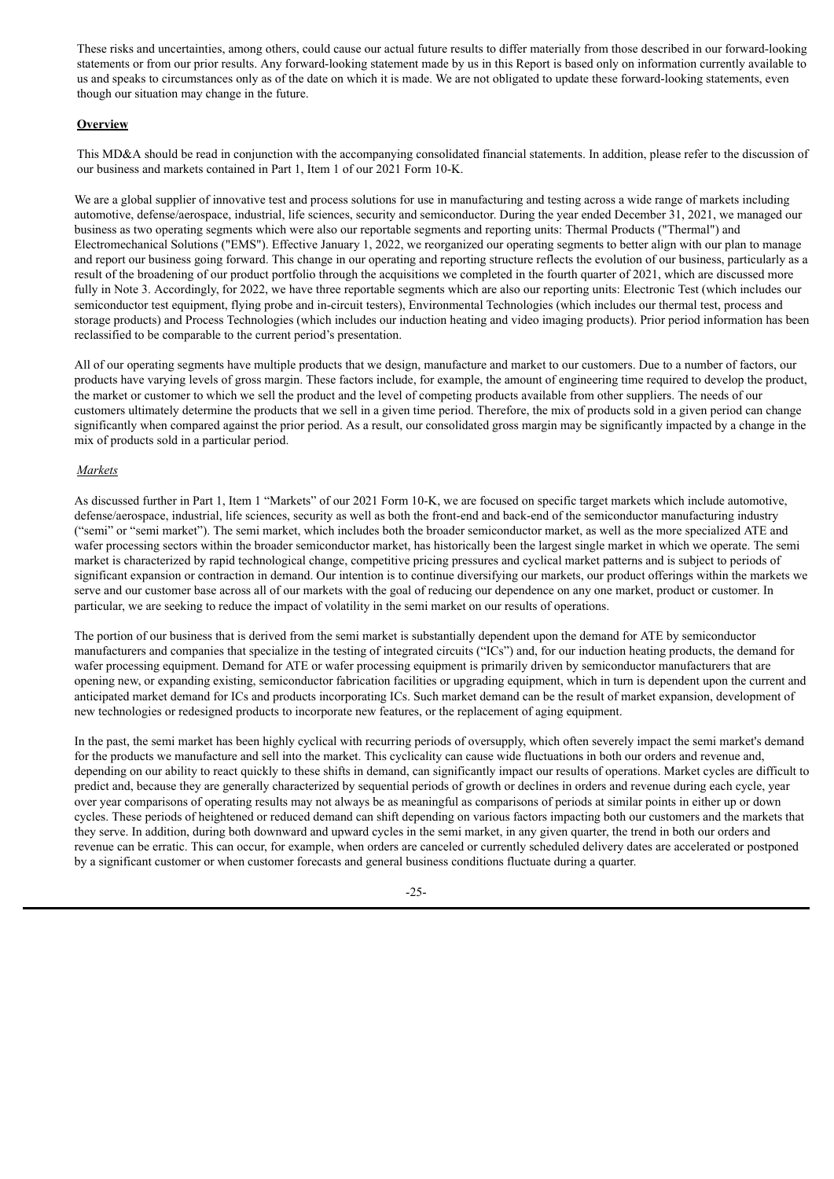These risks and uncertainties, among others, could cause our actual future results to differ materially from those described in our forward-looking statements or from our prior results. Any forward-looking statement made by us in this Report is based only on information currently available to us and speaks to circumstances only as of the date on which it is made. We are not obligated to update these forward-looking statements, even though our situation may change in the future.

**Overview**

This MD&A should be read in conjunction with the accompanying consolidated financial statements. In addition, please refer to the discussion of our business and markets contained in Part 1, Item 1 of our 2021 Form 10-K.

We are a global supplier of innovative test and process solutions for use in manufacturing and testing across a wide range of markets including automotive, defense/aerospace, industrial, life sciences, security and semiconductor. During the year ended December 31, 2021, we managed our business as two operating segments which were also our reportable segments and reporting units: Thermal Products ("Thermal") and Electromechanical Solutions ("EMS"). Effective January 1, 2022, we reorganized our operating segments to better align with our plan to manage and report our business going forward. This change in our operating and reporting structure reflects the evolution of our business, particularly as a result of the broadening of our product portfolio through the acquisitions we completed in the fourth quarter of 2021, which are discussed more fully in Note 3. Accordingly, for 2022, we have three reportable segments which are also our reporting units: Electronic Test (which includes our semiconductor test equipment, flying probe and in-circuit testers), Environmental Technologies (which includes our thermal test, process and storage products) and Process Technologies (which includes our induction heating and video imaging products). Prior period information has been reclassified to be comparable to the current period's presentation.

All of our operating segments have multiple products that we design, manufacture and market to our customers. Due to a number of factors, our products have varying levels of gross margin. These factors include, for example, the amount of engineering time required to develop the product, the market or customer to which we sell the product and the level of competing products available from other suppliers. The needs of our customers ultimately determine the products that we sell in a given time period. Therefore, the mix of products sold in a given period can change significantly when compared against the prior period. As a result, our consolidated gross margin may be significantly impacted by a change in the mix of products sold in a particular period.

*Markets*

As discussed further in Part 1, Item 1 "Markets" of our 2021 Form 10-K, we are focused on specific target markets which include automotive, defense/aerospace, industrial, life sciences, security as well as both the front-end and back-end of the semiconductor manufacturing industry ("semi" or "semi market"). The semi market, which includes both the broader semiconductor market, as well as the more specialized ATE and wafer processing sectors within the broader semiconductor market, has historically been the largest single market in which we operate. The semi market is characterized by rapid technological change, competitive pricing pressures and cyclical market patterns and is subject to periods of significant expansion or contraction in demand. Our intention is to continue diversifying our markets, our product offerings within the markets we serve and our customer base across all of our markets with the goal of reducing our dependence on any one market, product or customer. In particular, we are seeking to reduce the impact of volatility in the semi market on our results of operations.

The portion of our business that is derived from the semi market is substantially dependent upon the demand for ATE by semiconductor manufacturers and companies that specialize in the testing of integrated circuits ("ICs") and, for our induction heating products, the demand for wafer processing equipment. Demand for ATE or wafer processing equipment is primarily driven by semiconductor manufacturers that are opening new, or expanding existing, semiconductor fabrication facilities or upgrading equipment, which in turn is dependent upon the current and anticipated market demand for ICs and products incorporating ICs. Such market demand can be the result of market expansion, development of new technologies or redesigned products to incorporate new features, or the replacement of aging equipment.

In the past, the semi market has been highly cyclical with recurring periods of oversupply, which often severely impact the semi market's demand for the products we manufacture and sell into the market. This cyclicality can cause wide fluctuations in both our orders and revenue and, depending on our ability to react quickly to these shifts in demand, can significantly impact our results of operations. Market cycles are difficult to predict and, because they are generally characterized by sequential periods of growth or declines in orders and revenue during each cycle, year over year comparisons of operating results may not always be as meaningful as comparisons of periods at similar points in either up or down cycles. These periods of heightened or reduced demand can shift depending on various factors impacting both our customers and the markets that they serve. In addition, during both downward and upward cycles in the semi market, in any given quarter, the trend in both our orders and revenue can be erratic. This can occur, for example, when orders are canceled or currently scheduled delivery dates are accelerated or postponed by a significant customer or when customer forecasts and general business conditions fluctuate during a quarter.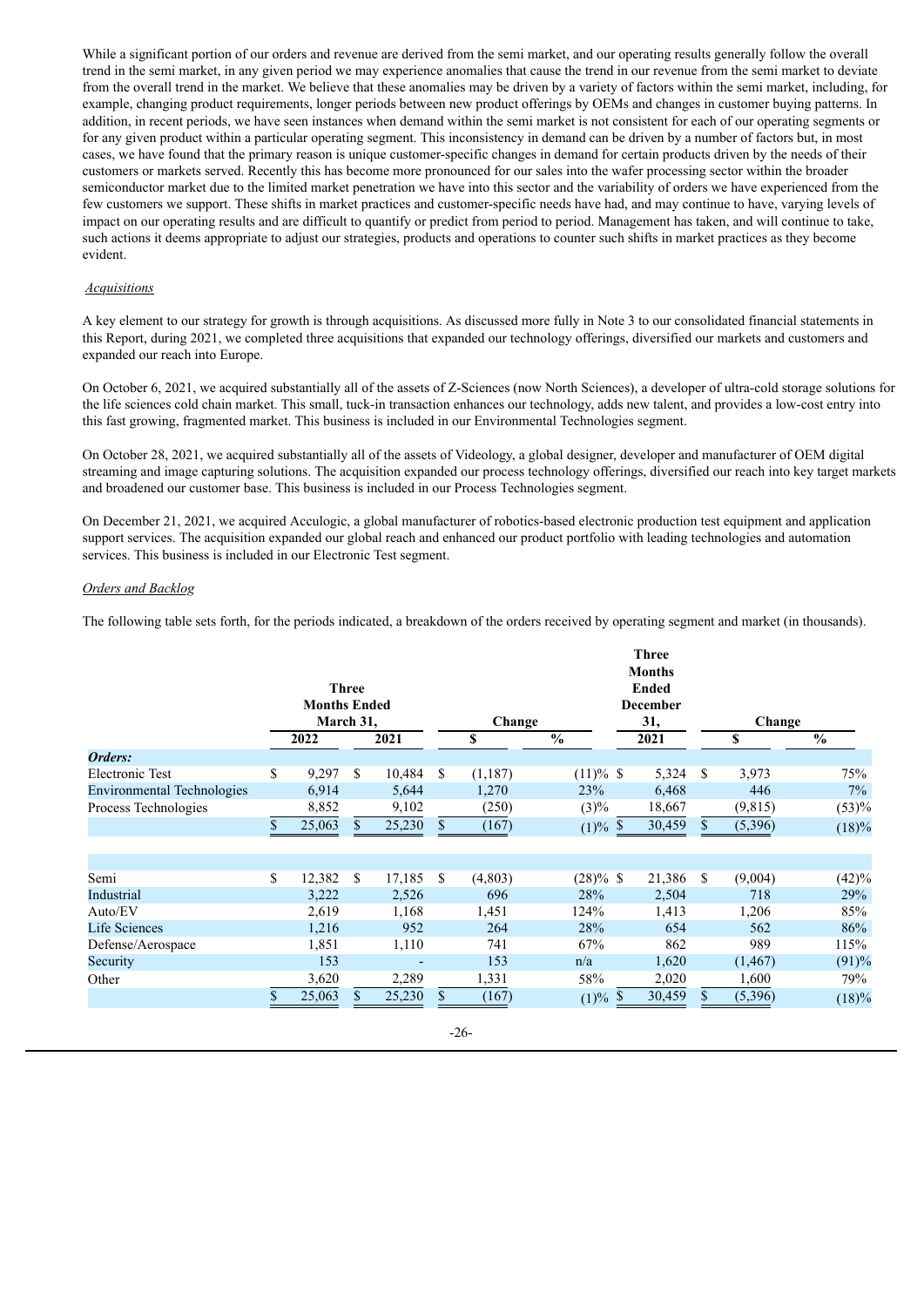While a significant portion of our orders and revenue are derived from the semi market, and our operating results generally follow the overall trend in the semi market, in any given period we may experience anomalies that cause the trend in our revenue from the semi market to deviate from the overall trend in the market. We believe that these anomalies may be driven by a variety of factors within the semi market, including, for example, changing product requirements, longer periods between new product offerings by OEMs and changes in customer buying patterns. In addition, in recent periods, we have seen instances when demand within the semi market is not consistent for each of our operating segments or for any given product within a particular operating segment. This inconsistency in demand can be driven by a number of factors but, in most cases, we have found that the primary reason is unique customer-specific changes in demand for certain products driven by the needs of their customers or markets served. Recently this has become more pronounced for our sales into the wafer processing sector within the broader semiconductor market due to the limited market penetration we have into this sector and the variability of orders we have experienced from the few customers we support. These shifts in market practices and customer-specific needs have had, and may continue to have, varying levels of impact on our operating results and are difficult to quantify or predict from period to period. Management has taken, and will continue to take, such actions it deems appropriate to adjust our strategies, products and operations to counter such shifts in market practices as they become evident.

*Acquisitions*

A key element to our strategy for growth is through acquisitions. As discussed more fully in Note 3 to our consolidated financial statements in this Report, during 2021, we completed three acquisitions that expanded our technology offerings, diversified our markets and customers and expanded our reach into Europe.

On October 6, 2021, we acquired substantially all of the assets of Z-Sciences (now North Sciences), a developer of ultra-cold storage solutions for the life sciences cold chain market. This small, tuck-in transaction enhances our technology, adds new talent, and provides a low-cost entry into this fast growing, fragmented market. This business is included in our Environmental Technologies segment.

On October 28, 2021, we acquired substantially all of the assets of Videology, a global designer, developer and manufacturer of OEM digital streaming and image capturing solutions. The acquisition expanded our process technology offerings, diversified our reach into key target markets and broadened our customer base. This business is included in our Process Technologies segment.

On December 21, 2021, we acquired Acculogic, a global manufacturer of robotics-based electronic production test equipment and application support services. The acquisition expanded our global reach and enhanced our product portfolio with leading technologies and automation services. This business is included in our Electronic Test segment.

*Orders and Backlog*

The following table sets forth, for the periods indicated, a breakdown of the orders received by operating segment and market (in thousands).

| | Three Months Ended March 31, | | Change | | Three Months Ended December 31, | Change | |
|---|---|---|---|---|---|---|---|
| | 2022 | 2021 | $ | % | 2021 | $ | % |
| ***Orders:*** | | | | | | | |
| Electronic Test | $ 9,297 | $ 10,484 | $ (1,187) | (11)% | $ 5,324 | $ 3,973 | 75% |
| Environmental Technologies | 6,914 | 5,644 | 1,270 | 23% | 6,468 | 446 | 7% |
| Process Technologies | 8,852 | 9,102 | (250) | (3)% | 18,667 | (9,815) | (53)% |
| | $ 25,063 | $ 25,230 | $ (167) | (1)% | $ 30,459 | $ (5,396) | (18)% |
| | | | | | | | |
| Semi | $ 12,382 | $ 17,185 | $ (4,803) | (28)% | $ 21,386 | $ (9,004) | (42)% |
| Industrial | 3,222 | 2,526 | 696 | 28% | 2,504 | 718 | 29% |
| Auto/EV | 2,619 | 1,168 | 1,451 | 124% | 1,413 | 1,206 | 85% |
| Life Sciences | 1,216 | 952 | 264 | 28% | 654 | 562 | 86% |
| Defense/Aerospace | 1,851 | 1,110 | 741 | 67% | 862 | 989 | 115% |
| Security | 153 | - | 153 | n/a | 1,620 | (1,467) | (91)% |
| Other | 3,620 | 2,289 | 1,331 | 58% | 2,020 | 1,600 | 79% |
| | $ 25,063 | $ 25,230 | $ (167) | (1)% | $ 30,459 | $ (5,396) | (18)% |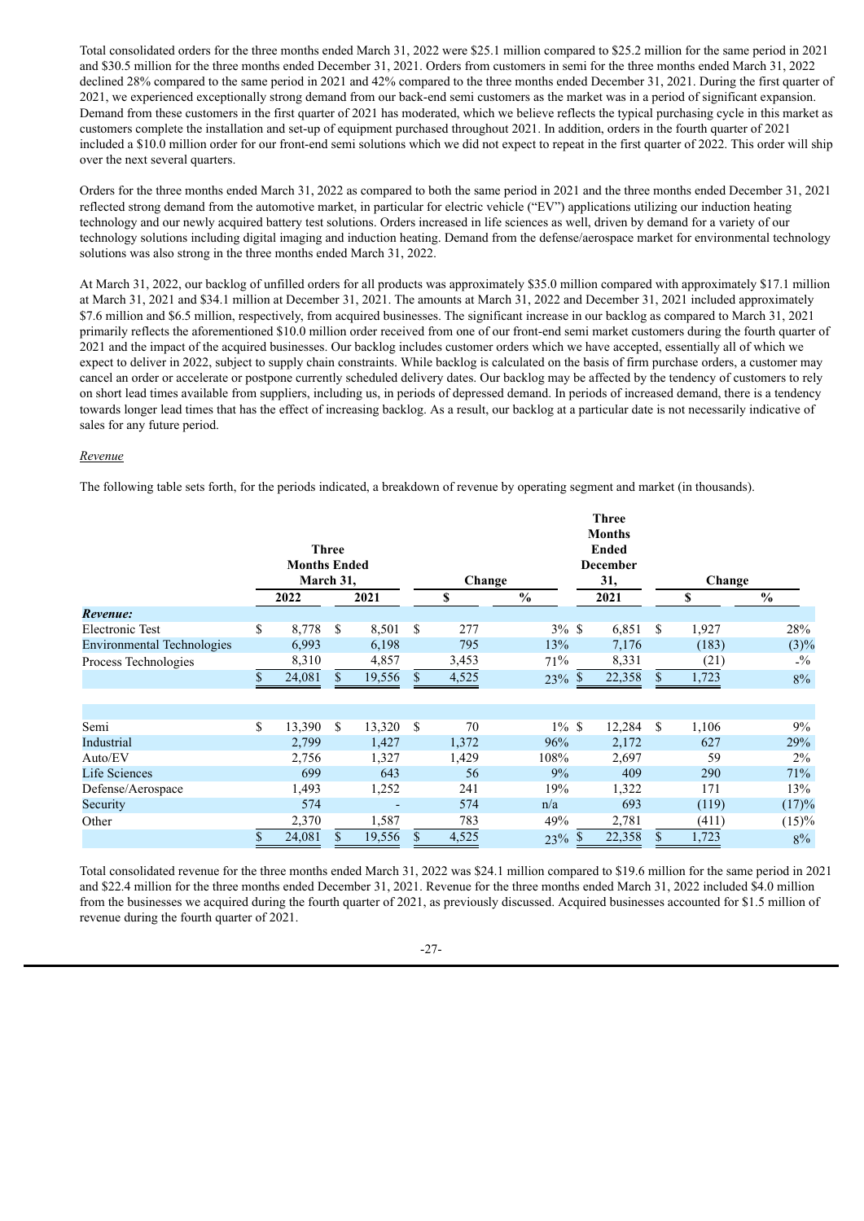Total consolidated orders for the three months ended March 31, 2022 were $25.1 million compared to $25.2 million for the same period in 2021 and $30.5 million for the three months ended December 31, 2021. Orders from customers in semi for the three months ended March 31, 2022 declined 28% compared to the same period in 2021 and 42% compared to the three months ended December 31, 2021. During the first quarter of 2021, we experienced exceptionally strong demand from our back-end semi customers as the market was in a period of significant expansion. Demand from these customers in the first quarter of 2021 has moderated, which we believe reflects the typical purchasing cycle in this market as customers complete the installation and set-up of equipment purchased throughout 2021. In addition, orders in the fourth quarter of 2021 included a $10.0 million order for our front-end semi solutions which we did not expect to repeat in the first quarter of 2022. This order will ship over the next several quarters.

Orders for the three months ended March 31, 2022 as compared to both the same period in 2021 and the three months ended December 31, 2021 reflected strong demand from the automotive market, in particular for electric vehicle ("EV") applications utilizing our induction heating technology and our newly acquired battery test solutions. Orders increased in life sciences as well, driven by demand for a variety of our technology solutions including digital imaging and induction heating. Demand from the defense/aerospace market for environmental technology solutions was also strong in the three months ended March 31, 2022.

At March 31, 2022, our backlog of unfilled orders for all products was approximately $35.0 million compared with approximately $17.1 million at March 31, 2021 and $34.1 million at December 31, 2021. The amounts at March 31, 2022 and December 31, 2021 included approximately $7.6 million and $6.5 million, respectively, from acquired businesses. The significant increase in our backlog as compared to March 31, 2021 primarily reflects the aforementioned $10.0 million order received from one of our front-end semi market customers during the fourth quarter of 2021 and the impact of the acquired businesses. Our backlog includes customer orders which we have accepted, essentially all of which we expect to deliver in 2022, subject to supply chain constraints. While backlog is calculated on the basis of firm purchase orders, a customer may cancel an order or accelerate or postpone currently scheduled delivery dates. Our backlog may be affected by the tendency of customers to rely on short lead times available from suppliers, including us, in periods of depressed demand. In periods of increased demand, there is a tendency towards longer lead times that has the effect of increasing backlog. As a result, our backlog at a particular date is not necessarily indicative of sales for any future period.

*Revenue*

The following table sets forth, for the periods indicated, a breakdown of revenue by operating segment and market (in thousands).

| | Three Months Ended March 31, | | Change | | Three Months Ended December 31, | Change | |
|---|---|---|---|---|---|---|---|
| | 2022 | 2021 | $ | % | 2021 | $ | % |
| ***Revenue:*** | | | | | | | |
| Electronic Test | $ 8,778 | $ 8,501 | $ 277 | 3% | $ 6,851 | $ 1,927 | 28% |
| Environmental Technologies | 6,993 | 6,198 | 795 | 13% | 7,176 | (183) | (3)% |
| Process Technologies | 8,310 | 4,857 | 3,453 | 71% | 8,331 | (21) | -% |
| | $ 24,081 | $ 19,556 | $ 4,525 | 23% | $ 22,358 | $ 1,723 | 8% |
| | | | | | | | |
| Semi | $ 13,390 | $ 13,320 | $ 70 | 1% | $ 12,284 | $ 1,106 | 9% |
| Industrial | 2,799 | 1,427 | 1,372 | 96% | 2,172 | 627 | 29% |
| Auto/EV | 2,756 | 1,327 | 1,429 | 108% | 2,697 | 59 | 2% |
| Life Sciences | 699 | 643 | 56 | 9% | 409 | 290 | 71% |
| Defense/Aerospace | 1,493 | 1,252 | 241 | 19% | 1,322 | 171 | 13% |
| Security | 574 | - | 574 | n/a | 693 | (119) | (17)% |
| Other | 2,370 | 1,587 | 783 | 49% | 2,781 | (411) | (15)% |
| | $ 24,081 | $ 19,556 | $ 4,525 | 23% | $ 22,358 | $ 1,723 | 8% |

Total consolidated revenue for the three months ended March 31, 2022 was $24.1 million compared to $19.6 million for the same period in 2021 and $22.4 million for the three months ended December 31, 2021. Revenue for the three months ended March 31, 2022 included $4.0 million from the businesses we acquired during the fourth quarter of 2021, as previously discussed. Acquired businesses accounted for $1.5 million of revenue during the fourth quarter of 2021.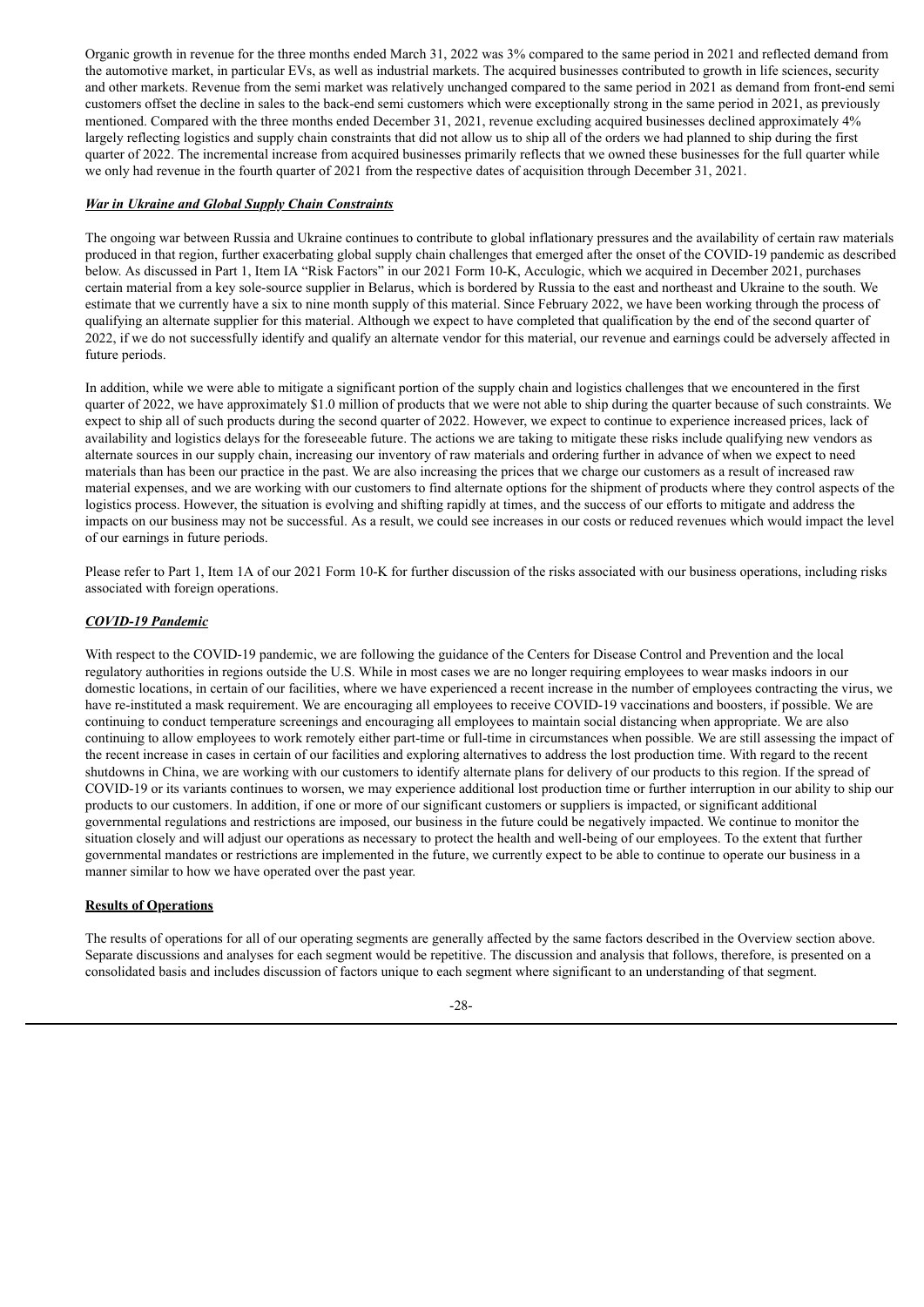Organic growth in revenue for the three months ended March 31, 2022 was 3% compared to the same period in 2021 and reflected demand from the automotive market, in particular EVs, as well as industrial markets. The acquired businesses contributed to growth in life sciences, security and other markets. Revenue from the semi market was relatively unchanged compared to the same period in 2021 as demand from front-end semi customers offset the decline in sales to the back-end semi customers which were exceptionally strong in the same period in 2021, as previously mentioned. Compared with the three months ended December 31, 2021, revenue excluding acquired businesses declined approximately 4% largely reflecting logistics and supply chain constraints that did not allow us to ship all of the orders we had planned to ship during the first quarter of 2022. The incremental increase from acquired businesses primarily reflects that we owned these businesses for the full quarter while we only had revenue in the fourth quarter of 2021 from the respective dates of acquisition through December 31, 2021.

***War in Ukraine and Global Supply Chain Constraints***

The ongoing war between Russia and Ukraine continues to contribute to global inflationary pressures and the availability of certain raw materials produced in that region, further exacerbating global supply chain challenges that emerged after the onset of the COVID-19 pandemic as described below. As discussed in Part 1, Item IA "Risk Factors" in our 2021 Form 10-K, Acculogic, which we acquired in December 2021, purchases certain material from a key sole-source supplier in Belarus, which is bordered by Russia to the east and northeast and Ukraine to the south. We estimate that we currently have a six to nine month supply of this material. Since February 2022, we have been working through the process of qualifying an alternate supplier for this material. Although we expect to have completed that qualification by the end of the second quarter of 2022, if we do not successfully identify and qualify an alternate vendor for this material, our revenue and earnings could be adversely affected in future periods.

In addition, while we were able to mitigate a significant portion of the supply chain and logistics challenges that we encountered in the first quarter of 2022, we have approximately $1.0 million of products that we were not able to ship during the quarter because of such constraints. We expect to ship all of such products during the second quarter of 2022. However, we expect to continue to experience increased prices, lack of availability and logistics delays for the foreseeable future. The actions we are taking to mitigate these risks include qualifying new vendors as alternate sources in our supply chain, increasing our inventory of raw materials and ordering further in advance of when we expect to need materials than has been our practice in the past. We are also increasing the prices that we charge our customers as a result of increased raw material expenses, and we are working with our customers to find alternate options for the shipment of products where they control aspects of the logistics process. However, the situation is evolving and shifting rapidly at times, and the success of our efforts to mitigate and address the impacts on our business may not be successful. As a result, we could see increases in our costs or reduced revenues which would impact the level of our earnings in future periods.

Please refer to Part 1, Item 1A of our 2021 Form 10-K for further discussion of the risks associated with our business operations, including risks associated with foreign operations.

***COVID-19 Pandemic***

With respect to the COVID-19 pandemic, we are following the guidance of the Centers for Disease Control and Prevention and the local regulatory authorities in regions outside the U.S. While in most cases we are no longer requiring employees to wear masks indoors in our domestic locations, in certain of our facilities, where we have experienced a recent increase in the number of employees contracting the virus, we have re-instituted a mask requirement. We are encouraging all employees to receive COVID-19 vaccinations and boosters, if possible. We are continuing to conduct temperature screenings and encouraging all employees to maintain social distancing when appropriate. We are also continuing to allow employees to work remotely either part-time or full-time in circumstances when possible. We are still assessing the impact of the recent increase in cases in certain of our facilities and exploring alternatives to address the lost production time. With regard to the recent shutdowns in China, we are working with our customers to identify alternate plans for delivery of our products to this region. If the spread of COVID-19 or its variants continues to worsen, we may experience additional lost production time or further interruption in our ability to ship our products to our customers. In addition, if one or more of our significant customers or suppliers is impacted, or significant additional governmental regulations and restrictions are imposed, our business in the future could be negatively impacted. We continue to monitor the situation closely and will adjust our operations as necessary to protect the health and well-being of our employees. To the extent that further governmental mandates or restrictions are implemented in the future, we currently expect to be able to continue to operate our business in a manner similar to how we have operated over the past year.

**Results of Operations**

The results of operations for all of our operating segments are generally affected by the same factors described in the Overview section above. Separate discussions and analyses for each segment would be repetitive. The discussion and analysis that follows, therefore, is presented on a consolidated basis and includes discussion of factors unique to each segment where significant to an understanding of that segment.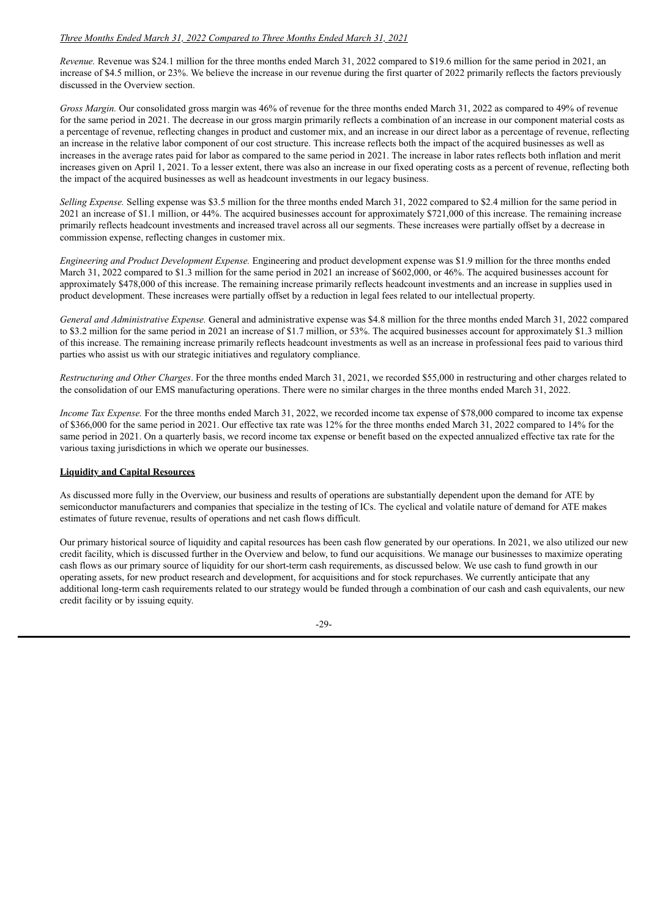*Three Months Ended March 31, 2022 Compared to Three Months Ended March 31, 2021*

*Revenue.* Revenue was $24.1 million for the three months ended March 31, 2022 compared to $19.6 million for the same period in 2021, an increase of $4.5 million, or 23%. We believe the increase in our revenue during the first quarter of 2022 primarily reflects the factors previously discussed in the Overview section.

*Gross Margin.* Our consolidated gross margin was 46% of revenue for the three months ended March 31, 2022 as compared to 49% of revenue for the same period in 2021. The decrease in our gross margin primarily reflects a combination of an increase in our component material costs as a percentage of revenue, reflecting changes in product and customer mix, and an increase in our direct labor as a percentage of revenue, reflecting an increase in the relative labor component of our cost structure. This increase reflects both the impact of the acquired businesses as well as increases in the average rates paid for labor as compared to the same period in 2021. The increase in labor rates reflects both inflation and merit increases given on April 1, 2021. To a lesser extent, there was also an increase in our fixed operating costs as a percent of revenue, reflecting both the impact of the acquired businesses as well as headcount investments in our legacy business.

*Selling Expense.* Selling expense was $3.5 million for the three months ended March 31, 2022 compared to $2.4 million for the same period in 2021 an increase of $1.1 million, or 44%. The acquired businesses account for approximately $721,000 of this increase. The remaining increase primarily reflects headcount investments and increased travel across all our segments. These increases were partially offset by a decrease in commission expense, reflecting changes in customer mix.

*Engineering and Product Development Expense.* Engineering and product development expense was $1.9 million for the three months ended March 31, 2022 compared to $1.3 million for the same period in 2021 an increase of $602,000, or 46%. The acquired businesses account for approximately $478,000 of this increase. The remaining increase primarily reflects headcount investments and an increase in supplies used in product development. These increases were partially offset by a reduction in legal fees related to our intellectual property.

*General and Administrative Expense.* General and administrative expense was $4.8 million for the three months ended March 31, 2022 compared to $3.2 million for the same period in 2021 an increase of $1.7 million, or 53%. The acquired businesses account for approximately $1.3 million of this increase. The remaining increase primarily reflects headcount investments as well as an increase in professional fees paid to various third parties who assist us with our strategic initiatives and regulatory compliance.

*Restructuring and Other Charges*. For the three months ended March 31, 2021, we recorded $55,000 in restructuring and other charges related to the consolidation of our EMS manufacturing operations. There were no similar charges in the three months ended March 31, 2022.

*Income Tax Expense.* For the three months ended March 31, 2022, we recorded income tax expense of $78,000 compared to income tax expense of $366,000 for the same period in 2021. Our effective tax rate was 12% for the three months ended March 31, 2022 compared to 14% for the same period in 2021. On a quarterly basis, we record income tax expense or benefit based on the expected annualized effective tax rate for the various taxing jurisdictions in which we operate our businesses.

**Liquidity and Capital Resources**

As discussed more fully in the Overview, our business and results of operations are substantially dependent upon the demand for ATE by semiconductor manufacturers and companies that specialize in the testing of ICs. The cyclical and volatile nature of demand for ATE makes estimates of future revenue, results of operations and net cash flows difficult.

Our primary historical source of liquidity and capital resources has been cash flow generated by our operations. In 2021, we also utilized our new credit facility, which is discussed further in the Overview and below, to fund our acquisitions. We manage our businesses to maximize operating cash flows as our primary source of liquidity for our short-term cash requirements, as discussed below. We use cash to fund growth in our operating assets, for new product research and development, for acquisitions and for stock repurchases. We currently anticipate that any additional long-term cash requirements related to our strategy would be funded through a combination of our cash and cash equivalents, our new credit facility or by issuing equity.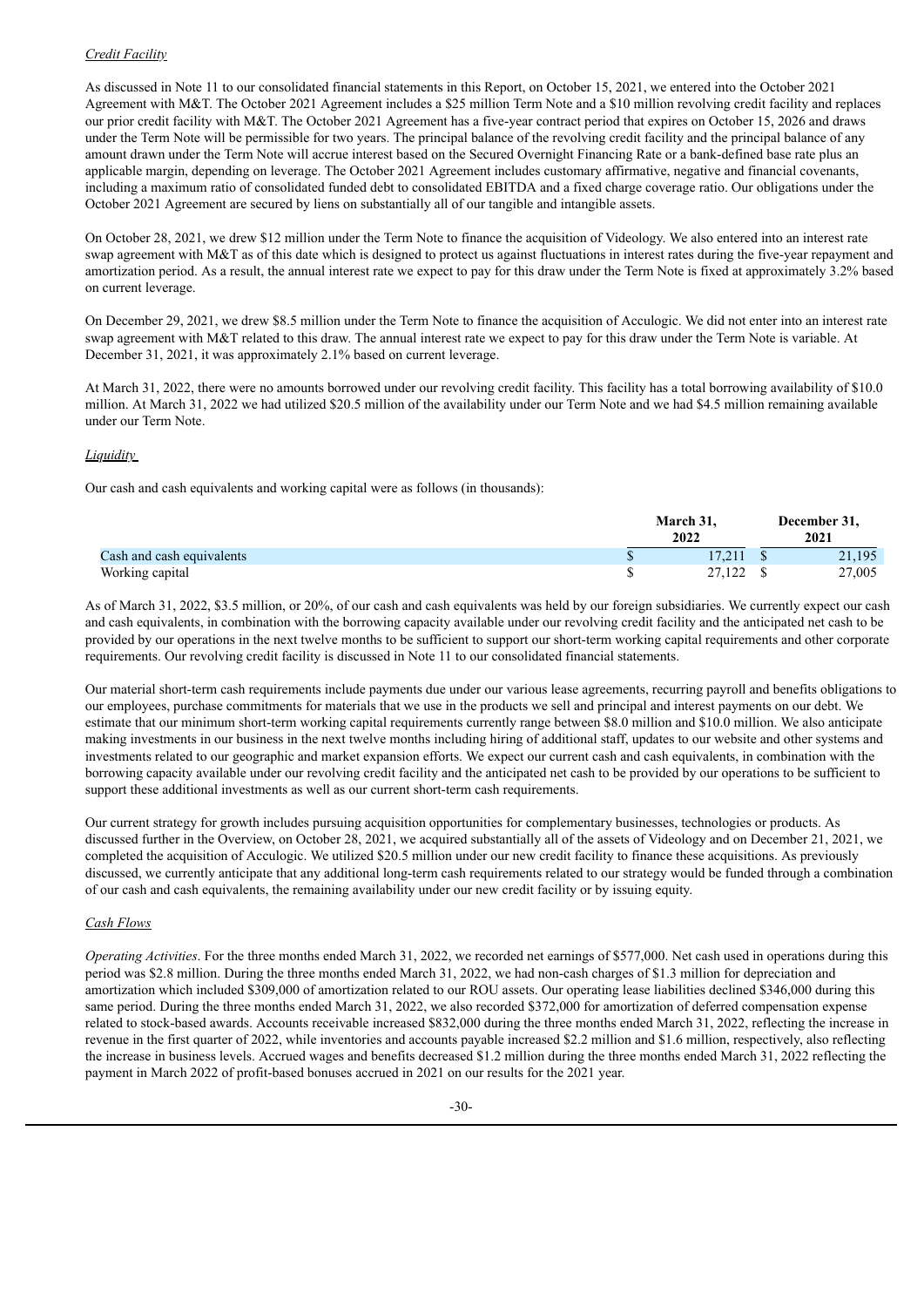*Credit Facility*

As discussed in Note 11 to our consolidated financial statements in this Report, on October 15, 2021, we entered into the October 2021 Agreement with M&T. The October 2021 Agreement includes a $25 million Term Note and a $10 million revolving credit facility and replaces our prior credit facility with M&T. The October 2021 Agreement has a five-year contract period that expires on October 15, 2026 and draws under the Term Note will be permissible for two years. The principal balance of the revolving credit facility and the principal balance of any amount drawn under the Term Note will accrue interest based on the Secured Overnight Financing Rate or a bank-defined base rate plus an applicable margin, depending on leverage. The October 2021 Agreement includes customary affirmative, negative and financial covenants, including a maximum ratio of consolidated funded debt to consolidated EBITDA and a fixed charge coverage ratio. Our obligations under the October 2021 Agreement are secured by liens on substantially all of our tangible and intangible assets.

On October 28, 2021, we drew $12 million under the Term Note to finance the acquisition of Videology. We also entered into an interest rate swap agreement with M&T as of this date which is designed to protect us against fluctuations in interest rates during the five-year repayment and amortization period. As a result, the annual interest rate we expect to pay for this draw under the Term Note is fixed at approximately 3.2% based on current leverage.

On December 29, 2021, we drew $8.5 million under the Term Note to finance the acquisition of Acculogic. We did not enter into an interest rate swap agreement with M&T related to this draw. The annual interest rate we expect to pay for this draw under the Term Note is variable. At December 31, 2021, it was approximately 2.1% based on current leverage.

At March 31, 2022, there were no amounts borrowed under our revolving credit facility. This facility has a total borrowing availability of $10.0 million. At March 31, 2022 we had utilized $20.5 million of the availability under our Term Note and we had $4.5 million remaining available under our Term Note.

*Liquidity*

Our cash and cash equivalents and working capital were as follows (in thousands):

| | March 31, 2022 | December 31, 2021 |
|---|---|---|
| Cash and cash equivalents | $ 17,211 | $ 21,195 |
| Working capital | $ 27,122 | $ 27,005 |

As of March 31, 2022, $3.5 million, or 20%, of our cash and cash equivalents was held by our foreign subsidiaries. We currently expect our cash and cash equivalents, in combination with the borrowing capacity available under our revolving credit facility and the anticipated net cash to be provided by our operations in the next twelve months to be sufficient to support our short-term working capital requirements and other corporate requirements. Our revolving credit facility is discussed in Note 11 to our consolidated financial statements.

Our material short-term cash requirements include payments due under our various lease agreements, recurring payroll and benefits obligations to our employees, purchase commitments for materials that we use in the products we sell and principal and interest payments on our debt. We estimate that our minimum short-term working capital requirements currently range between $8.0 million and $10.0 million. We also anticipate making investments in our business in the next twelve months including hiring of additional staff, updates to our website and other systems and investments related to our geographic and market expansion efforts. We expect our current cash and cash equivalents, in combination with the borrowing capacity available under our revolving credit facility and the anticipated net cash to be provided by our operations to be sufficient to support these additional investments as well as our current short-term cash requirements.

Our current strategy for growth includes pursuing acquisition opportunities for complementary businesses, technologies or products. As discussed further in the Overview, on October 28, 2021, we acquired substantially all of the assets of Videology and on December 21, 2021, we completed the acquisition of Acculogic. We utilized $20.5 million under our new credit facility to finance these acquisitions. As previously discussed, we currently anticipate that any additional long-term cash requirements related to our strategy would be funded through a combination of our cash and cash equivalents, the remaining availability under our new credit facility or by issuing equity.

*Cash Flows*

*Operating Activities*. For the three months ended March 31, 2022, we recorded net earnings of $577,000. Net cash used in operations during this period was $2.8 million. During the three months ended March 31, 2022, we had non-cash charges of $1.3 million for depreciation and amortization which included $309,000 of amortization related to our ROU assets. Our operating lease liabilities declined $346,000 during this same period. During the three months ended March 31, 2022, we also recorded $372,000 for amortization of deferred compensation expense related to stock-based awards. Accounts receivable increased $832,000 during the three months ended March 31, 2022, reflecting the increase in revenue in the first quarter of 2022, while inventories and accounts payable increased $2.2 million and $1.6 million, respectively, also reflecting the increase in business levels. Accrued wages and benefits decreased $1.2 million during the three months ended March 31, 2022 reflecting the payment in March 2022 of profit-based bonuses accrued in 2021 on our results for the 2021 year.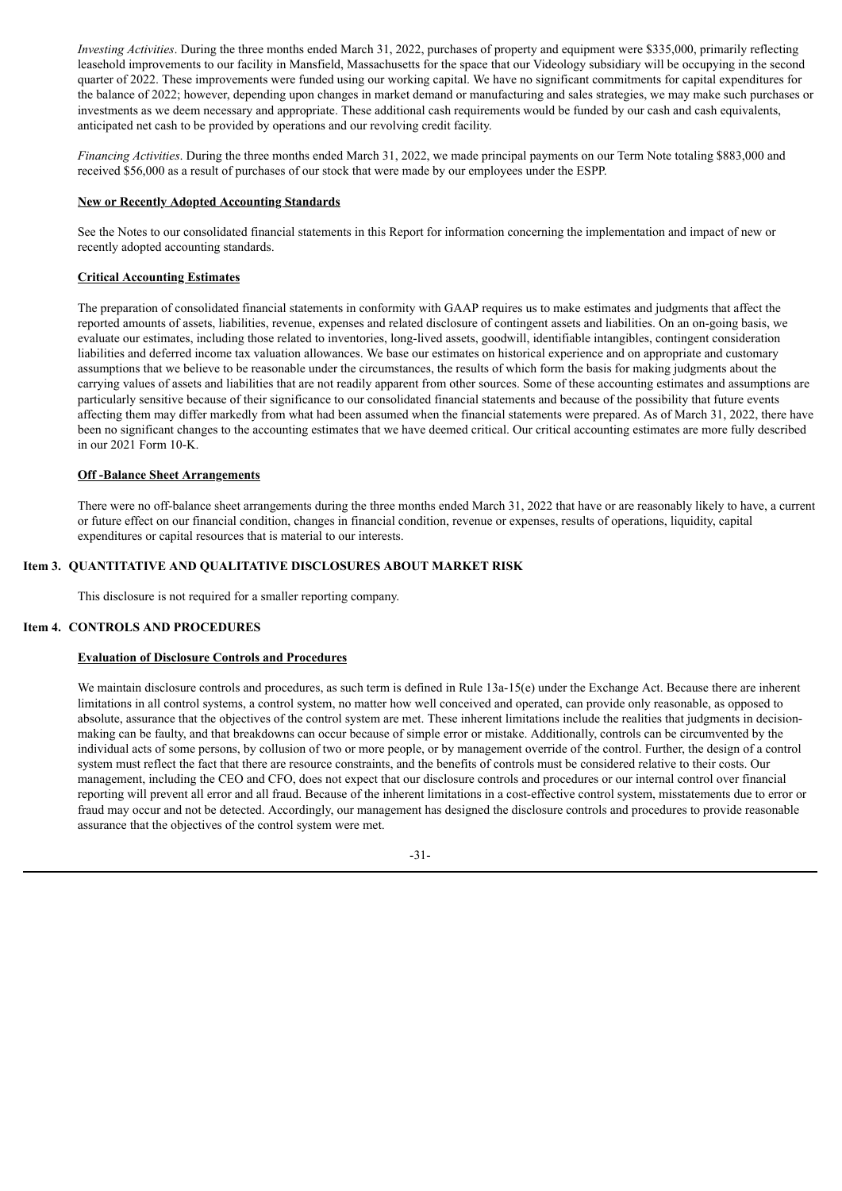*Investing Activities*. During the three months ended March 31, 2022, purchases of property and equipment were $335,000, primarily reflecting leasehold improvements to our facility in Mansfield, Massachusetts for the space that our Videology subsidiary will be occupying in the second quarter of 2022. These improvements were funded using our working capital. We have no significant commitments for capital expenditures for the balance of 2022; however, depending upon changes in market demand or manufacturing and sales strategies, we may make such purchases or investments as we deem necessary and appropriate. These additional cash requirements would be funded by our cash and cash equivalents, anticipated net cash to be provided by operations and our revolving credit facility.

*Financing Activities*. During the three months ended March 31, 2022, we made principal payments on our Term Note totaling $883,000 and received $56,000 as a result of purchases of our stock that were made by our employees under the ESPP.

**New or Recently Adopted Accounting Standards**

See the Notes to our consolidated financial statements in this Report for information concerning the implementation and impact of new or recently adopted accounting standards.

**Critical Accounting Estimates**

The preparation of consolidated financial statements in conformity with GAAP requires us to make estimates and judgments that affect the reported amounts of assets, liabilities, revenue, expenses and related disclosure of contingent assets and liabilities. On an on-going basis, we evaluate our estimates, including those related to inventories, long-lived assets, goodwill, identifiable intangibles, contingent consideration liabilities and deferred income tax valuation allowances. We base our estimates on historical experience and on appropriate and customary assumptions that we believe to be reasonable under the circumstances, the results of which form the basis for making judgments about the carrying values of assets and liabilities that are not readily apparent from other sources. Some of these accounting estimates and assumptions are particularly sensitive because of their significance to our consolidated financial statements and because of the possibility that future events affecting them may differ markedly from what had been assumed when the financial statements were prepared. As of March 31, 2022, there have been no significant changes to the accounting estimates that we have deemed critical. Our critical accounting estimates are more fully described in our 2021 Form 10-K.

**Off -Balance Sheet Arrangements**

There were no off-balance sheet arrangements during the three months ended March 31, 2022 that have or are reasonably likely to have, a current or future effect on our financial condition, changes in financial condition, revenue or expenses, results of operations, liquidity, capital expenditures or capital resources that is material to our interests.

## Item 3. QUANTITATIVE AND QUALITATIVE DISCLOSURES ABOUT MARKET RISK

This disclosure is not required for a smaller reporting company.

## Item 4. CONTROLS AND PROCEDURES

**Evaluation of Disclosure Controls and Procedures**

We maintain disclosure controls and procedures, as such term is defined in Rule 13a-15(e) under the Exchange Act. Because there are inherent limitations in all control systems, a control system, no matter how well conceived and operated, can provide only reasonable, as opposed to absolute, assurance that the objectives of the control system are met. These inherent limitations include the realities that judgments in decision-making can be faulty, and that breakdowns can occur because of simple error or mistake. Additionally, controls can be circumvented by the individual acts of some persons, by collusion of two or more people, or by management override of the control. Further, the design of a control system must reflect the fact that there are resource constraints, and the benefits of controls must be considered relative to their costs. Our management, including the CEO and CFO, does not expect that our disclosure controls and procedures or our internal control over financial reporting will prevent all error and all fraud. Because of the inherent limitations in a cost-effective control system, misstatements due to error or fraud may occur and not be detected. Accordingly, our management has designed the disclosure controls and procedures to provide reasonable assurance that the objectives of the control system were met.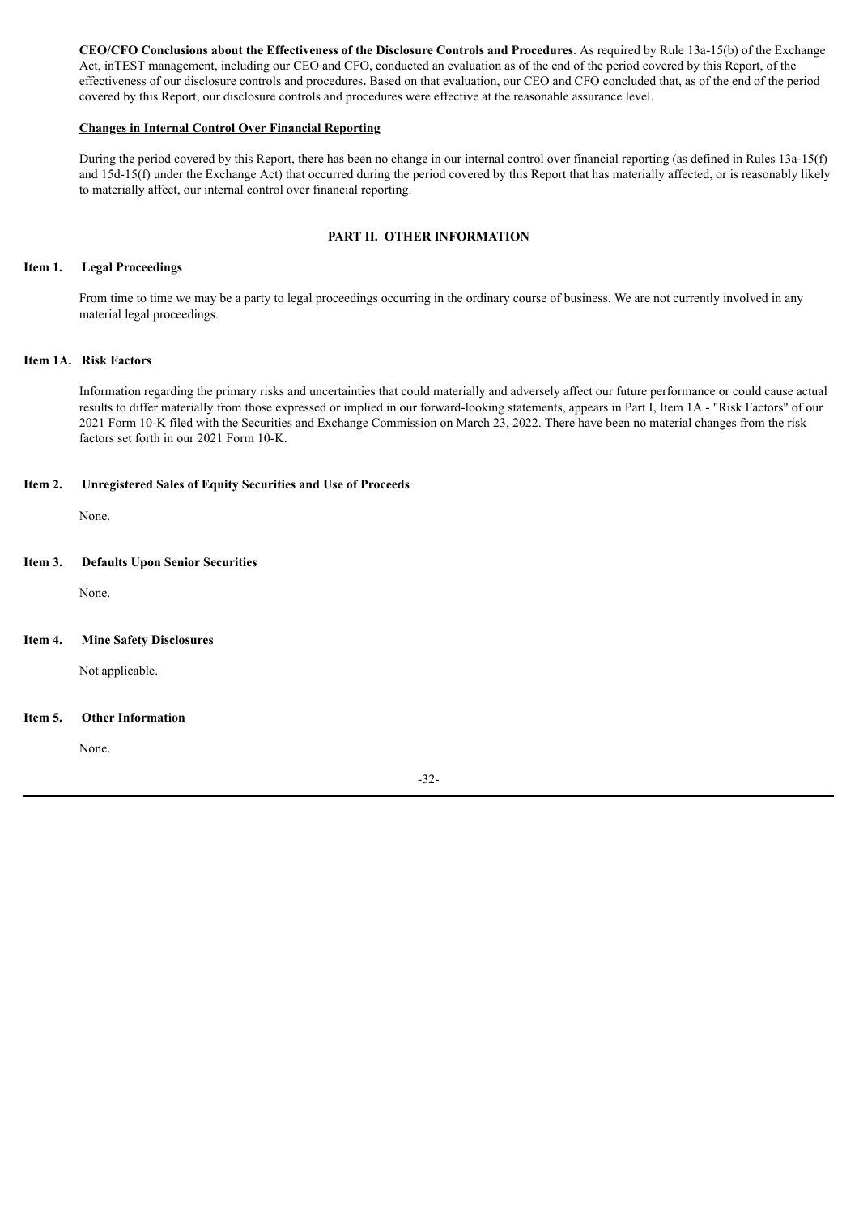**CEO/CFO Conclusions about the Effectiveness of the Disclosure Controls and Procedures**. As required by Rule 13a-15(b) of the Exchange Act, inTEST management, including our CEO and CFO, conducted an evaluation as of the end of the period covered by this Report, of the effectiveness of our disclosure controls and procedures**.** Based on that evaluation, our CEO and CFO concluded that, as of the end of the period covered by this Report, our disclosure controls and procedures were effective at the reasonable assurance level.

**Changes in Internal Control Over Financial Reporting**

During the period covered by this Report, there has been no change in our internal control over financial reporting (as defined in Rules 13a-15(f) and 15d-15(f) under the Exchange Act) that occurred during the period covered by this Report that has materially affected, or is reasonably likely to materially affect, our internal control over financial reporting.

## PART II. OTHER INFORMATION

### Item 1. Legal Proceedings

From time to time we may be a party to legal proceedings occurring in the ordinary course of business. We are not currently involved in any material legal proceedings.

### Item 1A. Risk Factors

Information regarding the primary risks and uncertainties that could materially and adversely affect our future performance or could cause actual results to differ materially from those expressed or implied in our forward-looking statements, appears in Part I, Item 1A - "Risk Factors" of our 2021 Form 10-K filed with the Securities and Exchange Commission on March 23, 2022. There have been no material changes from the risk factors set forth in our 2021 Form 10-K.

### Item 2. Unregistered Sales of Equity Securities and Use of Proceeds

None.

### Item 3. Defaults Upon Senior Securities

None.

### Item 4. Mine Safety Disclosures

Not applicable.

### Item 5. Other Information

None.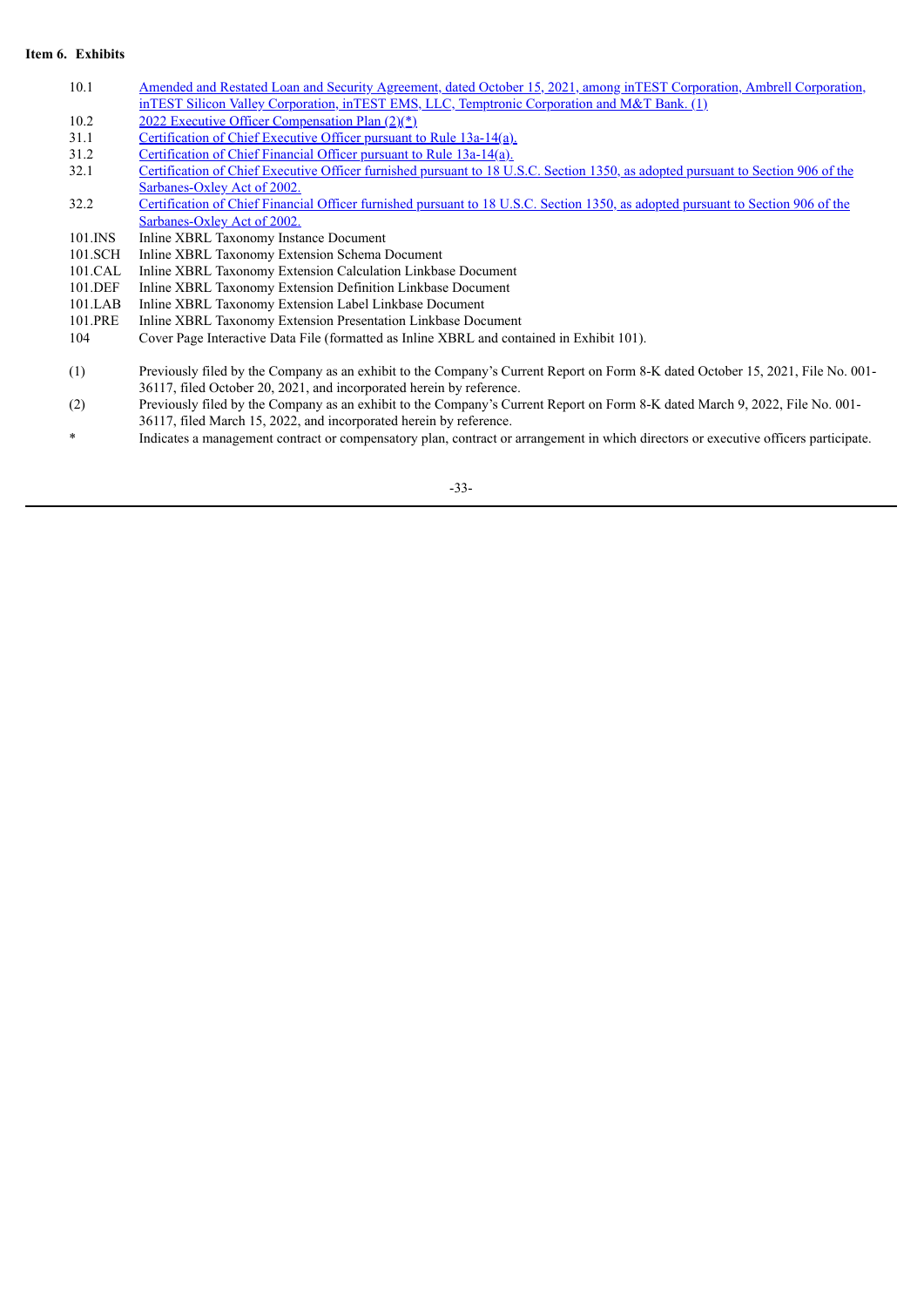**Item 6. Exhibits**

| | |
|---|---|
| 10.1 | Amended and Restated Loan and Security Agreement, dated October 15, 2021, among inTEST Corporation, Ambrell Corporation, inTEST Silicon Valley Corporation, inTEST EMS, LLC, Temptronic Corporation and M&T Bank. (1) |
| 10.2 | 2022 Executive Officer Compensation Plan (2)(*) |
| 31.1 | Certification of Chief Executive Officer pursuant to Rule 13a-14(a). |
| 31.2 | Certification of Chief Financial Officer pursuant to Rule 13a-14(a). |
| 32.1 | Certification of Chief Executive Officer furnished pursuant to 18 U.S.C. Section 1350, as adopted pursuant to Section 906 of the Sarbanes-Oxley Act of 2002. |
| 32.2 | Certification of Chief Financial Officer furnished pursuant to 18 U.S.C. Section 1350, as adopted pursuant to Section 906 of the Sarbanes-Oxley Act of 2002. |
| 101.INS | Inline XBRL Taxonomy Instance Document |
| 101.SCH | Inline XBRL Taxonomy Extension Schema Document |
| 101.CAL | Inline XBRL Taxonomy Extension Calculation Linkbase Document |
| 101.DEF | Inline XBRL Taxonomy Extension Definition Linkbase Document |
| 101.LAB | Inline XBRL Taxonomy Extension Label Linkbase Document |
| 101.PRE | Inline XBRL Taxonomy Extension Presentation Linkbase Document |
| 104 | Cover Page Interactive Data File (formatted as Inline XBRL and contained in Exhibit 101). |

(1) Previously filed by the Company as an exhibit to the Company's Current Report on Form 8-K dated October 15, 2021, File No. 001-36117, filed October 20, 2021, and incorporated herein by reference.

(2) Previously filed by the Company as an exhibit to the Company's Current Report on Form 8-K dated March 9, 2022, File No. 001-36117, filed March 15, 2022, and incorporated herein by reference.

\* Indicates a management contract or compensatory plan, contract or arrangement in which directors or executive officers participate.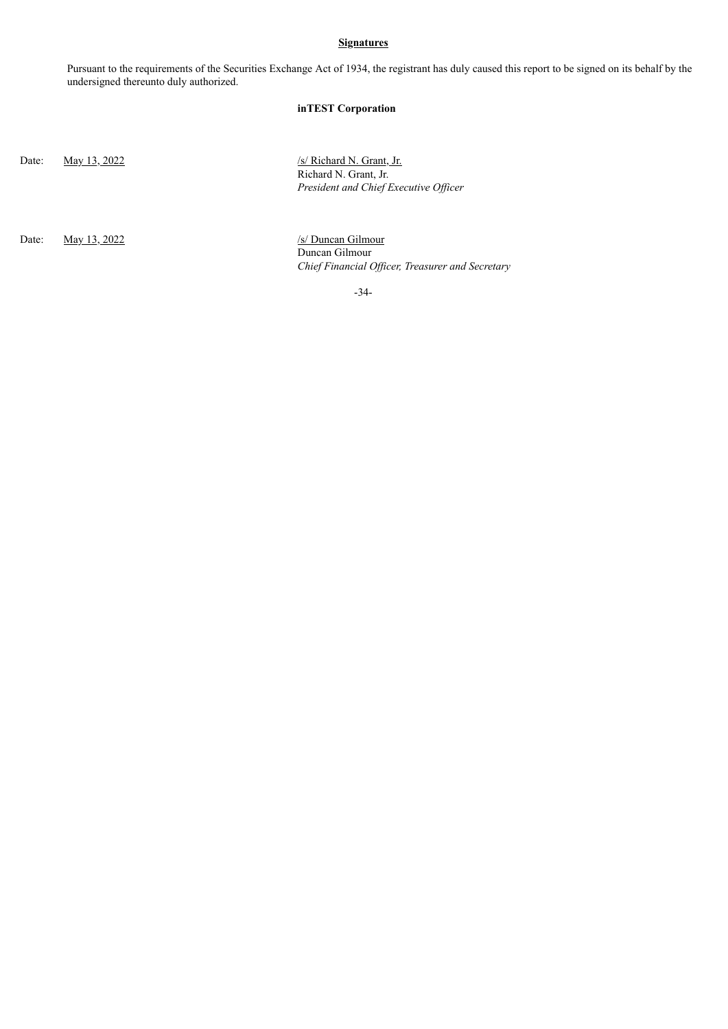**Signatures**

Pursuant to the requirements of the Securities Exchange Act of 1934, the registrant has duly caused this report to be signed on its behalf by the undersigned thereunto duly authorized.

**inTEST Corporation**

Date: May 13, 2022

/s/ Richard N. Grant, Jr.
Richard N. Grant, Jr.
*President and Chief Executive Officer*

Date: May 13, 2022

/s/ Duncan Gilmour
Duncan Gilmour
*Chief Financial Officer, Treasurer and Secretary*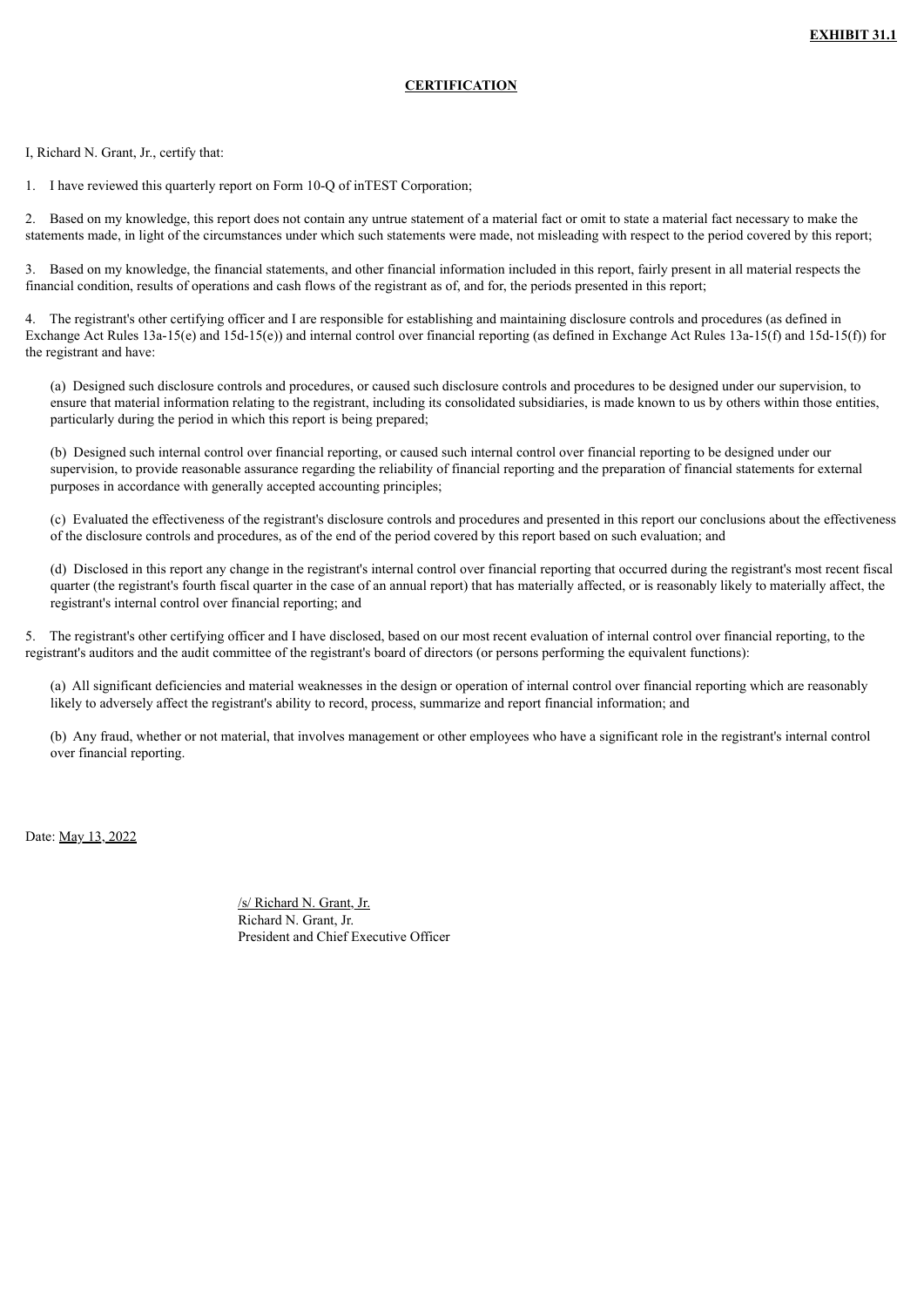**EXHIBIT 31.1**

**CERTIFICATION**

I, Richard N. Grant, Jr., certify that:

1. I have reviewed this quarterly report on Form 10-Q of inTEST Corporation;

2. Based on my knowledge, this report does not contain any untrue statement of a material fact or omit to state a material fact necessary to make the statements made, in light of the circumstances under which such statements were made, not misleading with respect to the period covered by this report;

3. Based on my knowledge, the financial statements, and other financial information included in this report, fairly present in all material respects the financial condition, results of operations and cash flows of the registrant as of, and for, the periods presented in this report;

4. The registrant's other certifying officer and I are responsible for establishing and maintaining disclosure controls and procedures (as defined in Exchange Act Rules 13a-15(e) and 15d-15(e)) and internal control over financial reporting (as defined in Exchange Act Rules 13a-15(f) and 15d-15(f)) for the registrant and have:

   (a) Designed such disclosure controls and procedures, or caused such disclosure controls and procedures to be designed under our supervision, to ensure that material information relating to the registrant, including its consolidated subsidiaries, is made known to us by others within those entities, particularly during the period in which this report is being prepared;

   (b) Designed such internal control over financial reporting, or caused such internal control over financial reporting to be designed under our supervision, to provide reasonable assurance regarding the reliability of financial reporting and the preparation of financial statements for external purposes in accordance with generally accepted accounting principles;

   (c) Evaluated the effectiveness of the registrant's disclosure controls and procedures and presented in this report our conclusions about the effectiveness of the disclosure controls and procedures, as of the end of the period covered by this report based on such evaluation; and

   (d) Disclosed in this report any change in the registrant's internal control over financial reporting that occurred during the registrant's most recent fiscal quarter (the registrant's fourth fiscal quarter in the case of an annual report) that has materially affected, or is reasonably likely to materially affect, the registrant's internal control over financial reporting; and

5. The registrant's other certifying officer and I have disclosed, based on our most recent evaluation of internal control over financial reporting, to the registrant's auditors and the audit committee of the registrant's board of directors (or persons performing the equivalent functions):

   (a) All significant deficiencies and material weaknesses in the design or operation of internal control over financial reporting which are reasonably likely to adversely affect the registrant's ability to record, process, summarize and report financial information; and

   (b) Any fraud, whether or not material, that involves management or other employees who have a significant role in the registrant's internal control over financial reporting.

Date: May 13, 2022

/s/ Richard N. Grant, Jr.
Richard N. Grant, Jr.
President and Chief Executive Officer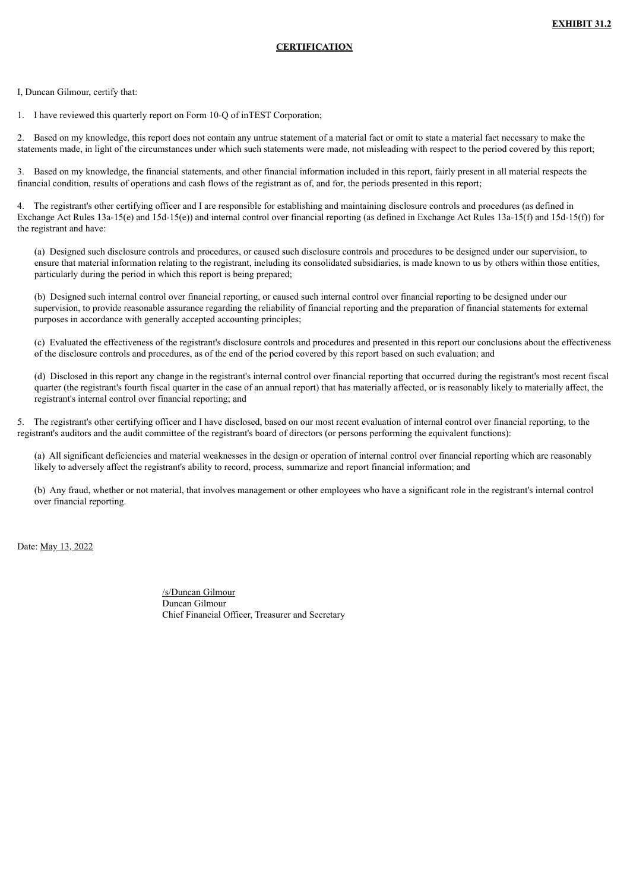**EXHIBIT 31.2**

**CERTIFICATION**

I, Duncan Gilmour, certify that:

1. I have reviewed this quarterly report on Form 10-Q of inTEST Corporation;

2. Based on my knowledge, this report does not contain any untrue statement of a material fact or omit to state a material fact necessary to make the statements made, in light of the circumstances under which such statements were made, not misleading with respect to the period covered by this report;

3. Based on my knowledge, the financial statements, and other financial information included in this report, fairly present in all material respects the financial condition, results of operations and cash flows of the registrant as of, and for, the periods presented in this report;

4. The registrant's other certifying officer and I are responsible for establishing and maintaining disclosure controls and procedures (as defined in Exchange Act Rules 13a-15(e) and 15d-15(e)) and internal control over financial reporting (as defined in Exchange Act Rules 13a-15(f) and 15d-15(f)) for the registrant and have:

(a) Designed such disclosure controls and procedures, or caused such disclosure controls and procedures to be designed under our supervision, to ensure that material information relating to the registrant, including its consolidated subsidiaries, is made known to us by others within those entities, particularly during the period in which this report is being prepared;

(b) Designed such internal control over financial reporting, or caused such internal control over financial reporting to be designed under our supervision, to provide reasonable assurance regarding the reliability of financial reporting and the preparation of financial statements for external purposes in accordance with generally accepted accounting principles;

(c) Evaluated the effectiveness of the registrant's disclosure controls and procedures and presented in this report our conclusions about the effectiveness of the disclosure controls and procedures, as of the end of the period covered by this report based on such evaluation; and

(d) Disclosed in this report any change in the registrant's internal control over financial reporting that occurred during the registrant's most recent fiscal quarter (the registrant's fourth fiscal quarter in the case of an annual report) that has materially affected, or is reasonably likely to materially affect, the registrant's internal control over financial reporting; and

5. The registrant's other certifying officer and I have disclosed, based on our most recent evaluation of internal control over financial reporting, to the registrant's auditors and the audit committee of the registrant's board of directors (or persons performing the equivalent functions):

(a) All significant deficiencies and material weaknesses in the design or operation of internal control over financial reporting which are reasonably likely to adversely affect the registrant's ability to record, process, summarize and report financial information; and

(b) Any fraud, whether or not material, that involves management or other employees who have a significant role in the registrant's internal control over financial reporting.

Date: May 13, 2022

/s/Duncan Gilmour
Duncan Gilmour
Chief Financial Officer, Treasurer and Secretary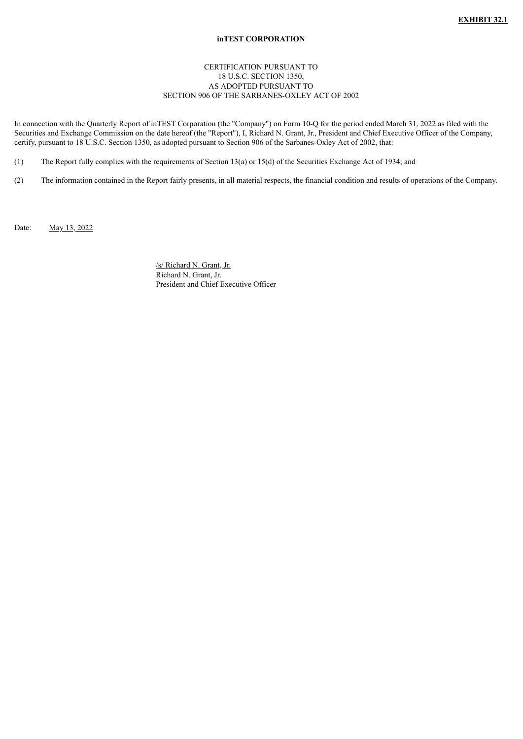**EXHIBIT 32.1**

**inTEST CORPORATION**

CERTIFICATION PURSUANT TO
18 U.S.C. SECTION 1350,
AS ADOPTED PURSUANT TO
SECTION 906 OF THE SARBANES-OXLEY ACT OF 2002

In connection with the Quarterly Report of inTEST Corporation (the "Company") on Form 10-Q for the period ended March 31, 2022 as filed with the Securities and Exchange Commission on the date hereof (the "Report"), I, Richard N. Grant, Jr., President and Chief Executive Officer of the Company, certify, pursuant to 18 U.S.C. Section 1350, as adopted pursuant to Section 906 of the Sarbanes-Oxley Act of 2002, that:

(1) The Report fully complies with the requirements of Section 13(a) or 15(d) of the Securities Exchange Act of 1934; and

(2) The information contained in the Report fairly presents, in all material respects, the financial condition and results of operations of the Company.

Date: May 13, 2022

/s/ Richard N. Grant, Jr.
Richard N. Grant, Jr.
President and Chief Executive Officer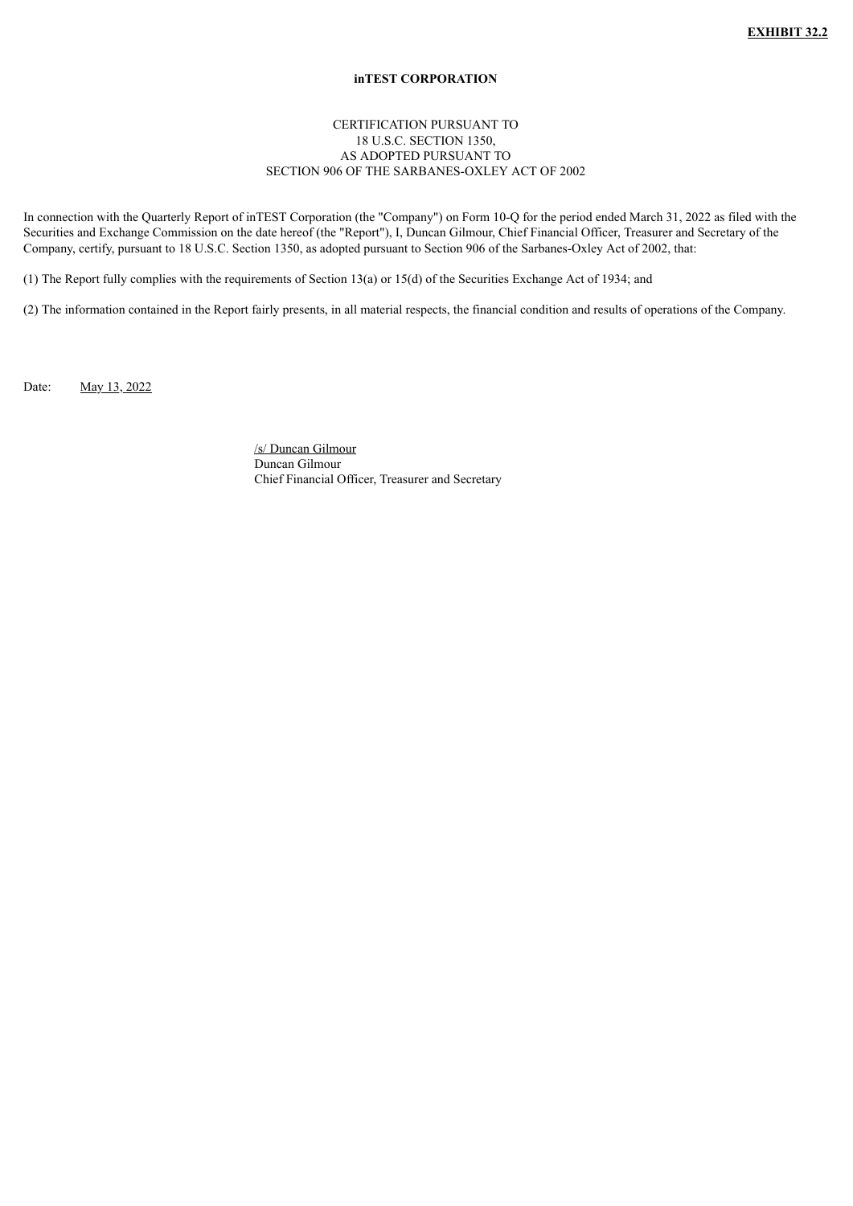**EXHIBIT 32.2**

**inTEST CORPORATION**

CERTIFICATION PURSUANT TO
18 U.S.C. SECTION 1350,
AS ADOPTED PURSUANT TO
SECTION 906 OF THE SARBANES-OXLEY ACT OF 2002

In connection with the Quarterly Report of inTEST Corporation (the "Company") on Form 10-Q for the period ended March 31, 2022 as filed with the Securities and Exchange Commission on the date hereof (the "Report"), I, Duncan Gilmour, Chief Financial Officer, Treasurer and Secretary of the Company, certify, pursuant to 18 U.S.C. Section 1350, as adopted pursuant to Section 906 of the Sarbanes-Oxley Act of 2002, that:

(1) The Report fully complies with the requirements of Section 13(a) or 15(d) of the Securities Exchange Act of 1934; and

(2) The information contained in the Report fairly presents, in all material respects, the financial condition and results of operations of the Company.

Date: May 13, 2022

/s/ Duncan Gilmour
Duncan Gilmour
Chief Financial Officer, Treasurer and Secretary